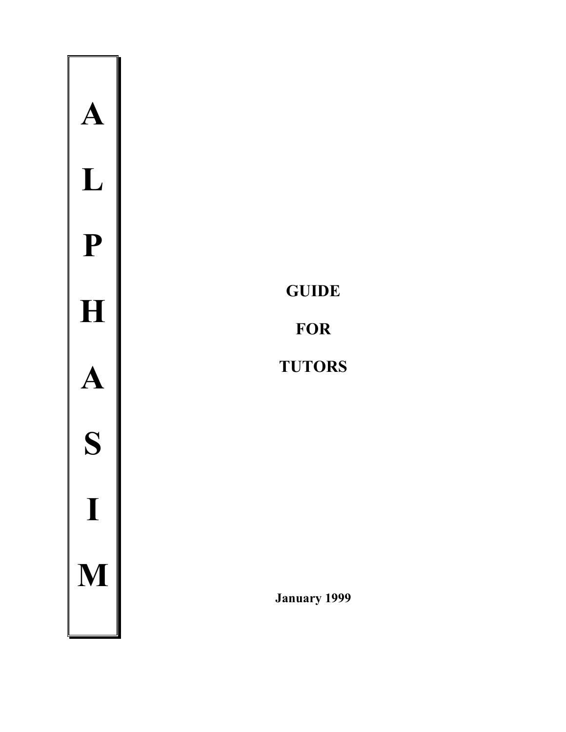# ALPHASIM

## GUIDE FOR TUTORS

**January 1999**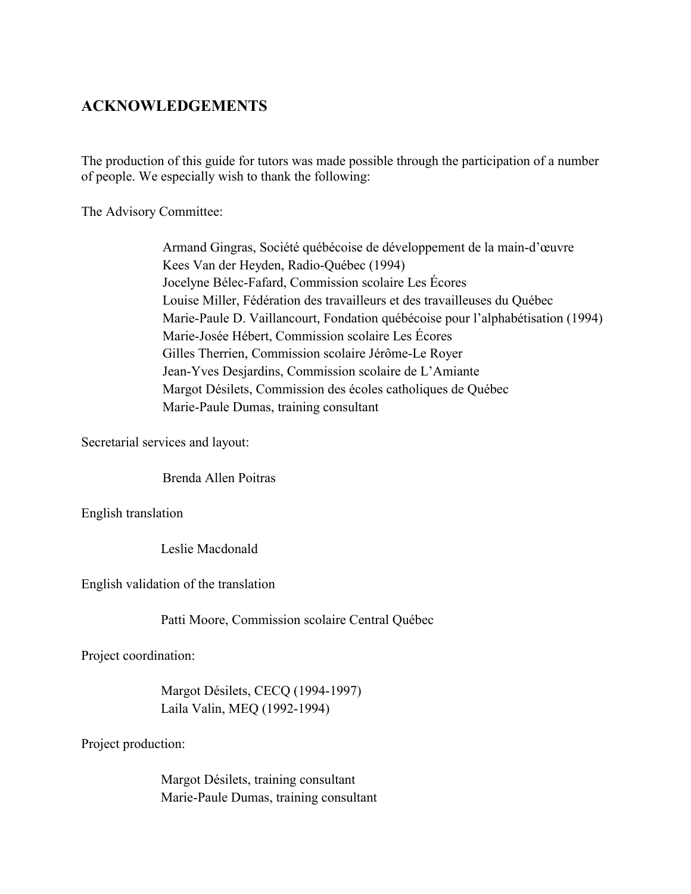## ACKNOWLEDGEMENTS

The production of this guide for tutors was made possible through the participation of a number of people. We especially wish to thank the following:

The Advisory Committee:

> Armand Gingras, Société québécoise de développement de la main-d'œuvre
> Kees Van der Heyden, Radio-Québec (1994)
> Jocelyne Bélec-Fafard, Commission scolaire Les Écores
> Louise Miller, Fédération des travailleurs et des travailleuses du Québec
> Marie-Paule D. Vaillancourt, Fondation québécoise pour l'alphabétisation (1994)
> Marie-Josée Hébert, Commission scolaire Les Écores
> Gilles Therrien, Commission scolaire Jérôme-Le Royer
> Jean-Yves Desjardins, Commission scolaire de L'Amiante
> Margot Désilets, Commission des écoles catholiques de Québec
> Marie-Paule Dumas, training consultant

Secretarial services and layout:

> Brenda Allen Poitras

English translation

> Leslie Macdonald

English validation of the translation

> Patti Moore, Commission scolaire Central Québec

Project coordination:

> Margot Désilets, CECQ (1994-1997)
> Laila Valin, MEQ (1992-1994)

Project production:

> Margot Désilets, training consultant
> Marie-Paule Dumas, training consultant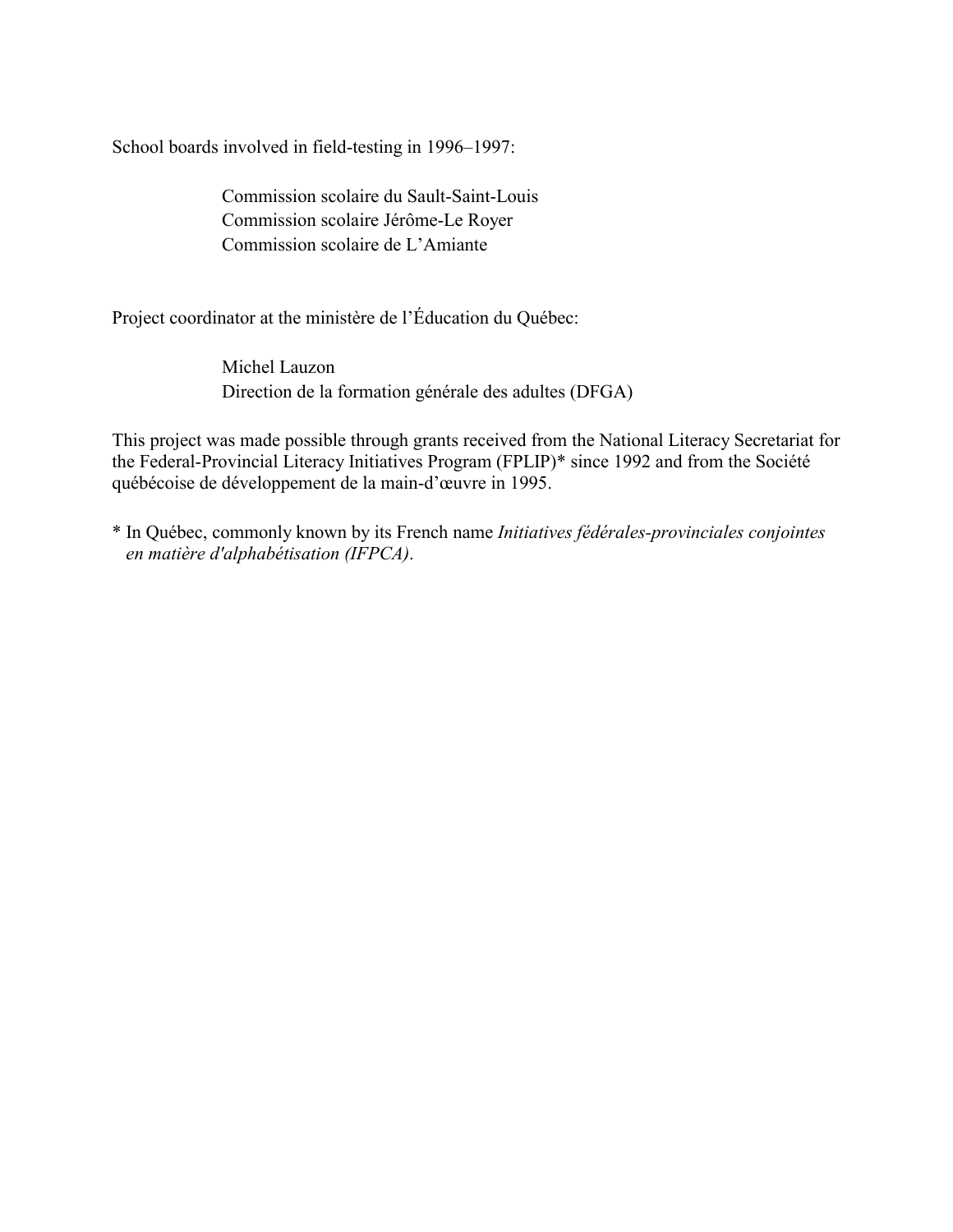School boards involved in field-testing in 1996–1997:

Commission scolaire du Sault-Saint-Louis
Commission scolaire Jérôme-Le Royer
Commission scolaire de L'Amiante

Project coordinator at the ministère de l'Éducation du Québec:

Michel Lauzon
Direction de la formation générale des adultes (DFGA)

This project was made possible through grants received from the National Literacy Secretariat for the Federal-Provincial Literacy Initiatives Program (FPLIP)* since 1992 and from the Société québécoise de développement de la main-d'œuvre in 1995.

\* In Québec, commonly known by its French name *Initiatives fédérales-provinciales conjointes en matière d'alphabétisation (IFPCA)*.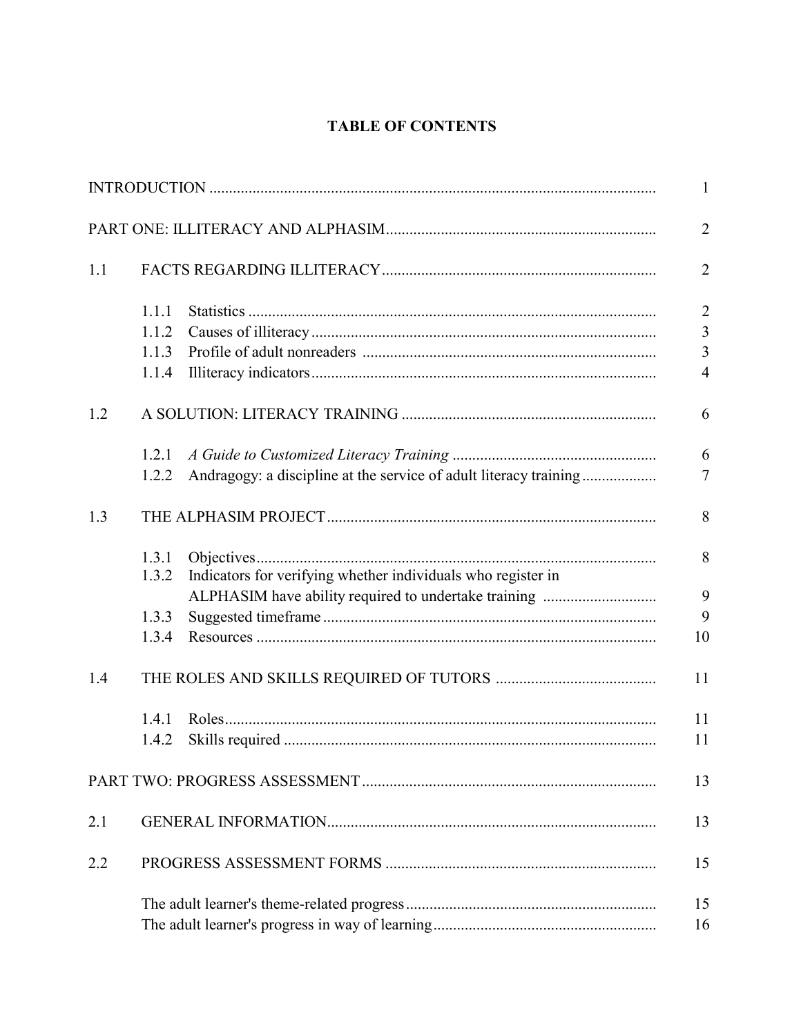# TABLE OF CONTENTS

| | | |
|---|---|---|
| INTRODUCTION | | 1 |
| PART ONE: ILLITERACY AND ALPHASIM | | 2 |
| 1.1 | FACTS REGARDING ILLITERACY | 2 |
| | 1.1.1 Statistics | 2 |
| | 1.1.2 Causes of illiteracy | 3 |
| | 1.1.3 Profile of adult nonreaders | 3 |
| | 1.1.4 Illiteracy indicators | 4 |
| 1.2 | A SOLUTION: LITERACY TRAINING | 6 |
| | 1.2.1 *A Guide to Customized Literacy Training* | 6 |
| | 1.2.2 Andragogy: a discipline at the service of adult literacy training | 7 |
| 1.3 | THE ALPHASIM PROJECT | 8 |
| | 1.3.1 Objectives | 8 |
| | 1.3.2 Indicators for verifying whether individuals who register in ALPHASIM have ability required to undertake training | 9 |
| | 1.3.3 Suggested timeframe | 9 |
| | 1.3.4 Resources | 10 |
| 1.4 | THE ROLES AND SKILLS REQUIRED OF TUTORS | 11 |
| | 1.4.1 Roles | 11 |
| | 1.4.2 Skills required | 11 |
| PART TWO: PROGRESS ASSESSMENT | | 13 |
| 2.1 | GENERAL INFORMATION | 13 |
| 2.2 | PROGRESS ASSESSMENT FORMS | 15 |
| | The adult learner's theme-related progress | 15 |
| | The adult learner's progress in way of learning | 16 |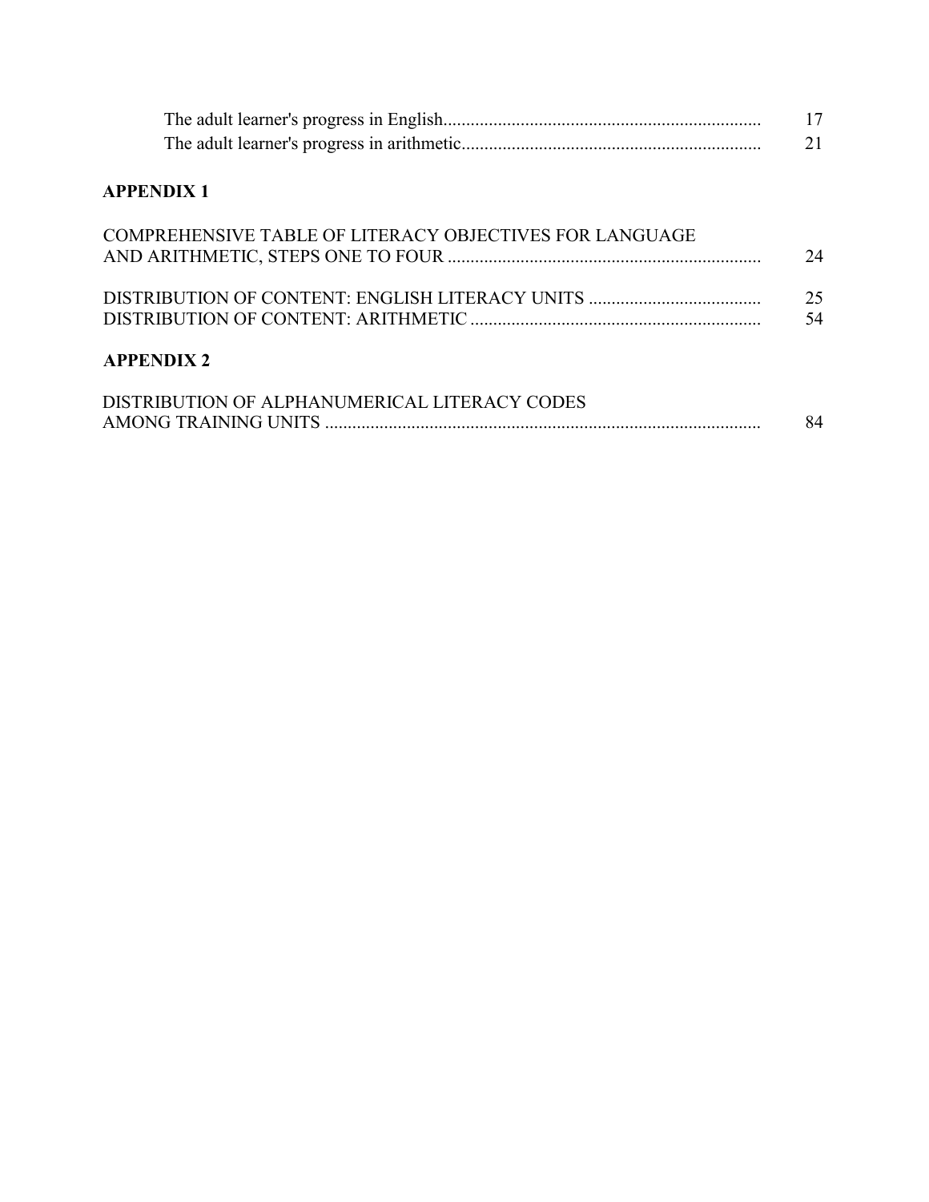The adult learner's progress in English ..................................................................... 17
The adult learner's progress in arithmetic ................................................................. 21

**APPENDIX 1**

COMPREHENSIVE TABLE OF LITERACY OBJECTIVES FOR LANGUAGE AND ARITHMETIC, STEPS ONE TO FOUR .................................................................... 24

DISTRIBUTION OF CONTENT: ENGLISH LITERACY UNITS ...................................... 25
DISTRIBUTION OF CONTENT: ARITHMETIC ............................................................... 54

**APPENDIX 2**

DISTRIBUTION OF ALPHANUMERICAL LITERACY CODES AMONG TRAINING UNITS ............................................................................................... 84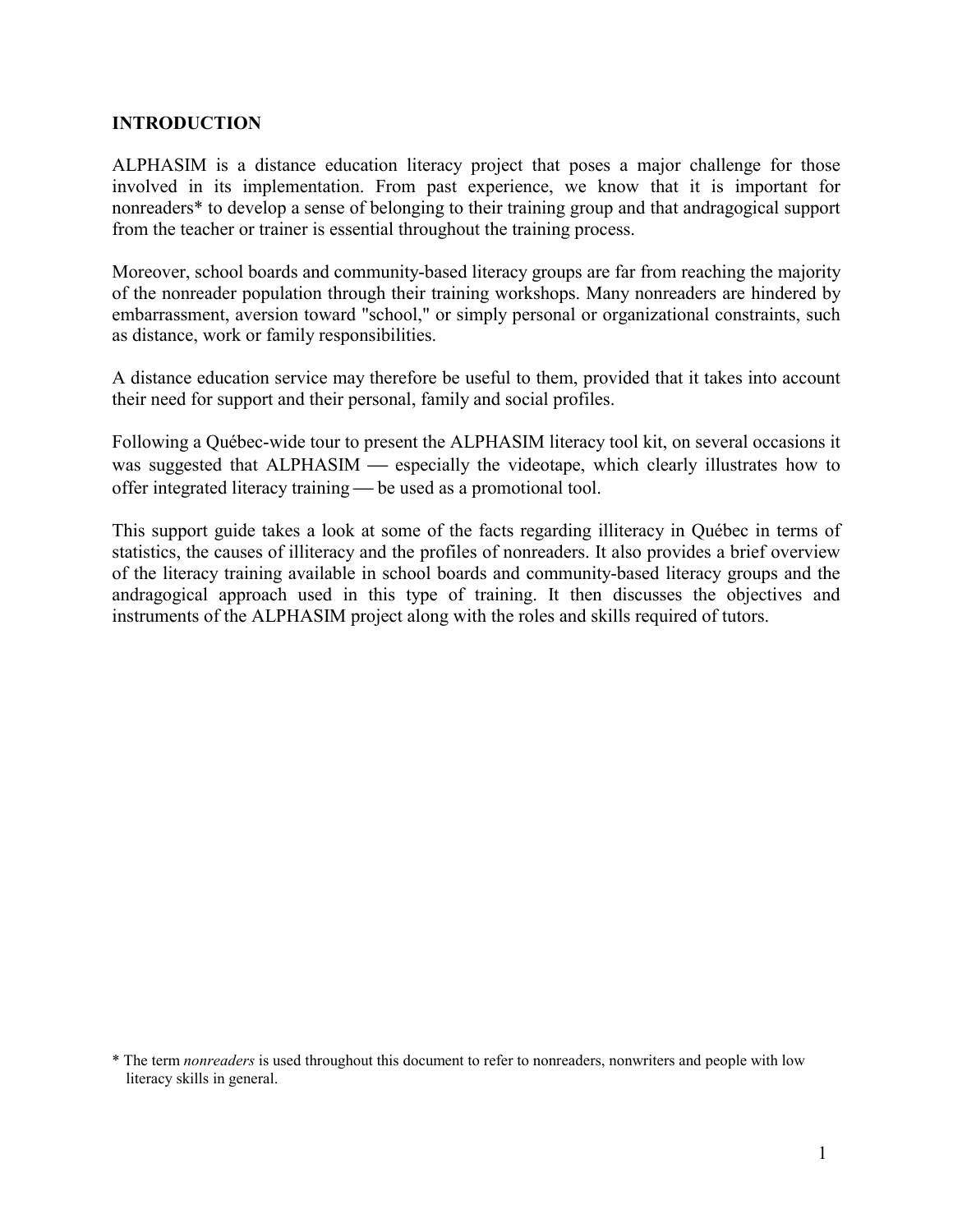## INTRODUCTION

ALPHASIM is a distance education literacy project that poses a major challenge for those involved in its implementation. From past experience, we know that it is important for nonreaders* to develop a sense of belonging to their training group and that andragogical support from the teacher or trainer is essential throughout the training process.

Moreover, school boards and community-based literacy groups are far from reaching the majority of the nonreader population through their training workshops. Many nonreaders are hindered by embarrassment, aversion toward "school," or simply personal or organizational constraints, such as distance, work or family responsibilities.

A distance education service may therefore be useful to them, provided that it takes into account their need for support and their personal, family and social profiles.

Following a Québec-wide tour to present the ALPHASIM literacy tool kit, on several occasions it was suggested that ALPHASIM — especially the videotape, which clearly illustrates how to offer integrated literacy training — be used as a promotional tool.

This support guide takes a look at some of the facts regarding illiteracy in Québec in terms of statistics, the causes of illiteracy and the profiles of nonreaders. It also provides a brief overview of the literacy training available in school boards and community-based literacy groups and the andragogical approach used in this type of training. It then discusses the objectives and instruments of the ALPHASIM project along with the roles and skills required of tutors.

* The term *nonreaders* is used throughout this document to refer to nonreaders, nonwriters and people with low literacy skills in general.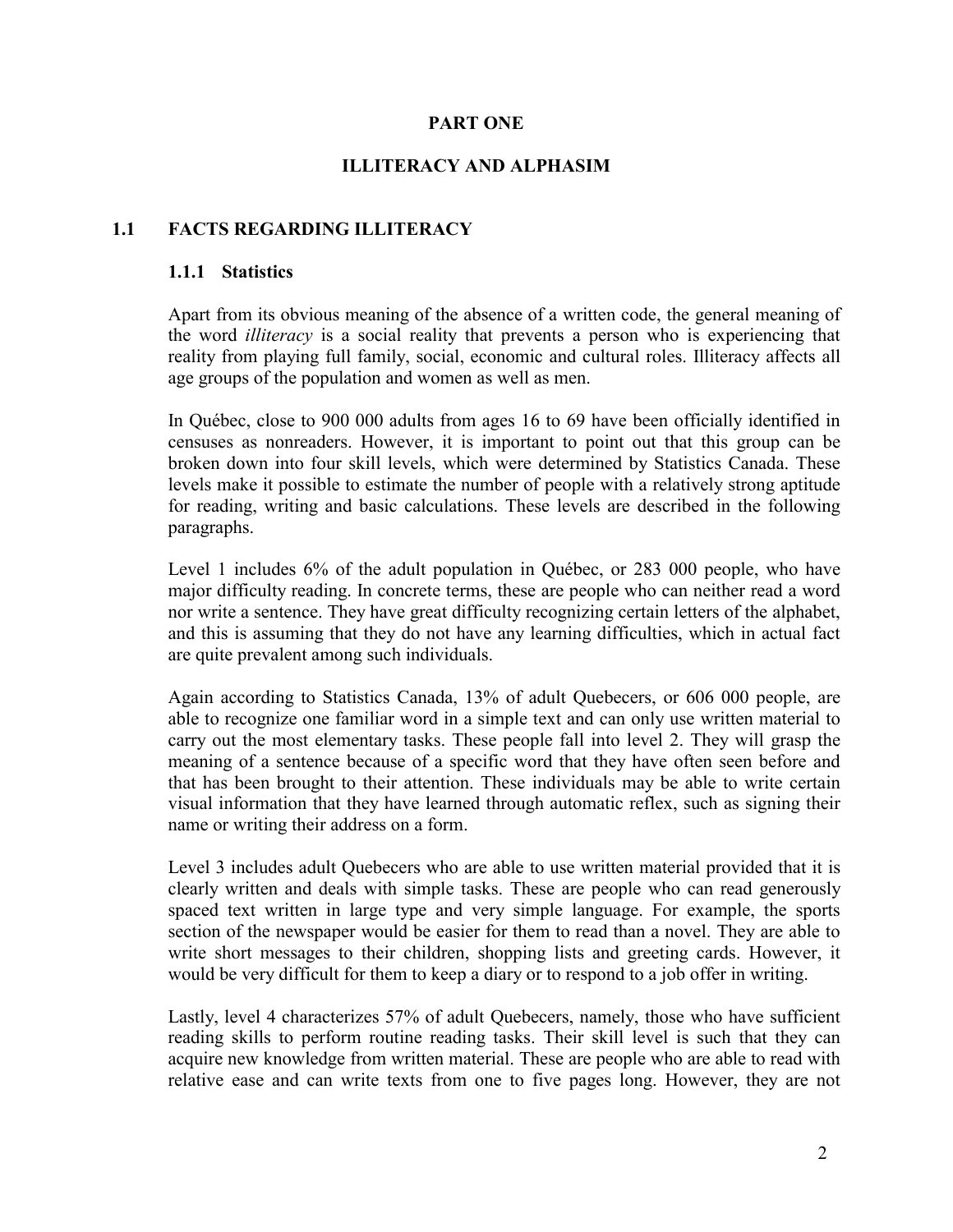# PART ONE

# ILLITERACY AND ALPHASIM

## 1.1 FACTS REGARDING ILLITERACY

### 1.1.1 Statistics

Apart from its obvious meaning of the absence of a written code, the general meaning of the word *illiteracy* is a social reality that prevents a person who is experiencing that reality from playing full family, social, economic and cultural roles. Illiteracy affects all age groups of the population and women as well as men.

In Québec, close to 900 000 adults from ages 16 to 69 have been officially identified in censuses as nonreaders. However, it is important to point out that this group can be broken down into four skill levels, which were determined by Statistics Canada. These levels make it possible to estimate the number of people with a relatively strong aptitude for reading, writing and basic calculations. These levels are described in the following paragraphs.

Level 1 includes 6% of the adult population in Québec, or 283 000 people, who have major difficulty reading. In concrete terms, these are people who can neither read a word nor write a sentence. They have great difficulty recognizing certain letters of the alphabet, and this is assuming that they do not have any learning difficulties, which in actual fact are quite prevalent among such individuals.

Again according to Statistics Canada, 13% of adult Quebecers, or 606 000 people, are able to recognize one familiar word in a simple text and can only use written material to carry out the most elementary tasks. These people fall into level 2. They will grasp the meaning of a sentence because of a specific word that they have often seen before and that has been brought to their attention. These individuals may be able to write certain visual information that they have learned through automatic reflex, such as signing their name or writing their address on a form.

Level 3 includes adult Quebecers who are able to use written material provided that it is clearly written and deals with simple tasks. These are people who can read generously spaced text written in large type and very simple language. For example, the sports section of the newspaper would be easier for them to read than a novel. They are able to write short messages to their children, shopping lists and greeting cards. However, it would be very difficult for them to keep a diary or to respond to a job offer in writing.

Lastly, level 4 characterizes 57% of adult Quebecers, namely, those who have sufficient reading skills to perform routine reading tasks. Their skill level is such that they can acquire new knowledge from written material. These are people who are able to read with relative ease and can write texts from one to five pages long. However, they are not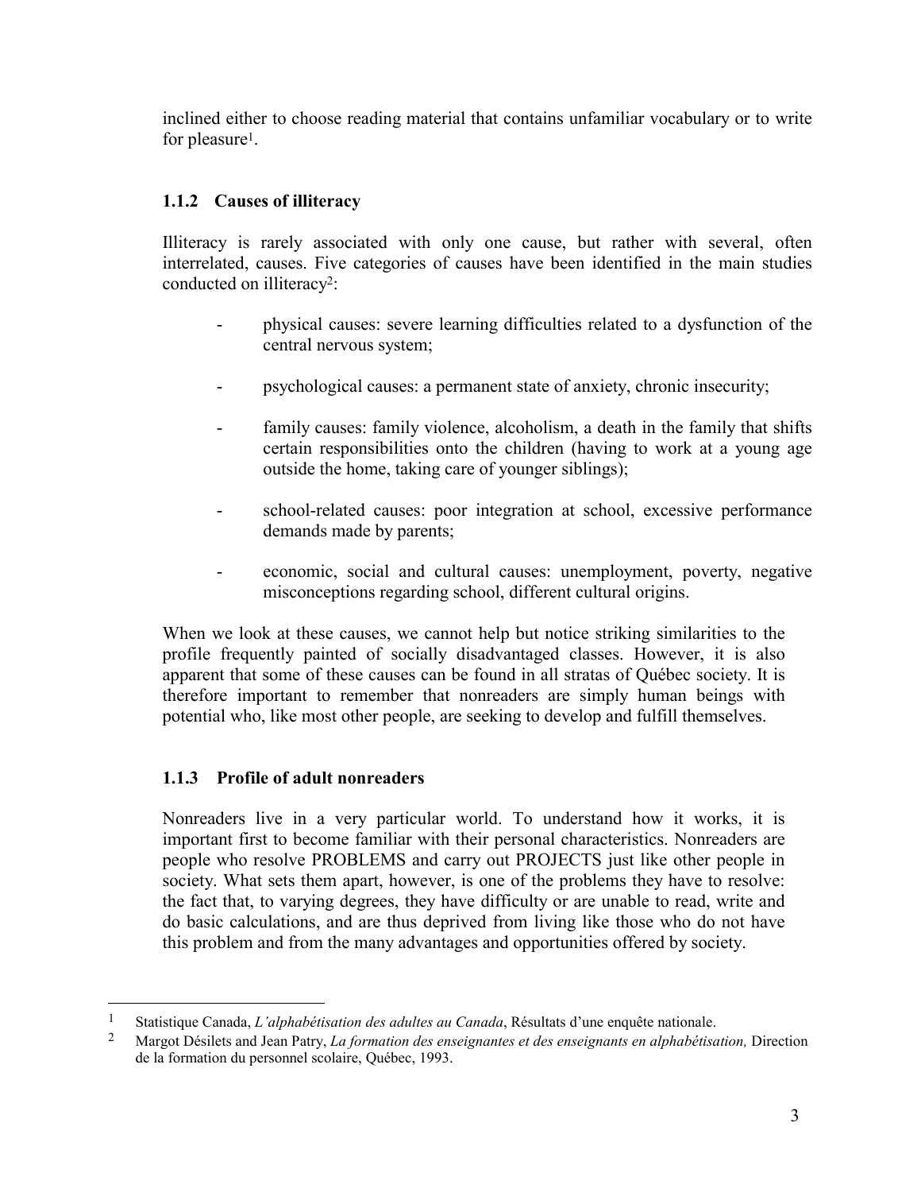inclined either to choose reading material that contains unfamiliar vocabulary or to write for pleasure[1].

### 1.1.2 Causes of illiteracy

Illiteracy is rarely associated with only one cause, but rather with several, often interrelated, causes. Five categories of causes have been identified in the main studies conducted on illiteracy[2]:

- physical causes: severe learning difficulties related to a dysfunction of the central nervous system;

- psychological causes: a permanent state of anxiety, chronic insecurity;

- family causes: family violence, alcoholism, a death in the family that shifts certain responsibilities onto the children (having to work at a young age outside the home, taking care of younger siblings);

- school-related causes: poor integration at school, excessive performance demands made by parents;

- economic, social and cultural causes: unemployment, poverty, negative misconceptions regarding school, different cultural origins.

When we look at these causes, we cannot help but notice striking similarities to the profile frequently painted of socially disadvantaged classes. However, it is also apparent that some of these causes can be found in all stratas of Québec society. It is therefore important to remember that nonreaders are simply human beings with potential who, like most other people, are seeking to develop and fulfill themselves.

### 1.1.3 Profile of adult nonreaders

Nonreaders live in a very particular world. To understand how it works, it is important first to become familiar with their personal characteristics. Nonreaders are people who resolve PROBLEMS and carry out PROJECTS just like other people in society. What sets them apart, however, is one of the problems they have to resolve: the fact that, to varying degrees, they have difficulty or are unable to read, write and do basic calculations, and are thus deprived from living like those who do not have this problem and from the many advantages and opportunities offered by society.

---

[1] Statistique Canada, *L'alphabétisation des adultes au Canada*, Résultats d'une enquête nationale.

[2] Margot Désilets and Jean Patry, *La formation des enseignantes et des enseignants en alphabétisation,* Direction de la formation du personnel scolaire, Québec, 1993.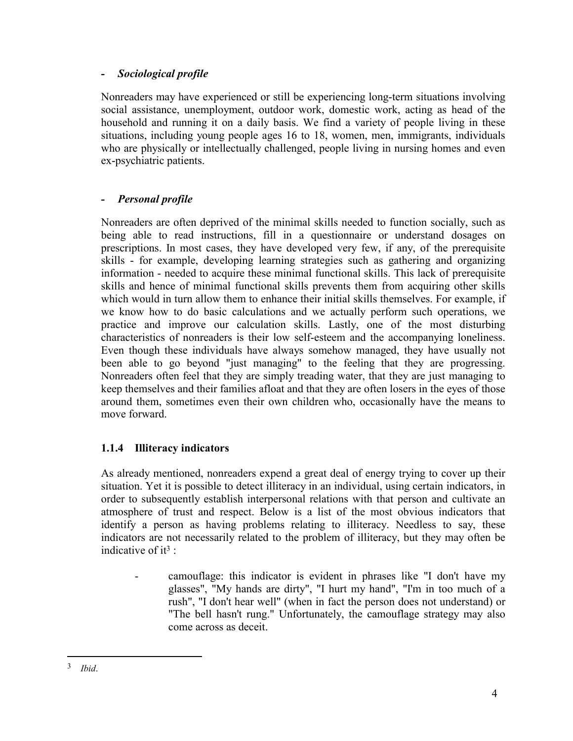- ***Sociological profile***

Nonreaders may have experienced or still be experiencing long-term situations involving social assistance, unemployment, outdoor work, domestic work, acting as head of the household and running it on a daily basis. We find a variety of people living in these situations, including young people ages 16 to 18, women, men, immigrants, individuals who are physically or intellectually challenged, people living in nursing homes and even ex-psychiatric patients.

- ***Personal profile***

Nonreaders are often deprived of the minimal skills needed to function socially, such as being able to read instructions, fill in a questionnaire or understand dosages on prescriptions. In most cases, they have developed very few, if any, of the prerequisite skills - for example, developing learning strategies such as gathering and organizing information - needed to acquire these minimal functional skills. This lack of prerequisite skills and hence of minimal functional skills prevents them from acquiring other skills which would in turn allow them to enhance their initial skills themselves. For example, if we know how to do basic calculations and we actually perform such operations, we practice and improve our calculation skills. Lastly, one of the most disturbing characteristics of nonreaders is their low self-esteem and the accompanying loneliness. Even though these individuals have always somehow managed, they have usually not been able to go beyond "just managing" to the feeling that they are progressing. Nonreaders often feel that they are simply treading water, that they are just managing to keep themselves and their families afloat and that they are often losers in the eyes of those around them, sometimes even their own children who, occasionally have the means to move forward.

### 1.1.4 Illiteracy indicators

As already mentioned, nonreaders expend a great deal of energy trying to cover up their situation. Yet it is possible to detect illiteracy in an individual, using certain indicators, in order to subsequently establish interpersonal relations with that person and cultivate an atmosphere of trust and respect. Below is a list of the most obvious indicators that identify a person as having problems relating to illiteracy. Needless to say, these indicators are not necessarily related to the problem of illiteracy, but they may often be indicative of it[3] :

- camouflage: this indicator is evident in phrases like "I don't have my glasses", "My hands are dirty", "I hurt my hand", "I'm in too much of a rush", "I don't hear well" (when in fact the person does not understand) or "The bell hasn't rung." Unfortunately, the camouflage strategy may also come across as deceit.

---

[3] *Ibid*.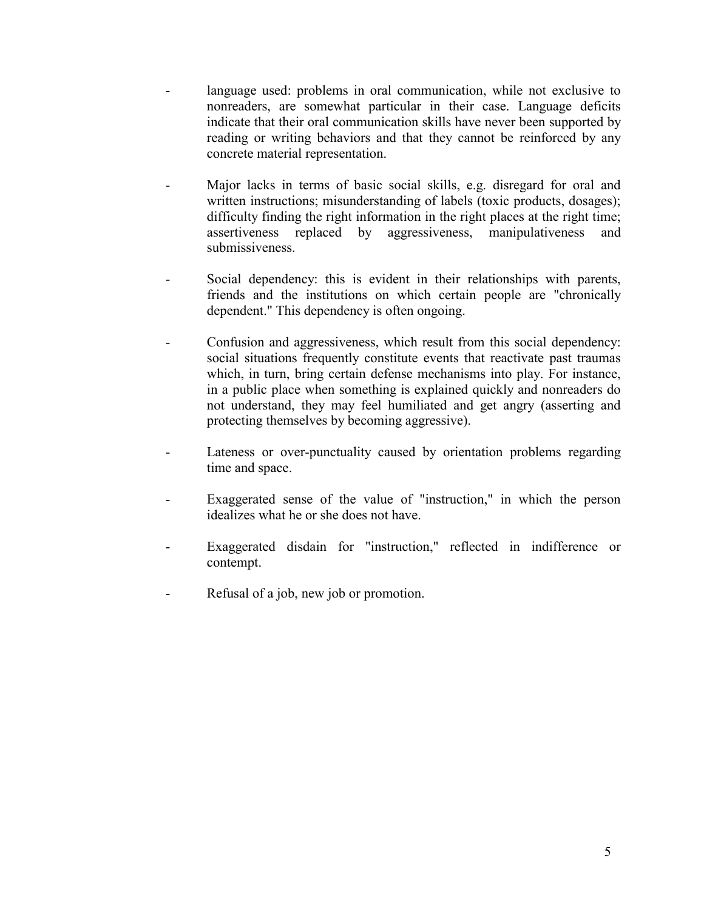- language used: problems in oral communication, while not exclusive to nonreaders, are somewhat particular in their case. Language deficits indicate that their oral communication skills have never been supported by reading or writing behaviors and that they cannot be reinforced by any concrete material representation.

- Major lacks in terms of basic social skills, e.g. disregard for oral and written instructions; misunderstanding of labels (toxic products, dosages); difficulty finding the right information in the right places at the right time; assertiveness replaced by aggressiveness, manipulativeness and submissiveness.

- Social dependency: this is evident in their relationships with parents, friends and the institutions on which certain people are "chronically dependent." This dependency is often ongoing.

- Confusion and aggressiveness, which result from this social dependency: social situations frequently constitute events that reactivate past traumas which, in turn, bring certain defense mechanisms into play. For instance, in a public place when something is explained quickly and nonreaders do not understand, they may feel humiliated and get angry (asserting and protecting themselves by becoming aggressive).

- Lateness or over-punctuality caused by orientation problems regarding time and space.

- Exaggerated sense of the value of "instruction," in which the person idealizes what he or she does not have.

- Exaggerated disdain for "instruction," reflected in indifference or contempt.

- Refusal of a job, new job or promotion.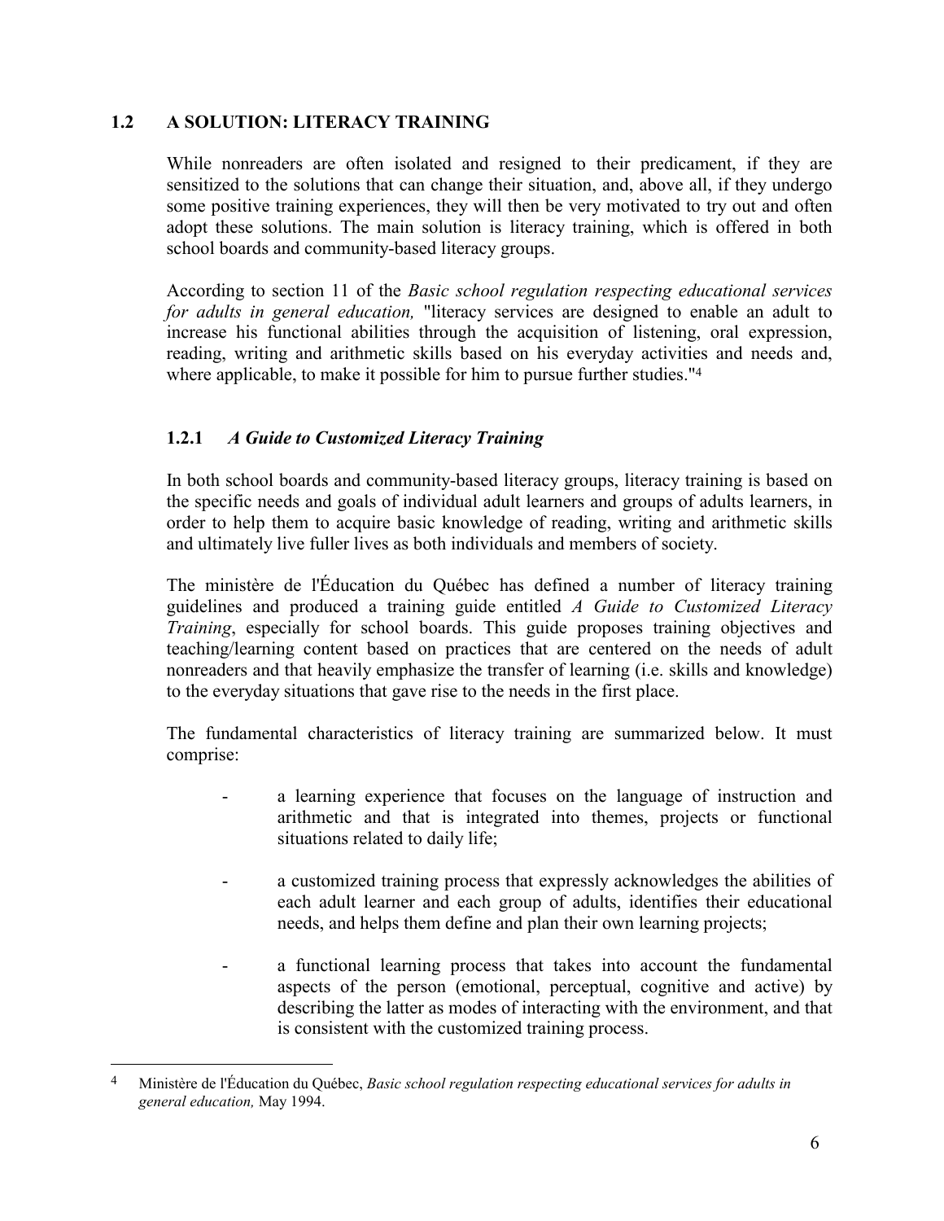## 1.2 A SOLUTION: LITERACY TRAINING

While nonreaders are often isolated and resigned to their predicament, if they are sensitized to the solutions that can change their situation, and, above all, if they undergo some positive training experiences, they will then be very motivated to try out and often adopt these solutions. The main solution is literacy training, which is offered in both school boards and community-based literacy groups.

According to section 11 of the *Basic school regulation respecting educational services for adults in general education,* "literacy services are designed to enable an adult to increase his functional abilities through the acquisition of listening, oral expression, reading, writing and arithmetic skills based on his everyday activities and needs and, where applicable, to make it possible for him to pursue further studies."[4]

### 1.2.1 *A Guide to Customized Literacy Training*

In both school boards and community-based literacy groups, literacy training is based on the specific needs and goals of individual adult learners and groups of adults learners, in order to help them to acquire basic knowledge of reading, writing and arithmetic skills and ultimately live fuller lives as both individuals and members of society.

The ministère de l'Éducation du Québec has defined a number of literacy training guidelines and produced a training guide entitled *A Guide to Customized Literacy Training*, especially for school boards. This guide proposes training objectives and teaching/learning content based on practices that are centered on the needs of adult nonreaders and that heavily emphasize the transfer of learning (i.e. skills and knowledge) to the everyday situations that gave rise to the needs in the first place.

The fundamental characteristics of literacy training are summarized below. It must comprise:

- a learning experience that focuses on the language of instruction and arithmetic and that is integrated into themes, projects or functional situations related to daily life;
- a customized training process that expressly acknowledges the abilities of each adult learner and each group of adults, identifies their educational needs, and helps them define and plan their own learning projects;
- a functional learning process that takes into account the fundamental aspects of the person (emotional, perceptual, cognitive and active) by describing the latter as modes of interacting with the environment, and that is consistent with the customized training process.

---

[4] Ministère de l'Éducation du Québec, *Basic school regulation respecting educational services for adults in general education,* May 1994.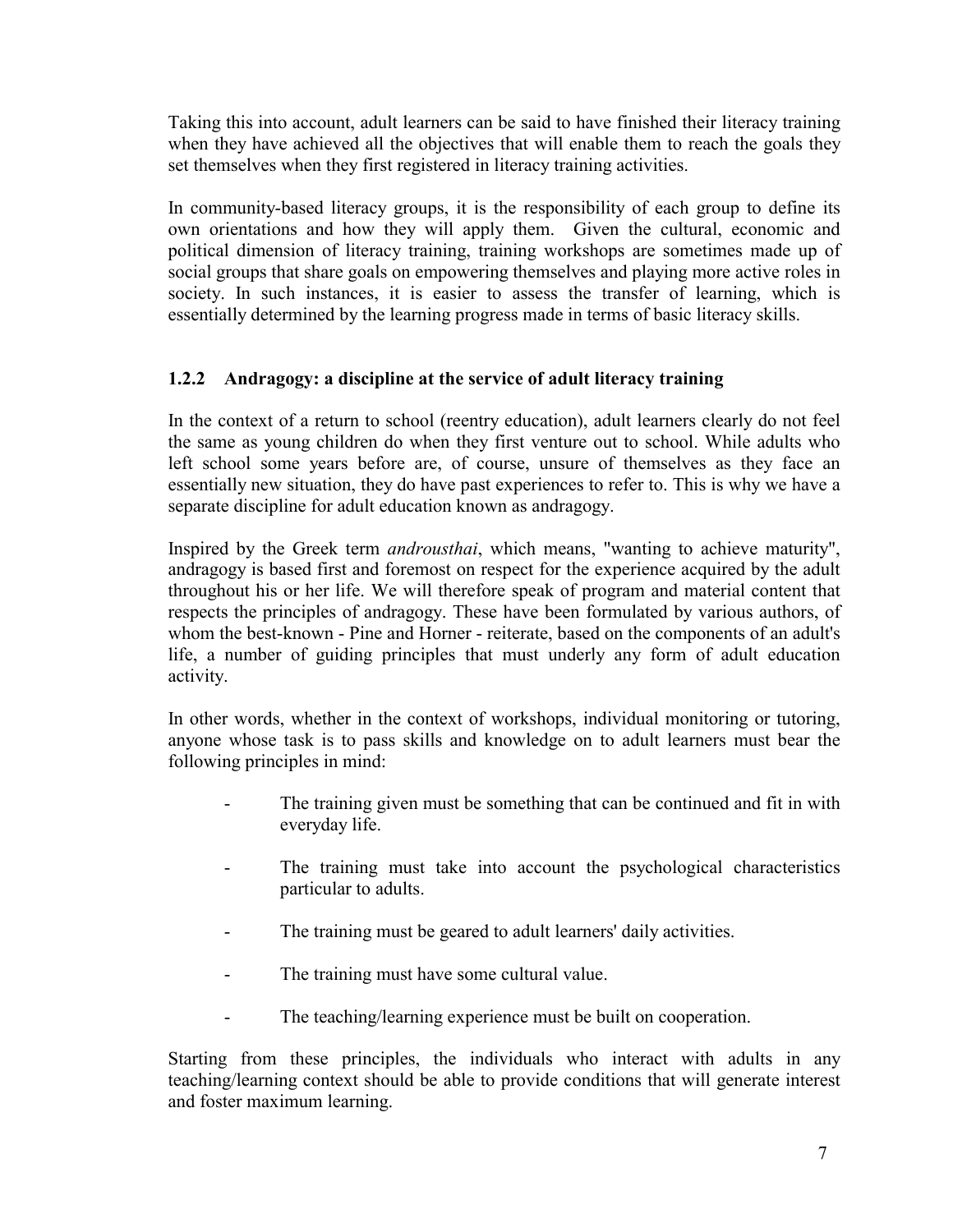Taking this into account, adult learners can be said to have finished their literacy training when they have achieved all the objectives that will enable them to reach the goals they set themselves when they first registered in literacy training activities.

In community-based literacy groups, it is the responsibility of each group to define its own orientations and how they will apply them. Given the cultural, economic and political dimension of literacy training, training workshops are sometimes made up of social groups that share goals on empowering themselves and playing more active roles in society. In such instances, it is easier to assess the transfer of learning, which is essentially determined by the learning progress made in terms of basic literacy skills.

### 1.2.2 Andragogy: a discipline at the service of adult literacy training

In the context of a return to school (reentry education), adult learners clearly do not feel the same as young children do when they first venture out to school. While adults who left school some years before are, of course, unsure of themselves as they face an essentially new situation, they do have past experiences to refer to. This is why we have a separate discipline for adult education known as andragogy.

Inspired by the Greek term *androusthai*, which means, "wanting to achieve maturity", andragogy is based first and foremost on respect for the experience acquired by the adult throughout his or her life. We will therefore speak of program and material content that respects the principles of andragogy. These have been formulated by various authors, of whom the best-known - Pine and Horner - reiterate, based on the components of an adult's life, a number of guiding principles that must underly any form of adult education activity.

In other words, whether in the context of workshops, individual monitoring or tutoring, anyone whose task is to pass skills and knowledge on to adult learners must bear the following principles in mind:

- The training given must be something that can be continued and fit in with everyday life.
- The training must take into account the psychological characteristics particular to adults.
- The training must be geared to adult learners' daily activities.
- The training must have some cultural value.
- The teaching/learning experience must be built on cooperation.

Starting from these principles, the individuals who interact with adults in any teaching/learning context should be able to provide conditions that will generate interest and foster maximum learning.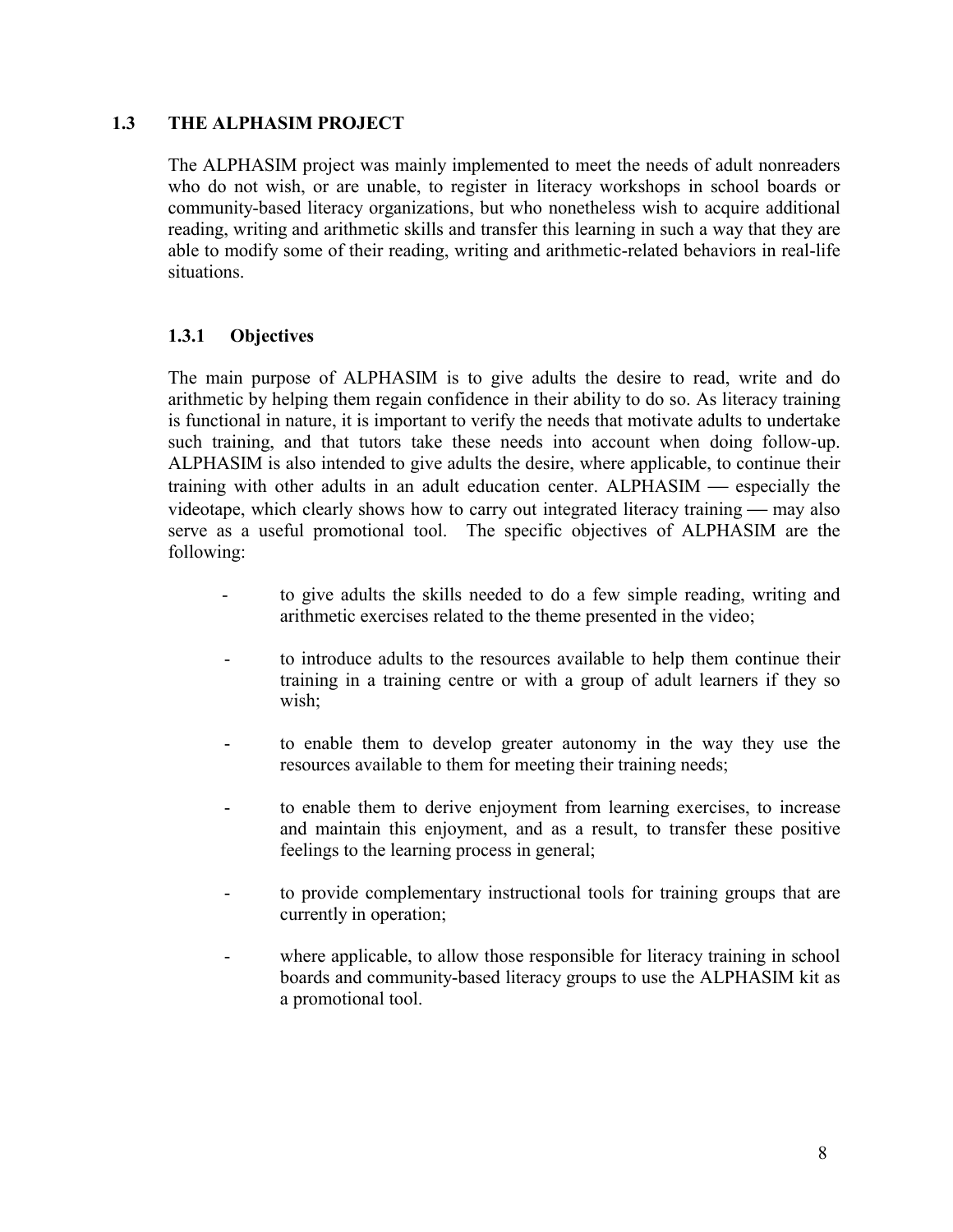## 1.3 THE ALPHASIM PROJECT

The ALPHASIM project was mainly implemented to meet the needs of adult nonreaders who do not wish, or are unable, to register in literacy workshops in school boards or community-based literacy organizations, but who nonetheless wish to acquire additional reading, writing and arithmetic skills and transfer this learning in such a way that they are able to modify some of their reading, writing and arithmetic-related behaviors in real-life situations.

### 1.3.1 Objectives

The main purpose of ALPHASIM is to give adults the desire to read, write and do arithmetic by helping them regain confidence in their ability to do so. As literacy training is functional in nature, it is important to verify the needs that motivate adults to undertake such training, and that tutors take these needs into account when doing follow-up. ALPHASIM is also intended to give adults the desire, where applicable, to continue their training with other adults in an adult education center. ALPHASIM — especially the videotape, which clearly shows how to carry out integrated literacy training — may also serve as a useful promotional tool. The specific objectives of ALPHASIM are the following:

- to give adults the skills needed to do a few simple reading, writing and arithmetic exercises related to the theme presented in the video;
- to introduce adults to the resources available to help them continue their training in a training centre or with a group of adult learners if they so wish;
- to enable them to develop greater autonomy in the way they use the resources available to them for meeting their training needs;
- to enable them to derive enjoyment from learning exercises, to increase and maintain this enjoyment, and as a result, to transfer these positive feelings to the learning process in general;
- to provide complementary instructional tools for training groups that are currently in operation;
- where applicable, to allow those responsible for literacy training in school boards and community-based literacy groups to use the ALPHASIM kit as a promotional tool.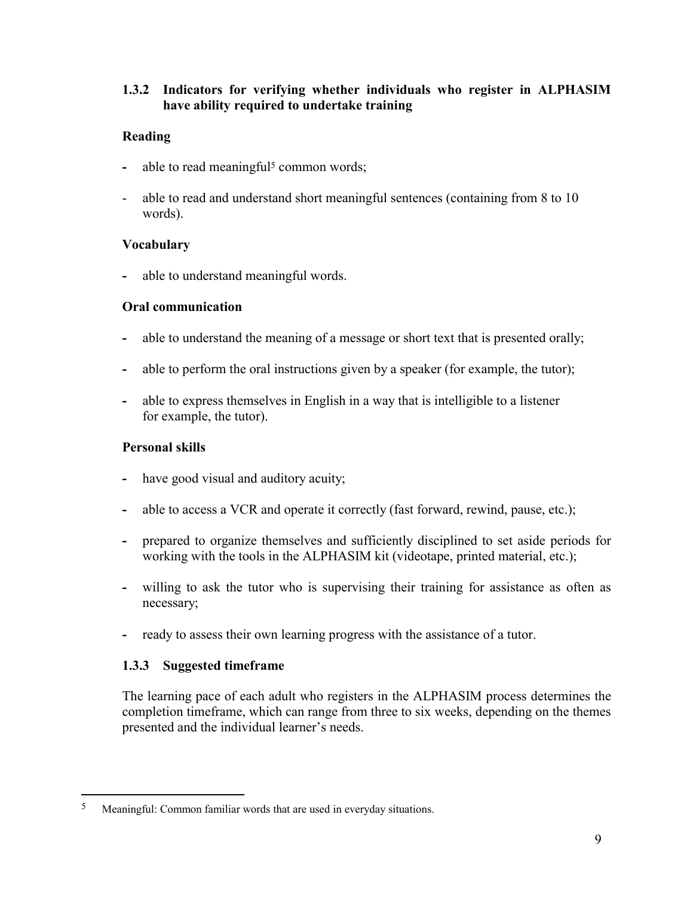### 1.3.2 Indicators for verifying whether individuals who register in ALPHASIM have ability required to undertake training

**Reading**

- able to read meaningful[5] common words;
- able to read and understand short meaningful sentences (containing from 8 to 10 words).

**Vocabulary**

- able to understand meaningful words.

**Oral communication**

- able to understand the meaning of a message or short text that is presented orally;
- able to perform the oral instructions given by a speaker (for example, the tutor);
- able to express themselves in English in a way that is intelligible to a listener for example, the tutor).

**Personal skills**

- have good visual and auditory acuity;
- able to access a VCR and operate it correctly (fast forward, rewind, pause, etc.);
- prepared to organize themselves and sufficiently disciplined to set aside periods for working with the tools in the ALPHASIM kit (videotape, printed material, etc.);
- willing to ask the tutor who is supervising their training for assistance as often as necessary;
- ready to assess their own learning progress with the assistance of a tutor.

### 1.3.3 Suggested timeframe

The learning pace of each adult who registers in the ALPHASIM process determines the completion timeframe, which can range from three to six weeks, depending on the themes presented and the individual learner's needs.

---

[5] Meaningful: Common familiar words that are used in everyday situations.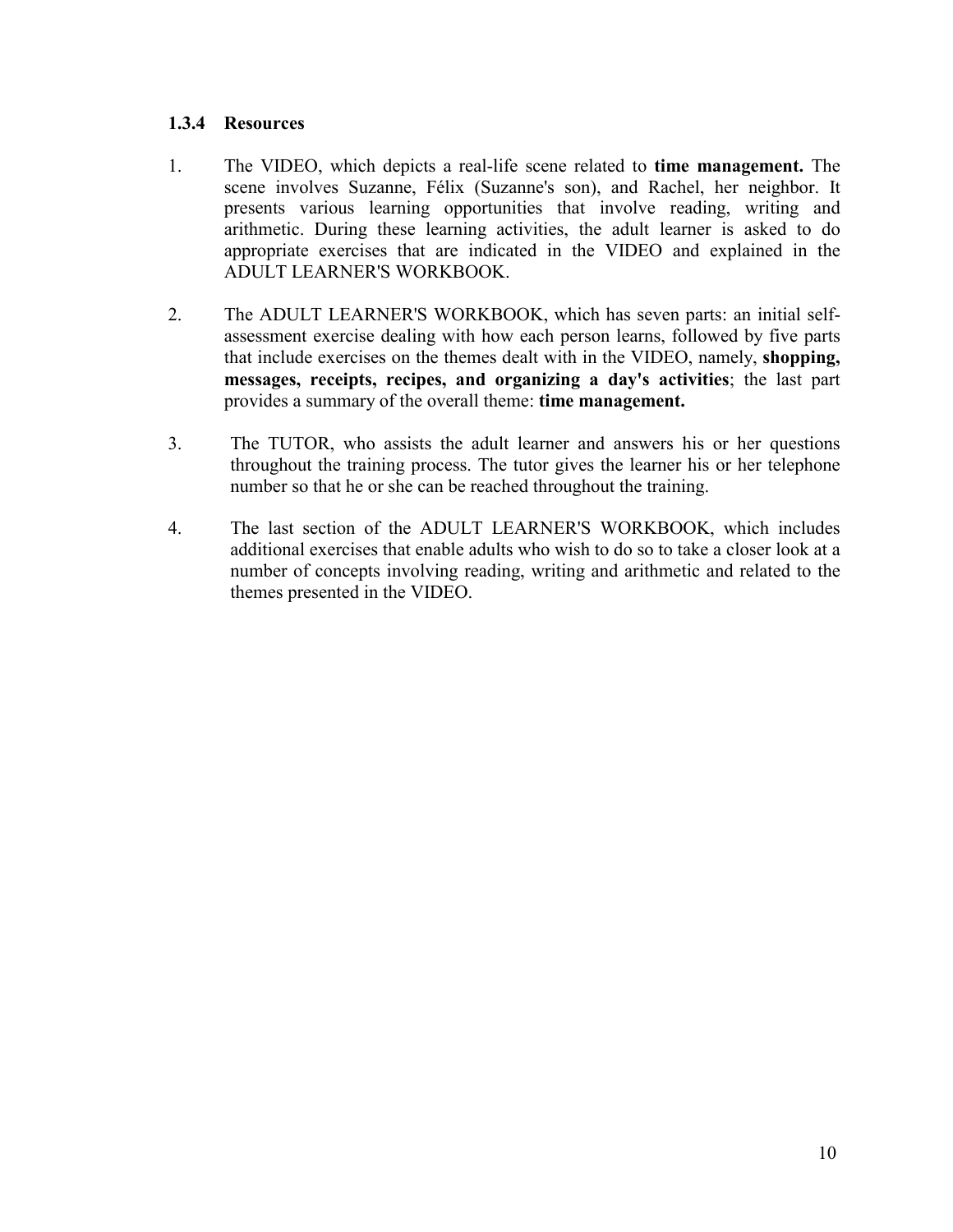### 1.3.4 Resources

1. The VIDEO, which depicts a real-life scene related to **time management.** The scene involves Suzanne, Félix (Suzanne's son), and Rachel, her neighbor. It presents various learning opportunities that involve reading, writing and arithmetic. During these learning activities, the adult learner is asked to do appropriate exercises that are indicated in the VIDEO and explained in the ADULT LEARNER'S WORKBOOK.

2. The ADULT LEARNER'S WORKBOOK, which has seven parts: an initial self-assessment exercise dealing with how each person learns, followed by five parts that include exercises on the themes dealt with in the VIDEO, namely, **shopping, messages, receipts, recipes, and organizing a day's activities**; the last part provides a summary of the overall theme: **time management.**

3. The TUTOR, who assists the adult learner and answers his or her questions throughout the training process. The tutor gives the learner his or her telephone number so that he or she can be reached throughout the training.

4. The last section of the ADULT LEARNER'S WORKBOOK, which includes additional exercises that enable adults who wish to do so to take a closer look at a number of concepts involving reading, writing and arithmetic and related to the themes presented in the VIDEO.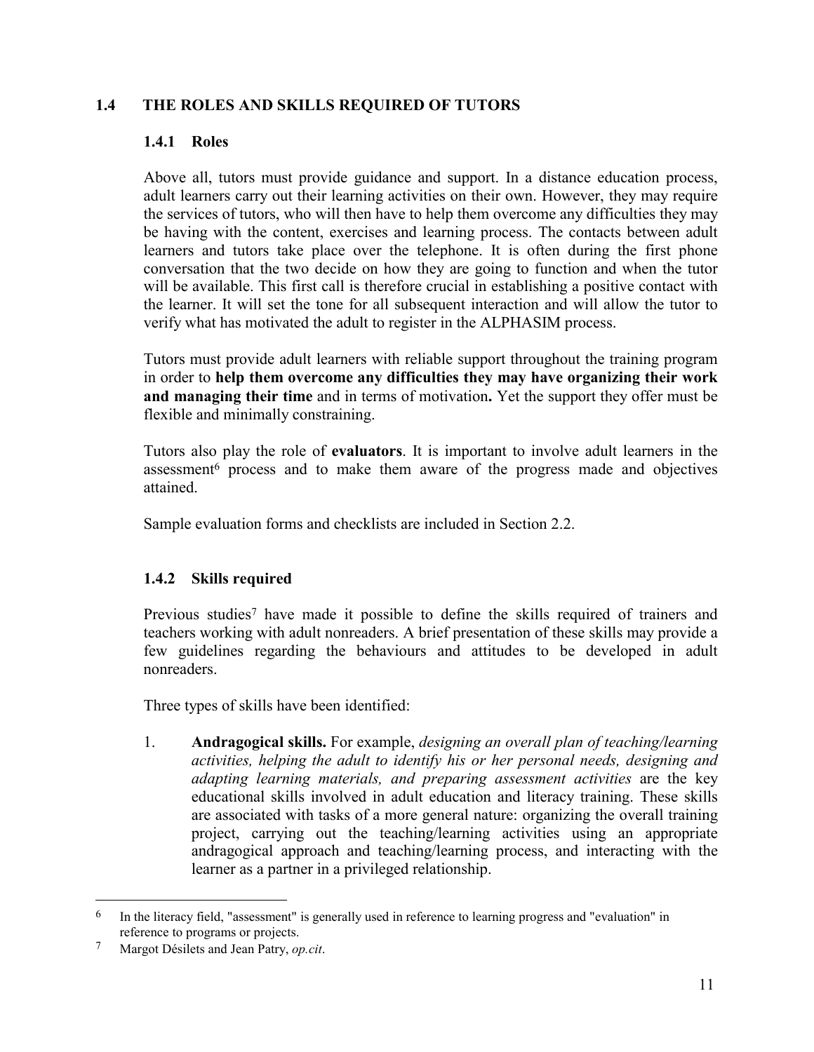## 1.4 THE ROLES AND SKILLS REQUIRED OF TUTORS

### 1.4.1 Roles

Above all, tutors must provide guidance and support. In a distance education process, adult learners carry out their learning activities on their own. However, they may require the services of tutors, who will then have to help them overcome any difficulties they may be having with the content, exercises and learning process. The contacts between adult learners and tutors take place over the telephone. It is often during the first phone conversation that the two decide on how they are going to function and when the tutor will be available. This first call is therefore crucial in establishing a positive contact with the learner. It will set the tone for all subsequent interaction and will allow the tutor to verify what has motivated the adult to register in the ALPHASIM process.

Tutors must provide adult learners with reliable support throughout the training program in order to **help them overcome any difficulties they may have organizing their work and managing their time** and in terms of motivation**.** Yet the support they offer must be flexible and minimally constraining.

Tutors also play the role of **evaluators**. It is important to involve adult learners in the assessment[6] process and to make them aware of the progress made and objectives attained.

Sample evaluation forms and checklists are included in Section 2.2.

### 1.4.2 Skills required

Previous studies[7] have made it possible to define the skills required of trainers and teachers working with adult nonreaders. A brief presentation of these skills may provide a few guidelines regarding the behaviours and attitudes to be developed in adult nonreaders.

Three types of skills have been identified:

1. **Andragogical skills.** For example, *designing an overall plan of teaching/learning activities, helping the adult to identify his or her personal needs, designing and adapting learning materials, and preparing assessment activities* are the key educational skills involved in adult education and literacy training. These skills are associated with tasks of a more general nature: organizing the overall training project, carrying out the teaching/learning activities using an appropriate andragogical approach and teaching/learning process, and interacting with the learner as a partner in a privileged relationship.

---

[6] In the literacy field, "assessment" is generally used in reference to learning progress and "evaluation" in reference to programs or projects.

[7] Margot Désilets and Jean Patry, *op.cit*.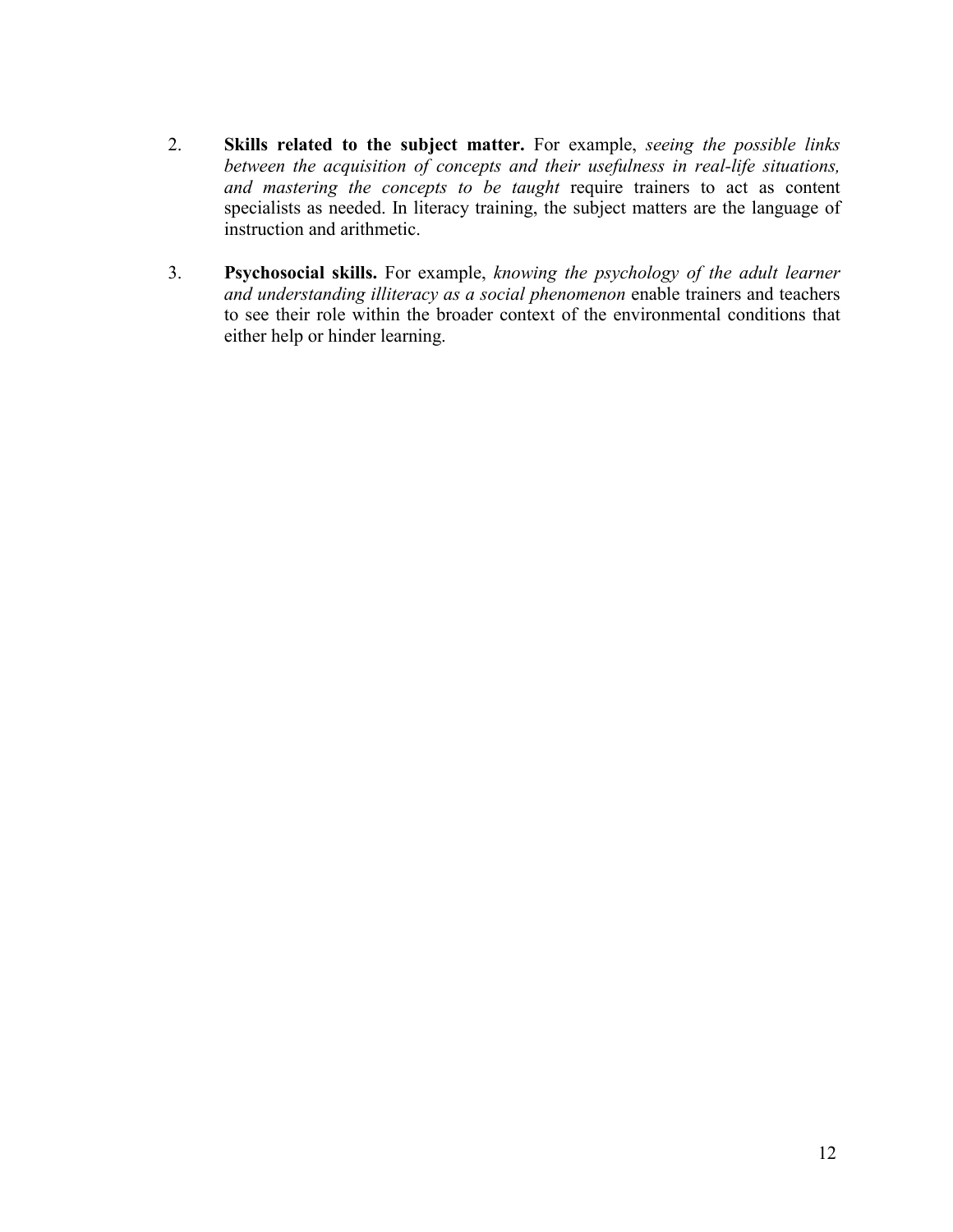2. **Skills related to the subject matter.** For example, *seeing the possible links between the acquisition of concepts and their usefulness in real-life situations, and mastering the concepts to be taught* require trainers to act as content specialists as needed. In literacy training, the subject matters are the language of instruction and arithmetic.

3. **Psychosocial skills.** For example, *knowing the psychology of the adult learner and understanding illiteracy as a social phenomenon* enable trainers and teachers to see their role within the broader context of the environmental conditions that either help or hinder learning.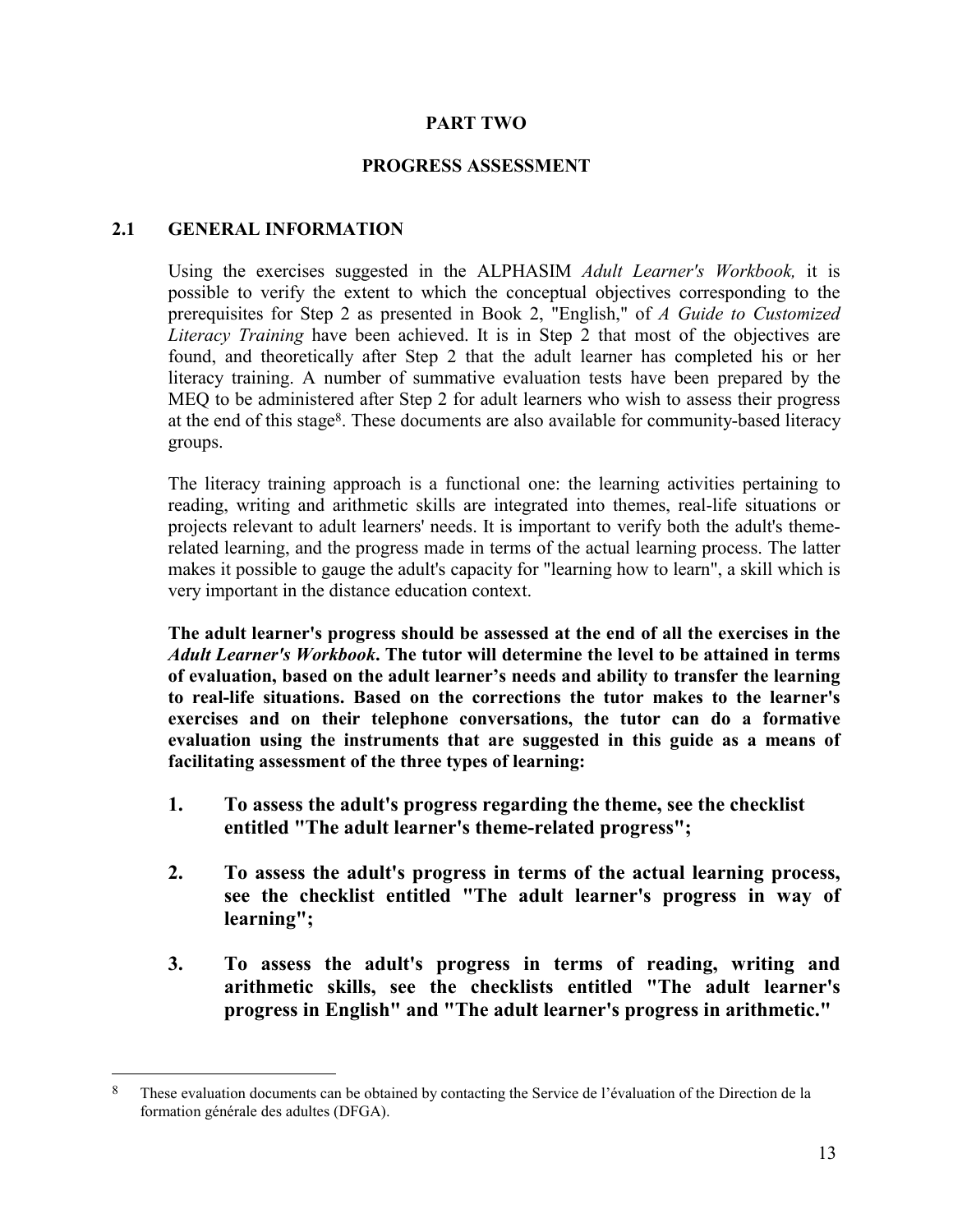# PART TWO

# PROGRESS ASSESSMENT

## 2.1 GENERAL INFORMATION

Using the exercises suggested in the ALPHASIM *Adult Learner's Workbook,* it is possible to verify the extent to which the conceptual objectives corresponding to the prerequisites for Step 2 as presented in Book 2, "English," of *A Guide to Customized Literacy Training* have been achieved. It is in Step 2 that most of the objectives are found, and theoretically after Step 2 that the adult learner has completed his or her literacy training. A number of summative evaluation tests have been prepared by the MEQ to be administered after Step 2 for adult learners who wish to assess their progress at the end of this stage[8]. These documents are also available for community-based literacy groups.

The literacy training approach is a functional one: the learning activities pertaining to reading, writing and arithmetic skills are integrated into themes, real-life situations or projects relevant to adult learners' needs. It is important to verify both the adult's theme-related learning, and the progress made in terms of the actual learning process. The latter makes it possible to gauge the adult's capacity for "learning how to learn", a skill which is very important in the distance education context.

**The adult learner's progress should be assessed at the end of all the exercises in the *Adult Learner's Workbook*. The tutor will determine the level to be attained in terms of evaluation, based on the adult learner's needs and ability to transfer the learning to real-life situations. Based on the corrections the tutor makes to the learner's exercises and on their telephone conversations, the tutor can do a formative evaluation using the instruments that are suggested in this guide as a means of facilitating assessment of the three types of learning:**

1. **To assess the adult's progress regarding the theme, see the checklist entitled "The adult learner's theme-related progress";**

2. **To assess the adult's progress in terms of the actual learning process, see the checklist entitled "The adult learner's progress in way of learning";**

3. **To assess the adult's progress in terms of reading, writing and arithmetic skills, see the checklists entitled "The adult learner's progress in English" and "The adult learner's progress in arithmetic."**

---

[8] These evaluation documents can be obtained by contacting the Service de l'évaluation of the Direction de la formation générale des adultes (DFGA).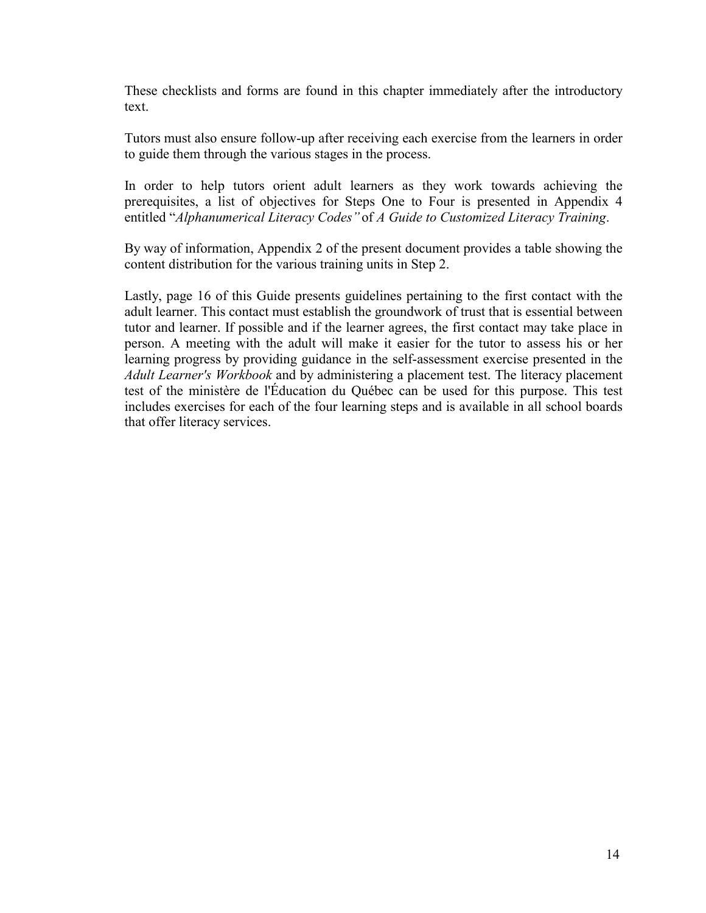These checklists and forms are found in this chapter immediately after the introductory text.

Tutors must also ensure follow-up after receiving each exercise from the learners in order to guide them through the various stages in the process.

In order to help tutors orient adult learners as they work towards achieving the prerequisites, a list of objectives for Steps One to Four is presented in Appendix 4 entitled "*Alphanumerical Literacy Codes"* of *A Guide to Customized Literacy Training*.

By way of information, Appendix 2 of the present document provides a table showing the content distribution for the various training units in Step 2.

Lastly, page 16 of this Guide presents guidelines pertaining to the first contact with the adult learner. This contact must establish the groundwork of trust that is essential between tutor and learner. If possible and if the learner agrees, the first contact may take place in person. A meeting with the adult will make it easier for the tutor to assess his or her learning progress by providing guidance in the self-assessment exercise presented in the *Adult Learner's Workbook* and by administering a placement test. The literacy placement test of the ministère de l'Éducation du Québec can be used for this purpose. This test includes exercises for each of the four learning steps and is available in all school boards that offer literacy services.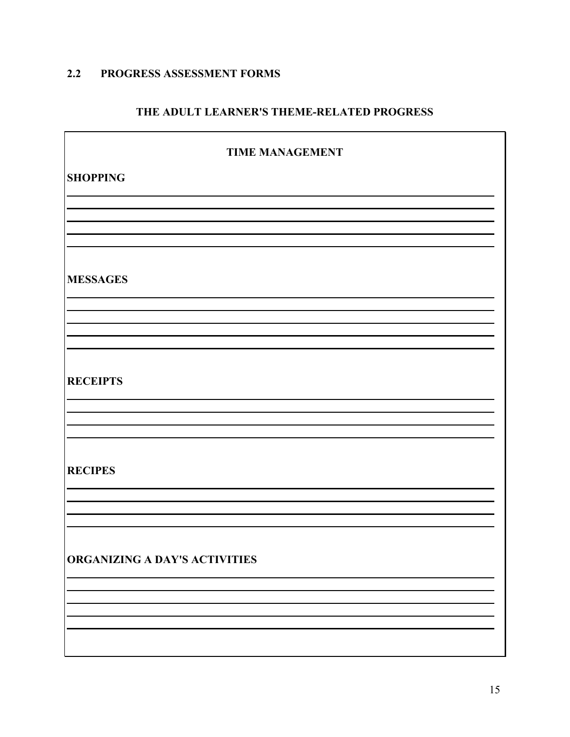## 2.2 PROGRESS ASSESSMENT FORMS

### THE ADULT LEARNER'S THEME-RELATED PROGRESS

**TIME MANAGEMENT**

**SHOPPING**

______________________________________________________________________

______________________________________________________________________

______________________________________________________________________

______________________________________________________________________

**MESSAGES**

______________________________________________________________________

______________________________________________________________________

______________________________________________________________________

______________________________________________________________________

**RECEIPTS**

______________________________________________________________________

______________________________________________________________________

______________________________________________________________________

______________________________________________________________________

**RECIPES**

______________________________________________________________________

______________________________________________________________________

______________________________________________________________________

______________________________________________________________________

**ORGANIZING A DAY'S ACTIVITIES**

______________________________________________________________________

______________________________________________________________________

______________________________________________________________________

______________________________________________________________________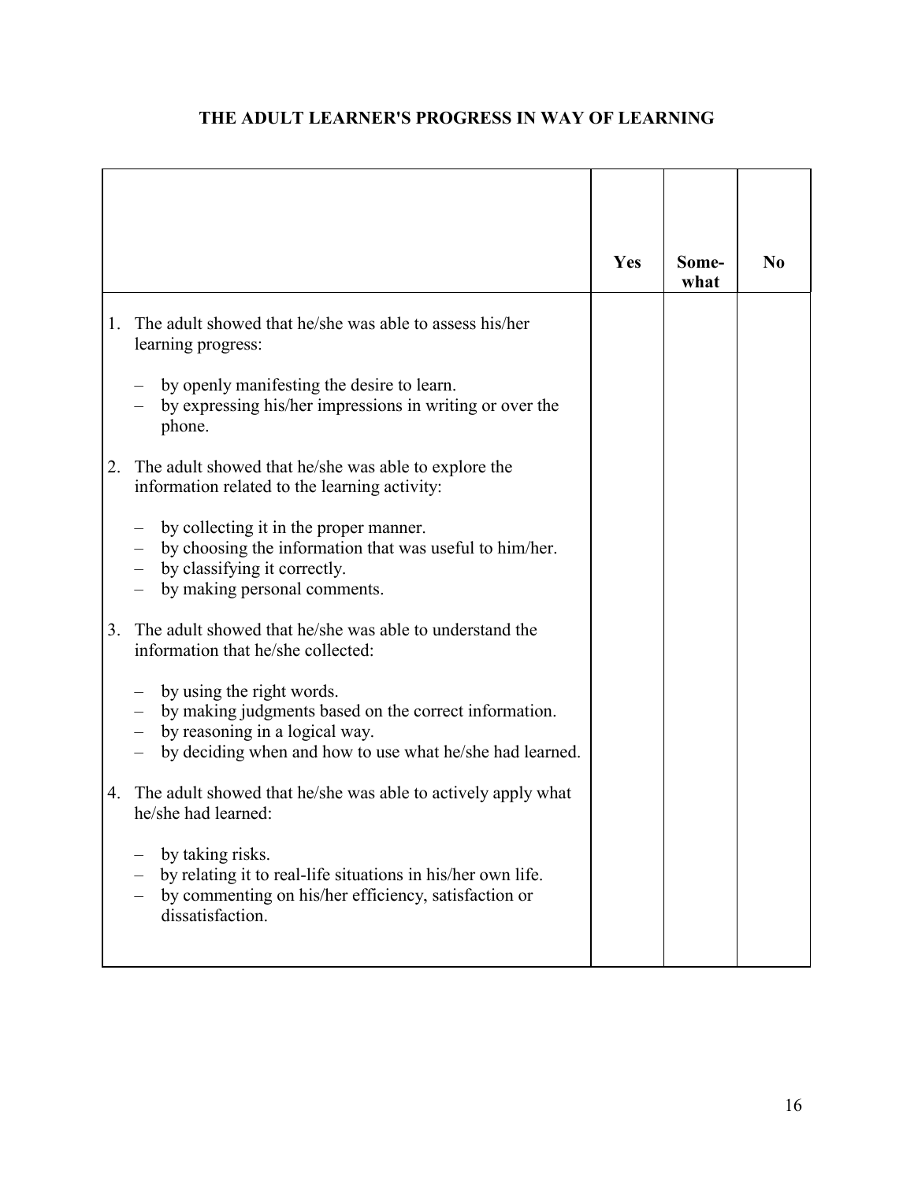# THE ADULT LEARNER'S PROGRESS IN WAY OF LEARNING

| | Yes | Some-what | No |
|---|---|---|---|
| 1. The adult showed that he/she was able to assess his/her learning progress: | | | |
| – by openly manifesting the desire to learn. | | | |
| – by expressing his/her impressions in writing or over the phone. | | | |
| 2. The adult showed that he/she was able to explore the information related to the learning activity: | | | |
| – by collecting it in the proper manner. | | | |
| – by choosing the information that was useful to him/her. | | | |
| – by classifying it correctly. | | | |
| – by making personal comments. | | | |
| 3. The adult showed that he/she was able to understand the information that he/she collected: | | | |
| – by using the right words. | | | |
| – by making judgments based on the correct information. | | | |
| – by reasoning in a logical way. | | | |
| – by deciding when and how to use what he/she had learned. | | | |
| 4. The adult showed that he/she was able to actively apply what he/she had learned: | | | |
| – by taking risks. | | | |
| – by relating it to real-life situations in his/her own life. | | | |
| – by commenting on his/her efficiency, satisfaction or dissatisfaction. | | | |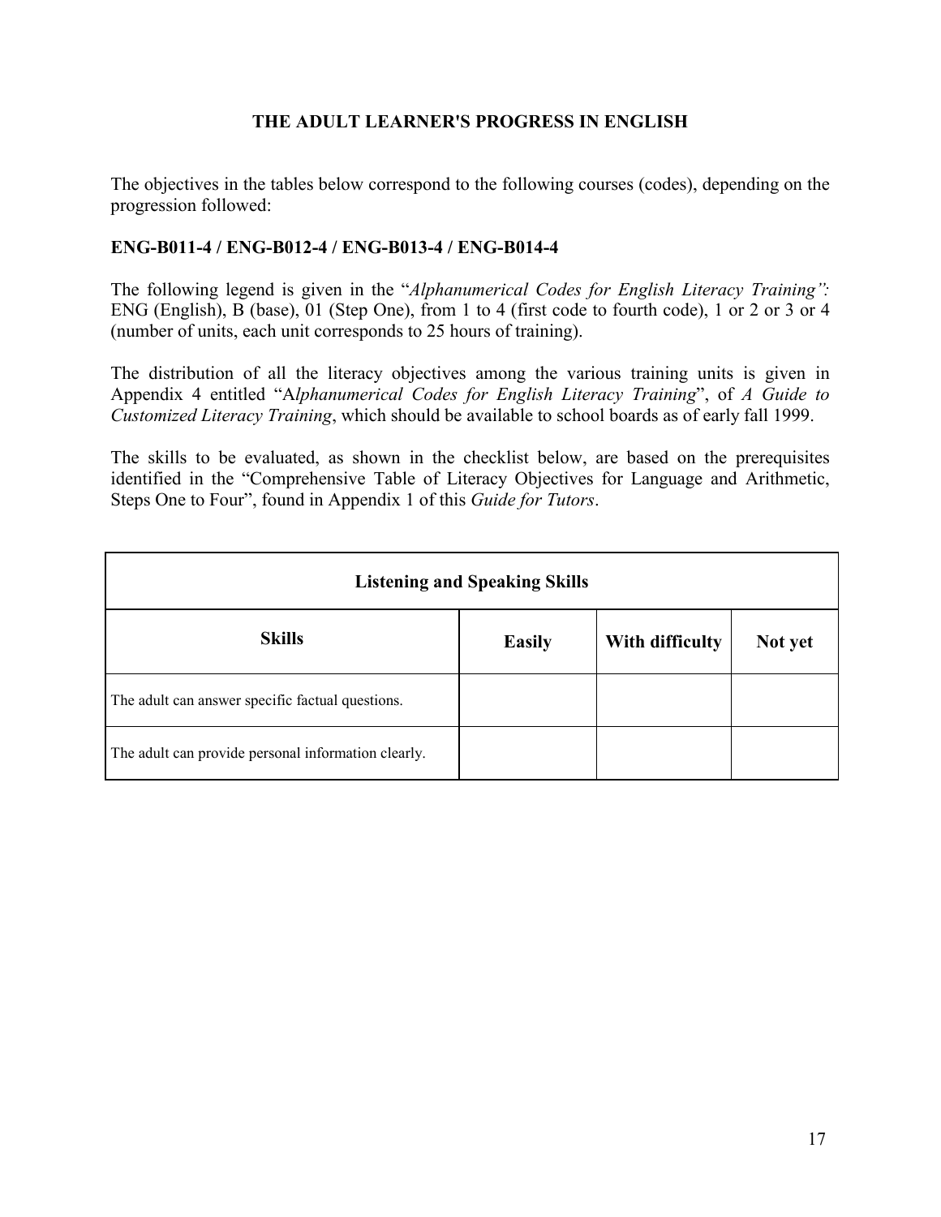# THE ADULT LEARNER'S PROGRESS IN ENGLISH

The objectives in the tables below correspond to the following courses (codes), depending on the progression followed:

**ENG-B011-4 / ENG-B012-4 / ENG-B013-4 / ENG-B014-4**

The following legend is given in the "*Alphanumerical Codes for English Literacy Training":* ENG (English), B (base), 01 (Step One), from 1 to 4 (first code to fourth code), 1 or 2 or 3 or 4 (number of units, each unit corresponds to 25 hours of training).

The distribution of all the literacy objectives among the various training units is given in Appendix 4 entitled "A*lphanumerical Codes for English Literacy Training*", of *A Guide to Customized Literacy Training*, which should be available to school boards as of early fall 1999.

The skills to be evaluated, as shown in the checklist below, are based on the prerequisites identified in the "Comprehensive Table of Literacy Objectives for Language and Arithmetic, Steps One to Four", found in Appendix 1 of this *Guide for Tutors*.

| **Listening and Speaking Skills** | | | |
|---|---|---|---|
| **Skills** | **Easily** | **With difficulty** | **Not yet** |
| The adult can answer specific factual questions. | | | |
| The adult can provide personal information clearly. | | | |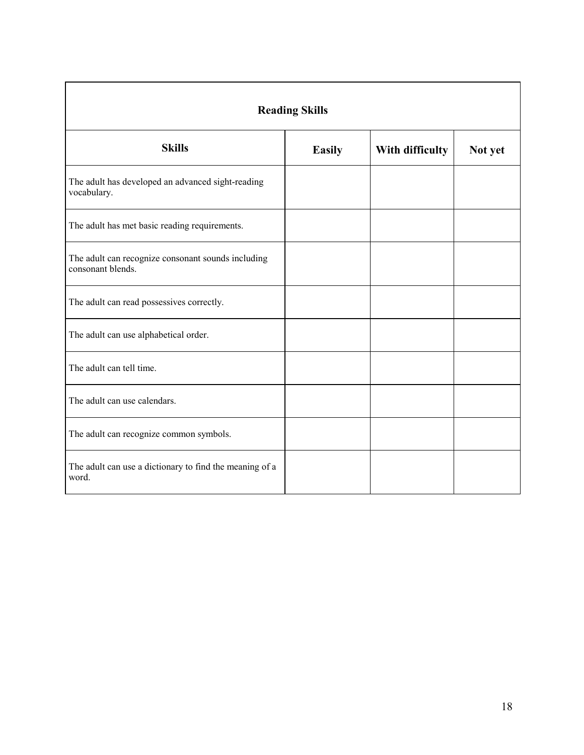| Reading Skills | | | |
|---|---|---|---|
| **Skills** | **Easily** | **With difficulty** | **Not yet** |
| The adult has developed an advanced sight-reading vocabulary. | | | |
| The adult has met basic reading requirements. | | | |
| The adult can recognize consonant sounds including consonant blends. | | | |
| The adult can read possessives correctly. | | | |
| The adult can use alphabetical order. | | | |
| The adult can tell time. | | | |
| The adult can use calendars. | | | |
| The adult can recognize common symbols. | | | |
| The adult can use a dictionary to find the meaning of a word. | | | |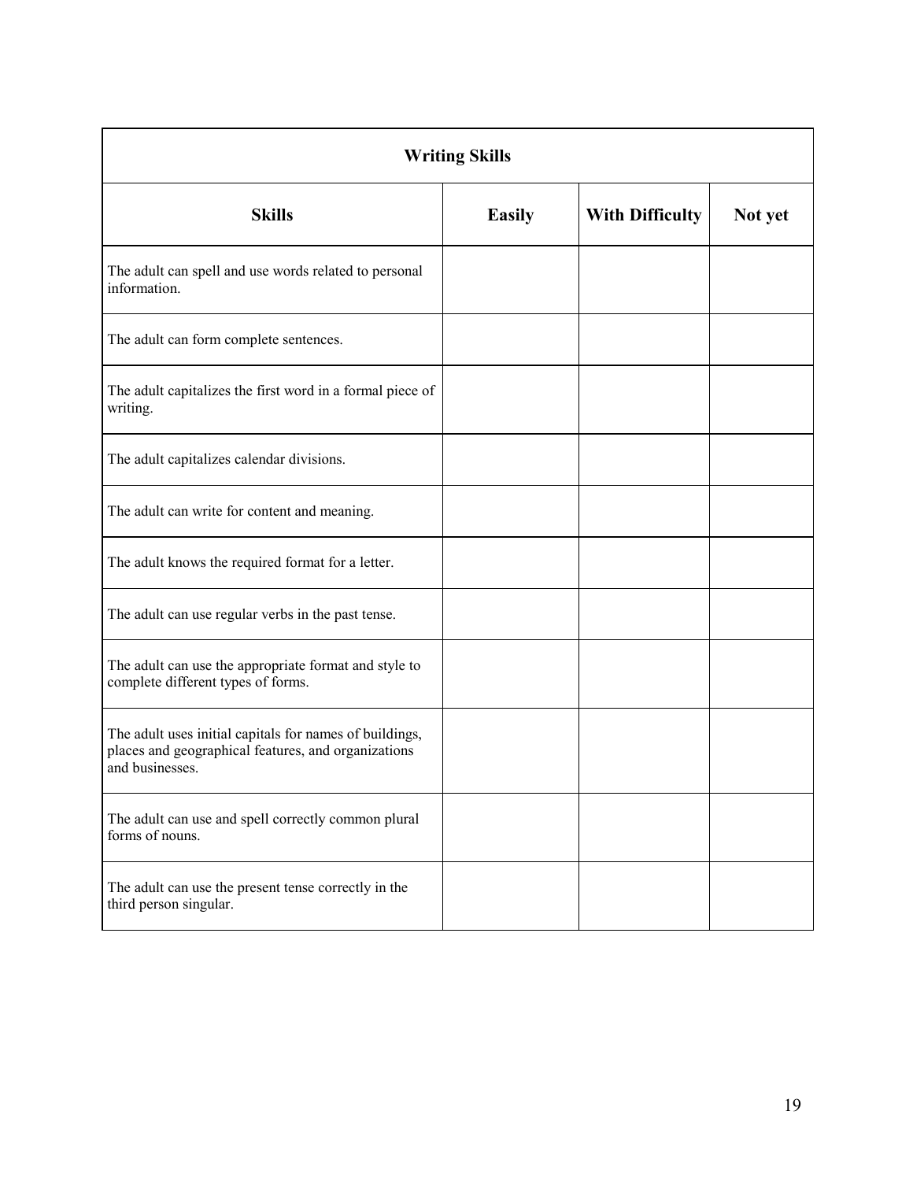| Writing Skills | | | |
|---|---|---|---|
| **Skills** | **Easily** | **With Difficulty** | **Not yet** |
| The adult can spell and use words related to personal information. | | | |
| The adult can form complete sentences. | | | |
| The adult capitalizes the first word in a formal piece of writing. | | | |
| The adult capitalizes calendar divisions. | | | |
| The adult can write for content and meaning. | | | |
| The adult knows the required format for a letter. | | | |
| The adult can use regular verbs in the past tense. | | | |
| The adult can use the appropriate format and style to complete different types of forms. | | | |
| The adult uses initial capitals for names of buildings, places and geographical features, and organizations and businesses. | | | |
| The adult can use and spell correctly common plural forms of nouns. | | | |
| The adult can use the present tense correctly in the third person singular. | | | |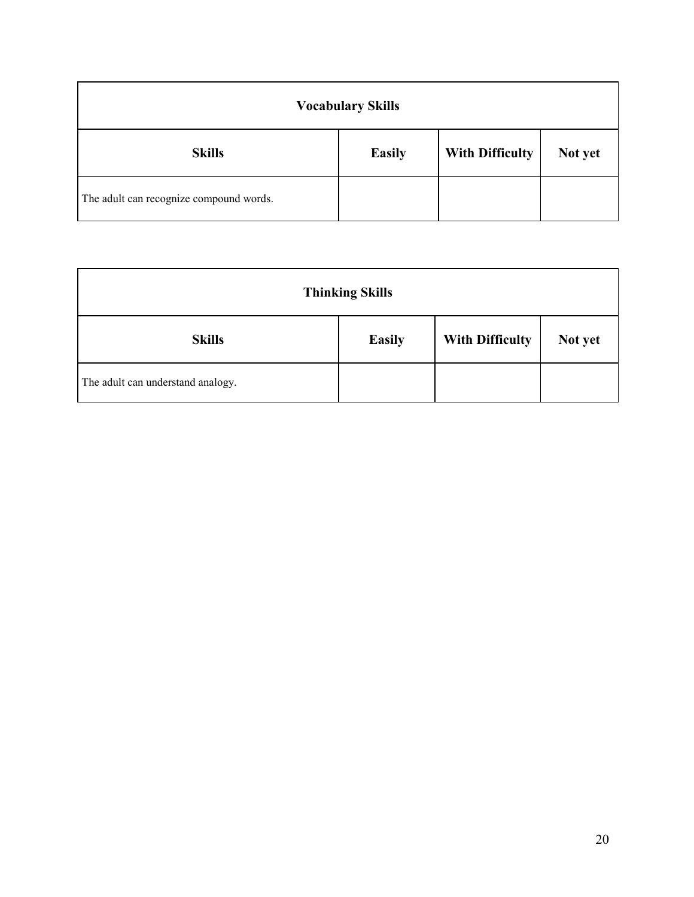| Vocabulary Skills | | | |
|---|---|---|---|
| **Skills** | **Easily** | **With Difficulty** | **Not yet** |
| The adult can recognize compound words. | | | |

| Thinking Skills | | | |
|---|---|---|---|
| **Skills** | **Easily** | **With Difficulty** | **Not yet** |
| The adult can understand analogy. | | | |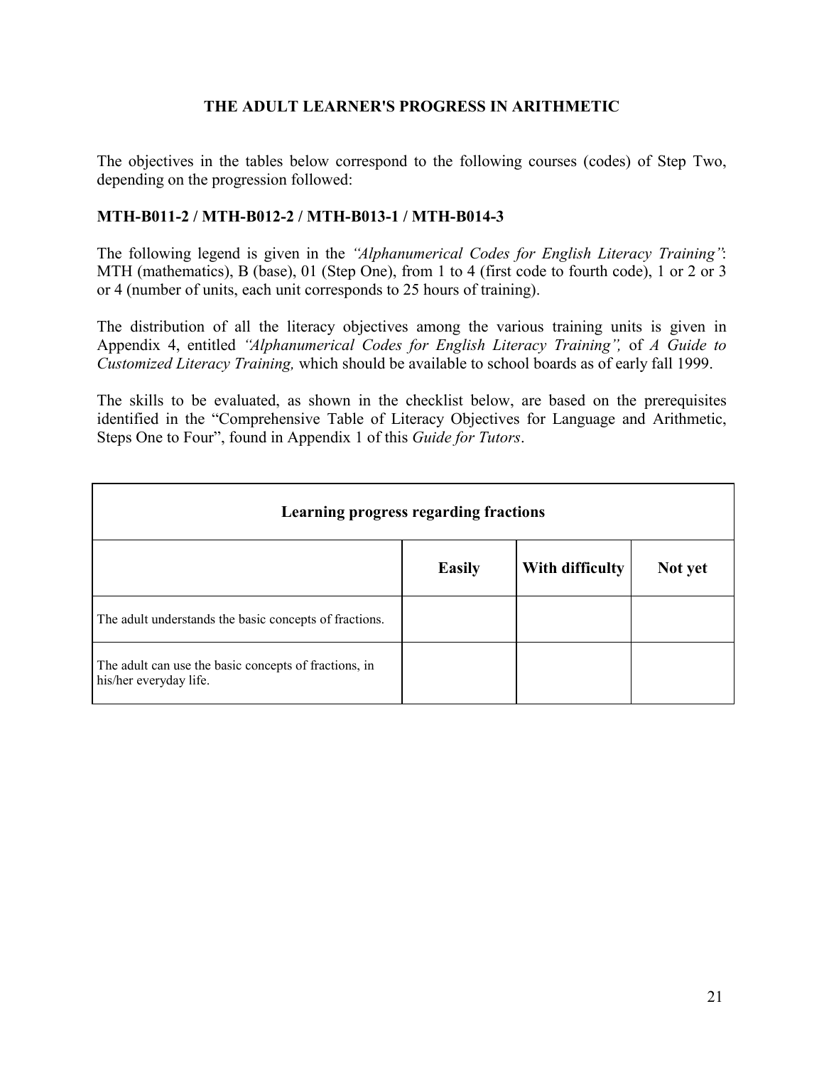## THE ADULT LEARNER'S PROGRESS IN ARITHMETIC

The objectives in the tables below correspond to the following courses (codes) of Step Two, depending on the progression followed:

**MTH-B011-2 / MTH-B012-2 / MTH-B013-1 / MTH-B014-3**

The following legend is given in the *"Alphanumerical Codes for English Literacy Training"*: MTH (mathematics), B (base), 01 (Step One), from 1 to 4 (first code to fourth code), 1 or 2 or 3 or 4 (number of units, each unit corresponds to 25 hours of training).

The distribution of all the literacy objectives among the various training units is given in Appendix 4, entitled *"Alphanumerical Codes for English Literacy Training",* of *A Guide to Customized Literacy Training,* which should be available to school boards as of early fall 1999.

The skills to be evaluated, as shown in the checklist below, are based on the prerequisites identified in the "Comprehensive Table of Literacy Objectives for Language and Arithmetic, Steps One to Four", found in Appendix 1 of this *Guide for Tutors*.

| **Learning progress regarding fractions** | | | |
|---|---|---|---|
| | **Easily** | **With difficulty** | **Not yet** |
| The adult understands the basic concepts of fractions. | | | |
| The adult can use the basic concepts of fractions, in his/her everyday life. | | | |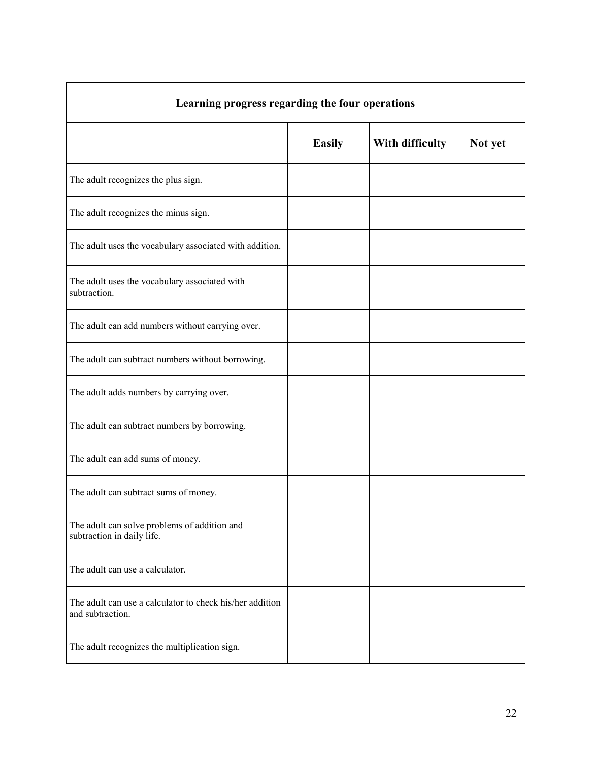| Learning progress regarding the four operations | | | |
|---|---|---|---|
| | **Easily** | **With difficulty** | **Not yet** |
| The adult recognizes the plus sign. | | | |
| The adult recognizes the minus sign. | | | |
| The adult uses the vocabulary associated with addition. | | | |
| The adult uses the vocabulary associated with subtraction. | | | |
| The adult can add numbers without carrying over. | | | |
| The adult can subtract numbers without borrowing. | | | |
| The adult adds numbers by carrying over. | | | |
| The adult can subtract numbers by borrowing. | | | |
| The adult can add sums of money. | | | |
| The adult can subtract sums of money. | | | |
| The adult can solve problems of addition and subtraction in daily life. | | | |
| The adult can use a calculator. | | | |
| The adult can use a calculator to check his/her addition and subtraction. | | | |
| The adult recognizes the multiplication sign. | | | |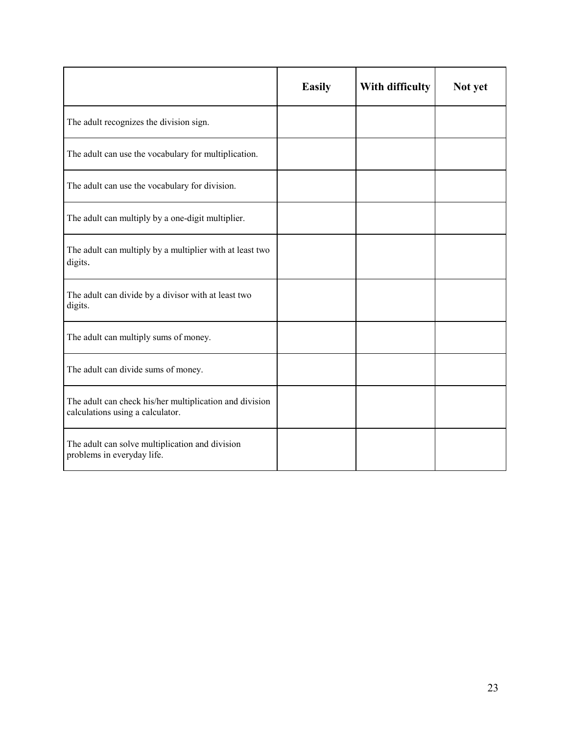| | Easily | With difficulty | Not yet |
|---|---|---|---|
| The adult recognizes the division sign. | | | |
| The adult can use the vocabulary for multiplication. | | | |
| The adult can use the vocabulary for division. | | | |
| The adult can multiply by a one-digit multiplier. | | | |
| The adult can multiply by a multiplier with at least two digits. | | | |
| The adult can divide by a divisor with at least two digits. | | | |
| The adult can multiply sums of money. | | | |
| The adult can divide sums of money. | | | |
| The adult can check his/her multiplication and division calculations using a calculator. | | | |
| The adult can solve multiplication and division problems in everyday life. | | | |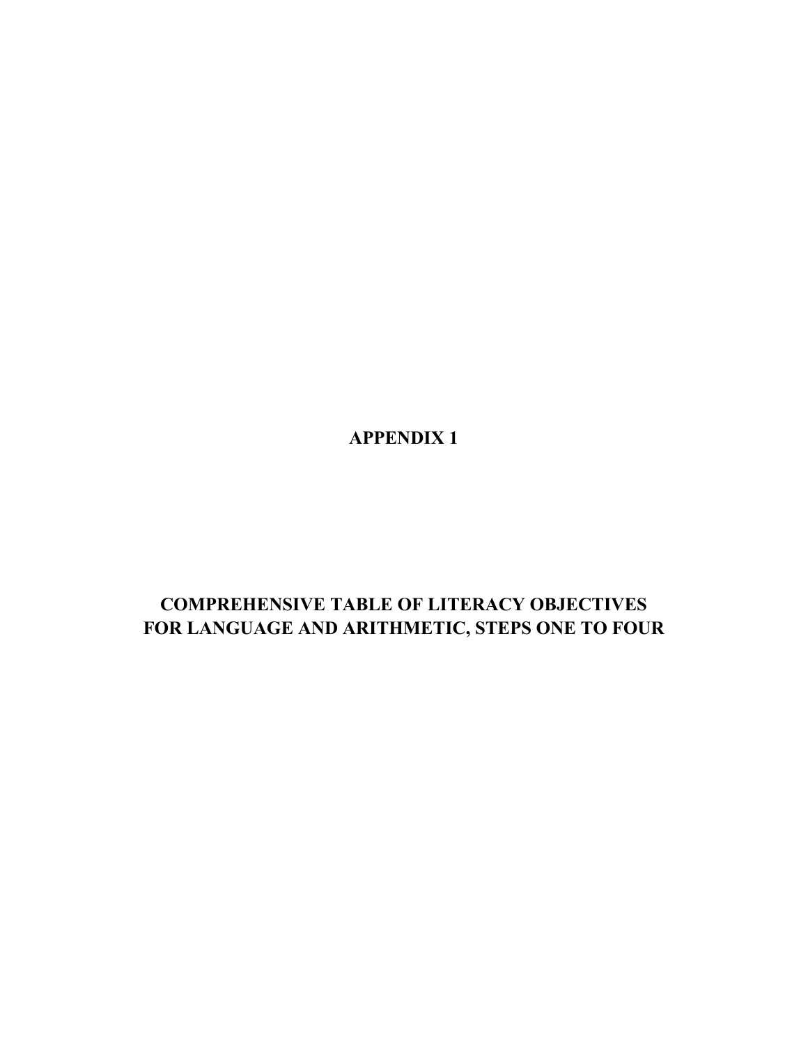# APPENDIX 1

## COMPREHENSIVE TABLE OF LITERACY OBJECTIVES FOR LANGUAGE AND ARITHMETIC, STEPS ONE TO FOUR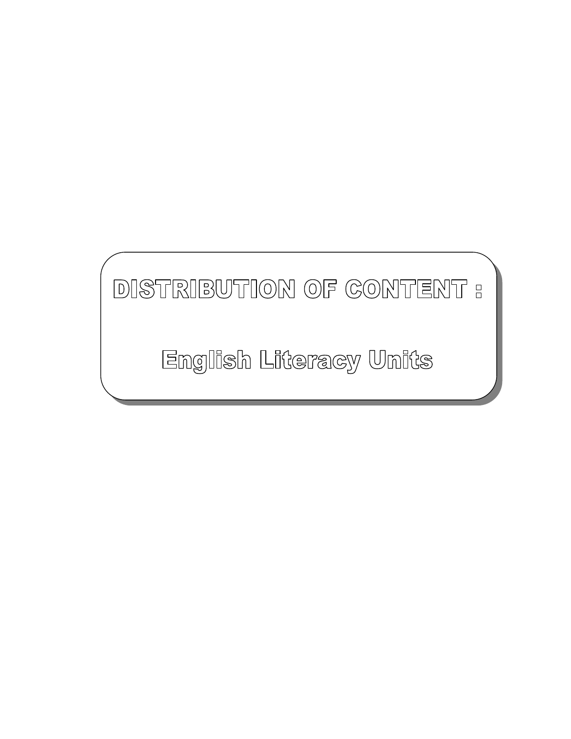# DISTRIBUTION OF CONTENT :

## English Literacy Units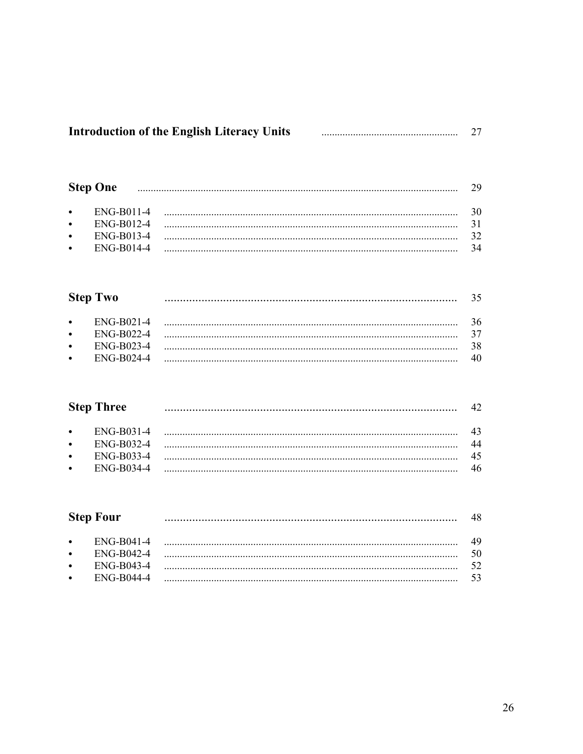**Introduction of the English Literacy Units** .................................................... 27

**Step One** ......................................................................................................... 29

- ENG-B011-4 ............................................................................................... 30
- ENG-B012-4 ............................................................................................... 31
- ENG-B013-4 ............................................................................................... 32
- ENG-B014-4 ............................................................................................... 34

**Step Two** ......................................................................................... 35

- ENG-B021-4 ............................................................................................... 36
- ENG-B022-4 ............................................................................................... 37
- ENG-B023-4 ............................................................................................... 38
- ENG-B024-4 ............................................................................................... 40

**Step Three** ......................................................................................... 42

- ENG-B031-4 ............................................................................................... 43
- ENG-B032-4 ............................................................................................... 44
- ENG-B033-4 ............................................................................................... 45
- ENG-B034-4 ............................................................................................... 46

**Step Four** ......................................................................................... 48

- ENG-B041-4 ............................................................................................... 49
- ENG-B042-4 ............................................................................................... 50
- ENG-B043-4 ............................................................................................... 52
- ENG-B044-4 ............................................................................................... 53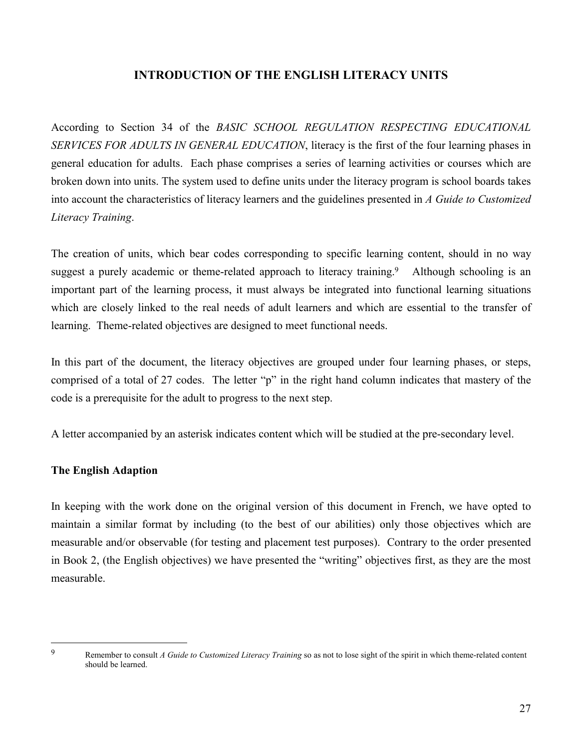## INTRODUCTION OF THE ENGLISH LITERACY UNITS

According to Section 34 of the *BASIC SCHOOL REGULATION RESPECTING EDUCATIONAL SERVICES FOR ADULTS IN GENERAL EDUCATION*, literacy is the first of the four learning phases in general education for adults. Each phase comprises a series of learning activities or courses which are broken down into units. The system used to define units under the literacy program is school boards takes into account the characteristics of literacy learners and the guidelines presented in *A Guide to Customized Literacy Training*.

The creation of units, which bear codes corresponding to specific learning content, should in no way suggest a purely academic or theme-related approach to literacy training.[9] Although schooling is an important part of the learning process, it must always be integrated into functional learning situations which are closely linked to the real needs of adult learners and which are essential to the transfer of learning. Theme-related objectives are designed to meet functional needs.

In this part of the document, the literacy objectives are grouped under four learning phases, or steps, comprised of a total of 27 codes. The letter "p" in the right hand column indicates that mastery of the code is a prerequisite for the adult to progress to the next step.

A letter accompanied by an asterisk indicates content which will be studied at the pre-secondary level.

### The English Adaption

In keeping with the work done on the original version of this document in French, we have opted to maintain a similar format by including (to the best of our abilities) only those objectives which are measurable and/or observable (for testing and placement test purposes). Contrary to the order presented in Book 2, (the English objectives) we have presented the "writing" objectives first, as they are the most measurable.

---

[9] Remember to consult *A Guide to Customized Literacy Training* so as not to lose sight of the spirit in which theme-related content should be learned.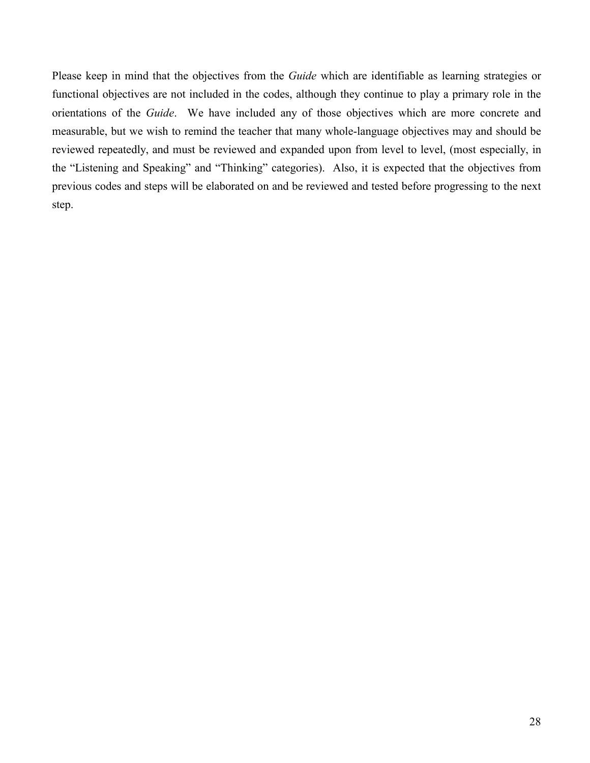Please keep in mind that the objectives from the *Guide* which are identifiable as learning strategies or functional objectives are not included in the codes, although they continue to play a primary role in the orientations of the *Guide*. We have included any of those objectives which are more concrete and measurable, but we wish to remind the teacher that many whole-language objectives may and should be reviewed repeatedly, and must be reviewed and expanded upon from level to level, (most especially, in the "Listening and Speaking" and "Thinking" categories). Also, it is expected that the objectives from previous codes and steps will be elaborated on and be reviewed and tested before progressing to the next step.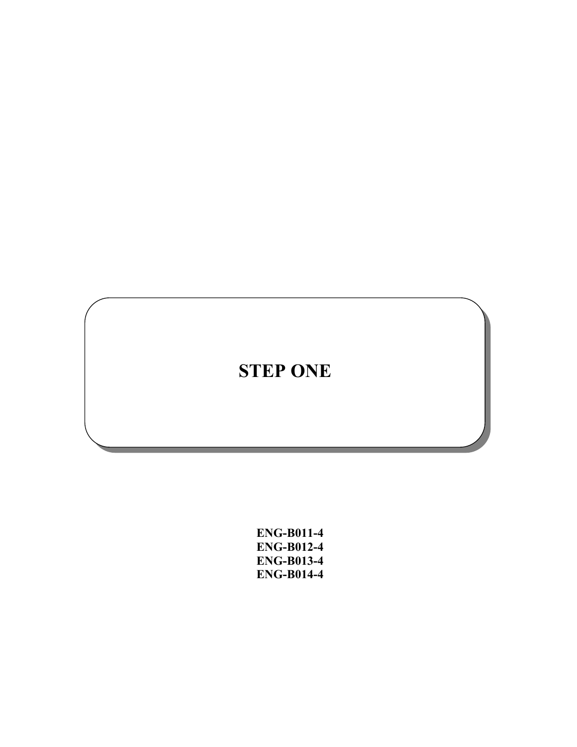# STEP ONE

**ENG-B011-4**
**ENG-B012-4**
**ENG-B013-4**
**ENG-B014-4**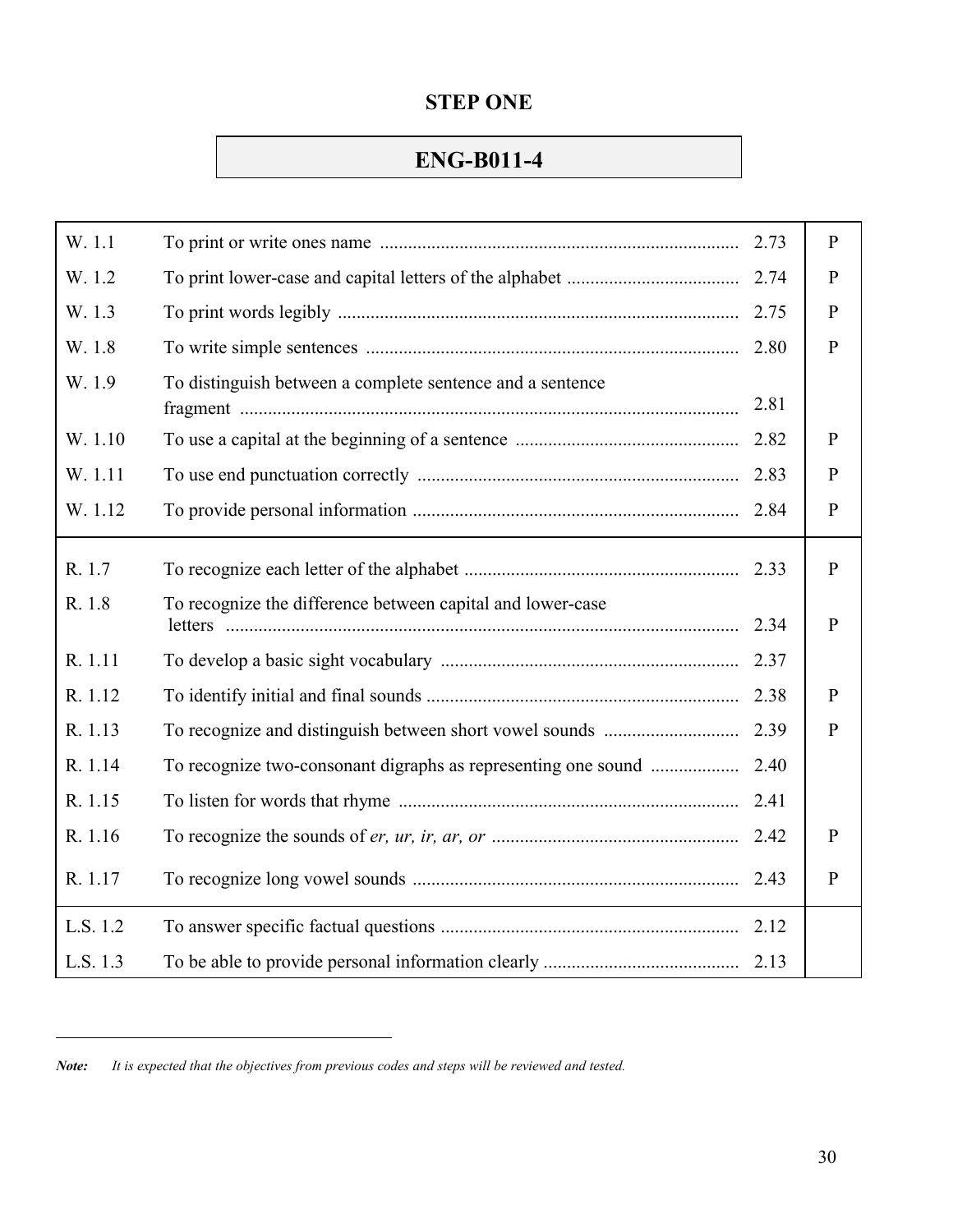## STEP ONE

## ENG-B011-4

| Code | Objective | Ref. | |
|---|---|---|---|
| W. 1.1 | To print or write ones name | 2.73 | P |
| W. 1.2 | To print lower-case and capital letters of the alphabet | 2.74 | P |
| W. 1.3 | To print words legibly | 2.75 | P |
| W. 1.8 | To write simple sentences | 2.80 | P |
| W. 1.9 | To distinguish between a complete sentence and a sentence fragment | 2.81 | |
| W. 1.10 | To use a capital at the beginning of a sentence | 2.82 | P |
| W. 1.11 | To use end punctuation correctly | 2.83 | P |
| W. 1.12 | To provide personal information | 2.84 | P |
| R. 1.7 | To recognize each letter of the alphabet | 2.33 | P |
| R. 1.8 | To recognize the difference between capital and lower-case letters | 2.34 | P |
| R. 1.11 | To develop a basic sight vocabulary | 2.37 | |
| R. 1.12 | To identify initial and final sounds | 2.38 | P |
| R. 1.13 | To recognize and distinguish between short vowel sounds | 2.39 | P |
| R. 1.14 | To recognize two-consonant digraphs as representing one sound | 2.40 | |
| R. 1.15 | To listen for words that rhyme | 2.41 | |
| R. 1.16 | To recognize the sounds of *er, ur, ir, ar, or* | 2.42 | P |
| R. 1.17 | To recognize long vowel sounds | 2.43 | P |
| L.S. 1.2 | To answer specific factual questions | 2.12 | |
| L.S. 1.3 | To be able to provide personal information clearly | 2.13 | |

***Note:*** *It is expected that the objectives from previous codes and steps will be reviewed and tested.*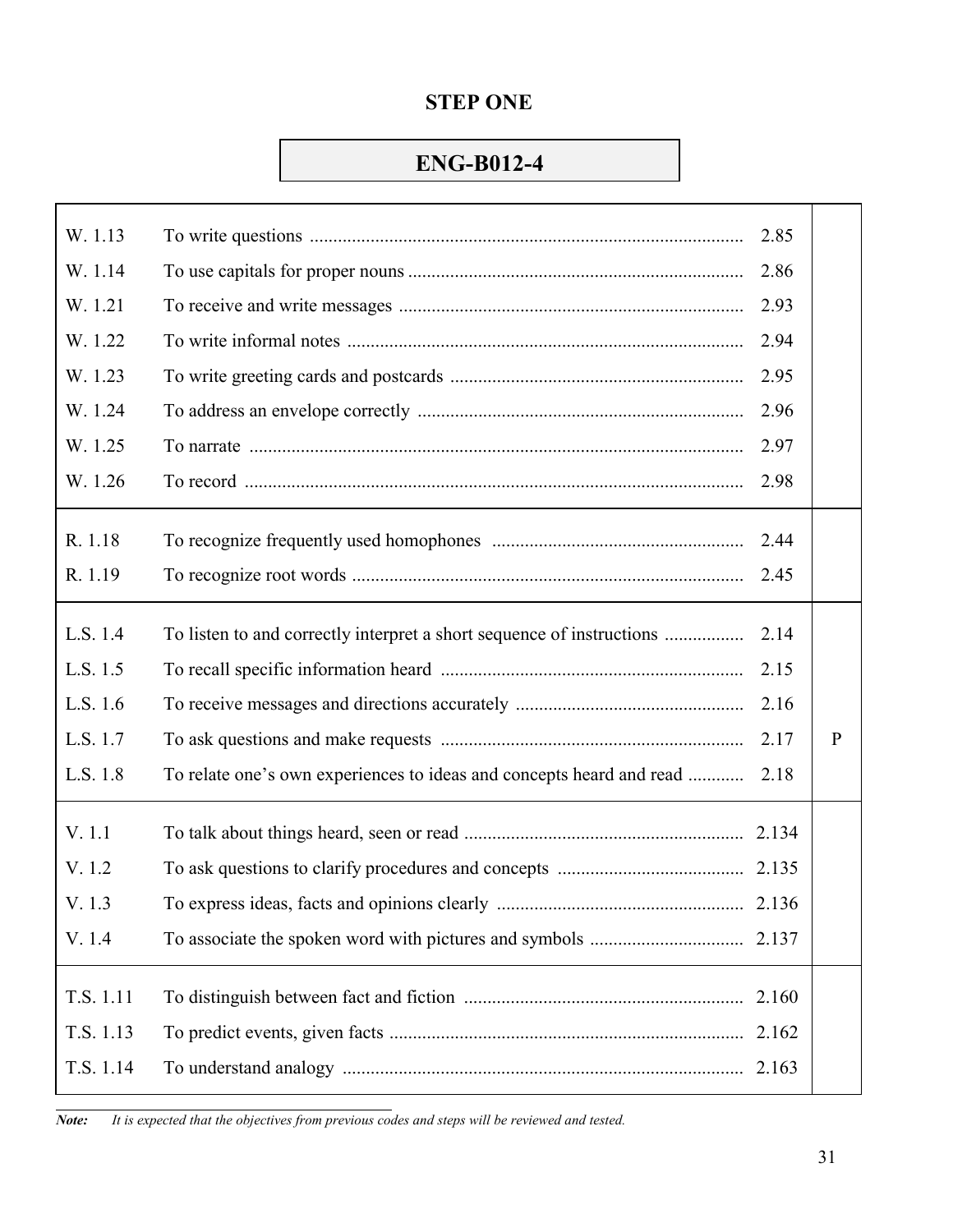## STEP ONE

### ENG-B012-4

| Code | Objective | Page | |
|---|---|---|---|
| W. 1.13 | To write questions | 2.85 | |
| W. 1.14 | To use capitals for proper nouns | 2.86 | |
| W. 1.21 | To receive and write messages | 2.93 | |
| W. 1.22 | To write informal notes | 2.94 | |
| W. 1.23 | To write greeting cards and postcards | 2.95 | |
| W. 1.24 | To address an envelope correctly | 2.96 | |
| W. 1.25 | To narrate | 2.97 | |
| W. 1.26 | To record | 2.98 | |
| R. 1.18 | To recognize frequently used homophones | 2.44 | |
| R. 1.19 | To recognize root words | 2.45 | |
| L.S. 1.4 | To listen to and correctly interpret a short sequence of instructions | 2.14 | |
| L.S. 1.5 | To recall specific information heard | 2.15 | |
| L.S. 1.6 | To receive messages and directions accurately | 2.16 | |
| L.S. 1.7 | To ask questions and make requests | 2.17 | P |
| L.S. 1.8 | To relate one's own experiences to ideas and concepts heard and read | 2.18 | |
| V. 1.1 | To talk about things heard, seen or read | 2.134 | |
| V. 1.2 | To ask questions to clarify procedures and concepts | 2.135 | |
| V. 1.3 | To express ideas, facts and opinions clearly | 2.136 | |
| V. 1.4 | To associate the spoken word with pictures and symbols | 2.137 | |
| T.S. 1.11 | To distinguish between fact and fiction | 2.160 | |
| T.S. 1.13 | To predict events, given facts | 2.162 | |
| T.S. 1.14 | To understand analogy | 2.163 | |

***Note:*** *It is expected that the objectives from previous codes and steps will be reviewed and tested.*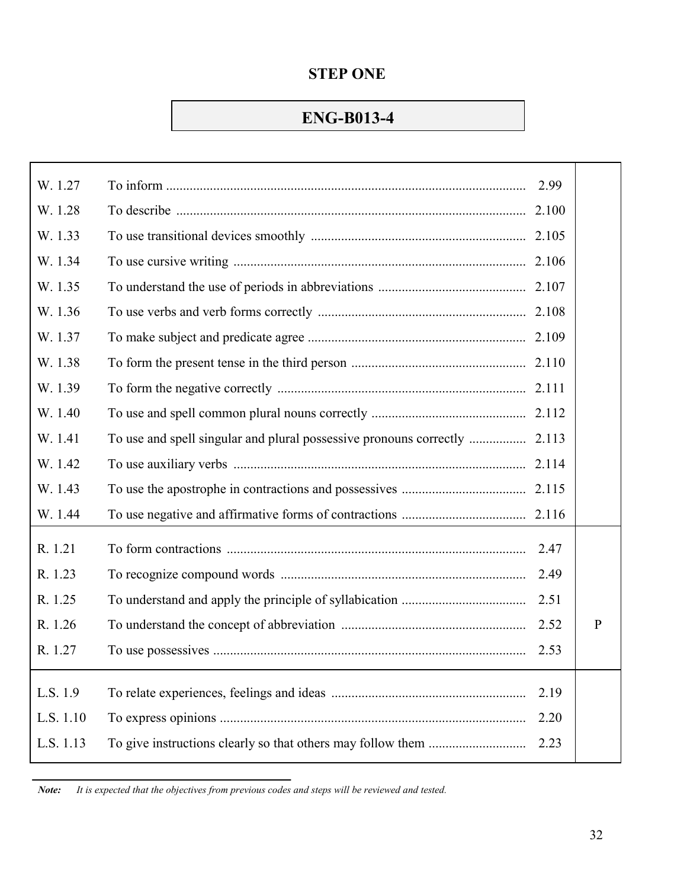## STEP ONE

## ENG-B013-4

| Code | Objective | Ref. | |
|---|---|---|---|
| W. 1.27 | To inform | 2.99 | |
| W. 1.28 | To describe | 2.100 | |
| W. 1.33 | To use transitional devices smoothly | 2.105 | |
| W. 1.34 | To use cursive writing | 2.106 | |
| W. 1.35 | To understand the use of periods in abbreviations | 2.107 | |
| W. 1.36 | To use verbs and verb forms correctly | 2.108 | |
| W. 1.37 | To make subject and predicate agree | 2.109 | |
| W. 1.38 | To form the present tense in the third person | 2.110 | |
| W. 1.39 | To form the negative correctly | 2.111 | |
| W. 1.40 | To use and spell common plural nouns correctly | 2.112 | |
| W. 1.41 | To use and spell singular and plural possessive pronouns correctly | 2.113 | |
| W. 1.42 | To use auxiliary verbs | 2.114 | |
| W. 1.43 | To use the apostrophe in contractions and possessives | 2.115 | |
| W. 1.44 | To use negative and affirmative forms of contractions | 2.116 | |
| R. 1.21 | To form contractions | 2.47 | |
| R. 1.23 | To recognize compound words | 2.49 | |
| R. 1.25 | To understand and apply the principle of syllabication | 2.51 | |
| R. 1.26 | To understand the concept of abbreviation | 2.52 | P |
| R. 1.27 | To use possessives | 2.53 | |
| L.S. 1.9 | To relate experiences, feelings and ideas | 2.19 | |
| L.S. 1.10 | To express opinions | 2.20 | |
| L.S. 1.13 | To give instructions clearly so that others may follow them | 2.23 | |

***Note:*** *It is expected that the objectives from previous codes and steps will be reviewed and tested.*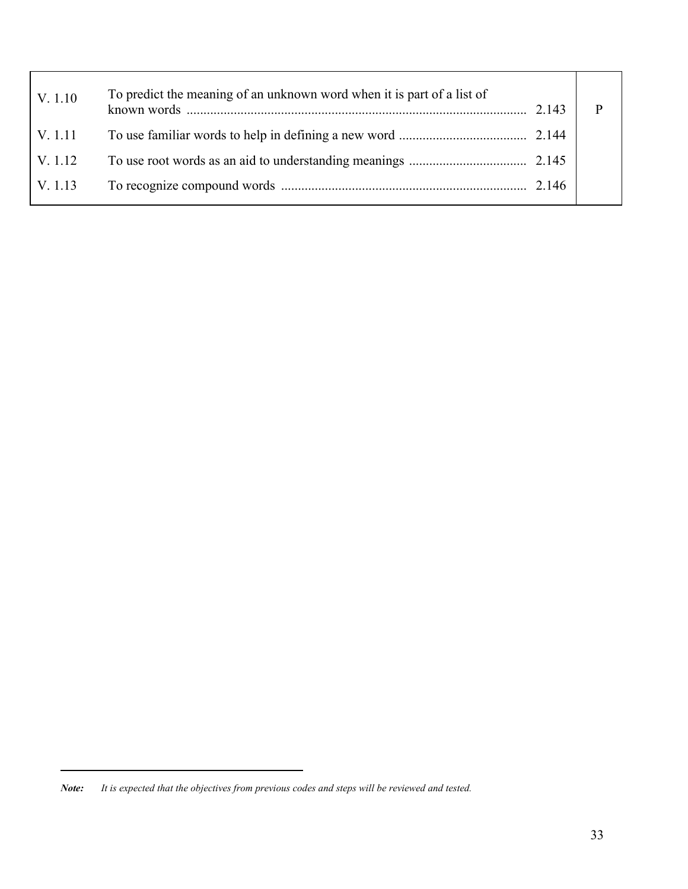| | | | |
|---|---|---|---|
| V. 1.10 | To predict the meaning of an unknown word when it is part of a list of known words | 2.143 | P |
| V. 1.11 | To use familiar words to help in defining a new word | 2.144 | |
| V. 1.12 | To use root words as an aid to understanding meanings | 2.145 | |
| V. 1.13 | To recognize compound words | 2.146 | |

***Note:*** *It is expected that the objectives from previous codes and steps will be reviewed and tested.*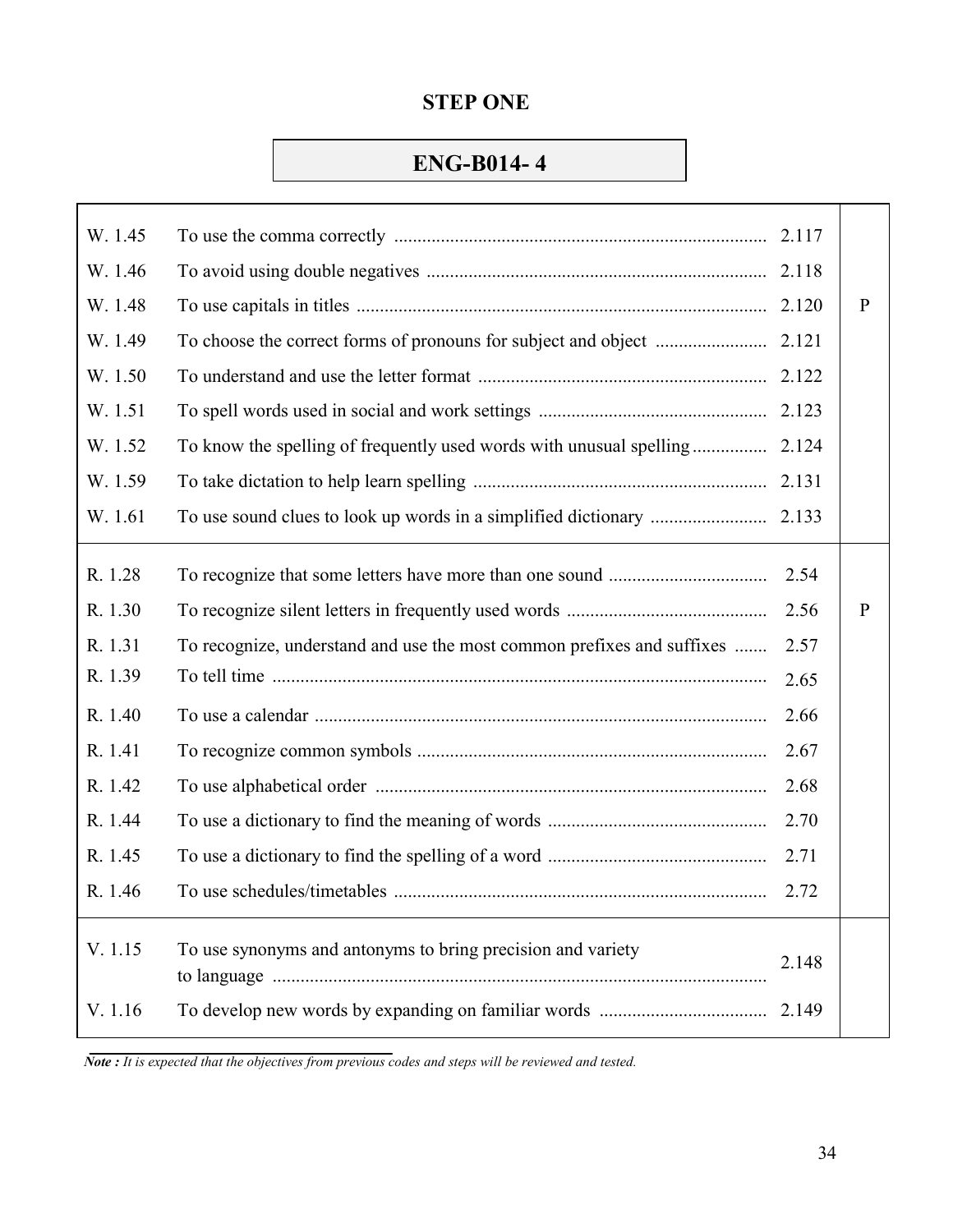## STEP ONE

## ENG-B014- 4

| Code | Objective | Page | |
|---|---|---|---|
| W. 1.45 | To use the comma correctly ............................................................................... | 2.117 | P |
| W. 1.46 | To avoid using double negatives ......................................................................... | 2.118 | |
| W. 1.48 | To use capitals in titles ........................................................................................ | 2.120 | |
| W. 1.49 | To choose the correct forms of pronouns for subject and object ........................ | 2.121 | |
| W. 1.50 | To understand and use the letter format ............................................................. | 2.122 | |
| W. 1.51 | To spell words used in social and work settings ................................................ | 2.123 | |
| W. 1.52 | To know the spelling of frequently used words with unusual spelling ................ | 2.124 | |
| W. 1.59 | To take dictation to help learn spelling .............................................................. | 2.131 | |
| W. 1.61 | To use sound clues to look up words in a simplified dictionary ......................... | 2.133 | |
| R. 1.28 | To recognize that some letters have more than one sound .................................. | 2.54 | P |
| R. 1.30 | To recognize silent letters in frequently used words ........................................... | 2.56 | |
| R. 1.31 | To recognize, understand and use the most common prefixes and suffixes ....... | 2.57 | |
| R. 1.39 | To tell time ......................................................................................................... | 2.65 | |
| R. 1.40 | To use a calendar ................................................................................................ | 2.66 | |
| R. 1.41 | To recognize common symbols ........................................................................... | 2.67 | |
| R. 1.42 | To use alphabetical order .................................................................................... | 2.68 | |
| R. 1.44 | To use a dictionary to find the meaning of words ............................................... | 2.70 | |
| R. 1.45 | To use a dictionary to find the spelling of a word ............................................... | 2.71 | |
| R. 1.46 | To use schedules/timetables ................................................................................ | 2.72 | |
| V. 1.15 | To use synonyms and antonyms to bring precision and variety to language ......................................................................................................... | 2.148 | |
| V. 1.16 | To develop new words by expanding on familiar words .................................... | 2.149 | |

***Note :*** *It is expected that the objectives from previous codes and steps will be reviewed and tested.*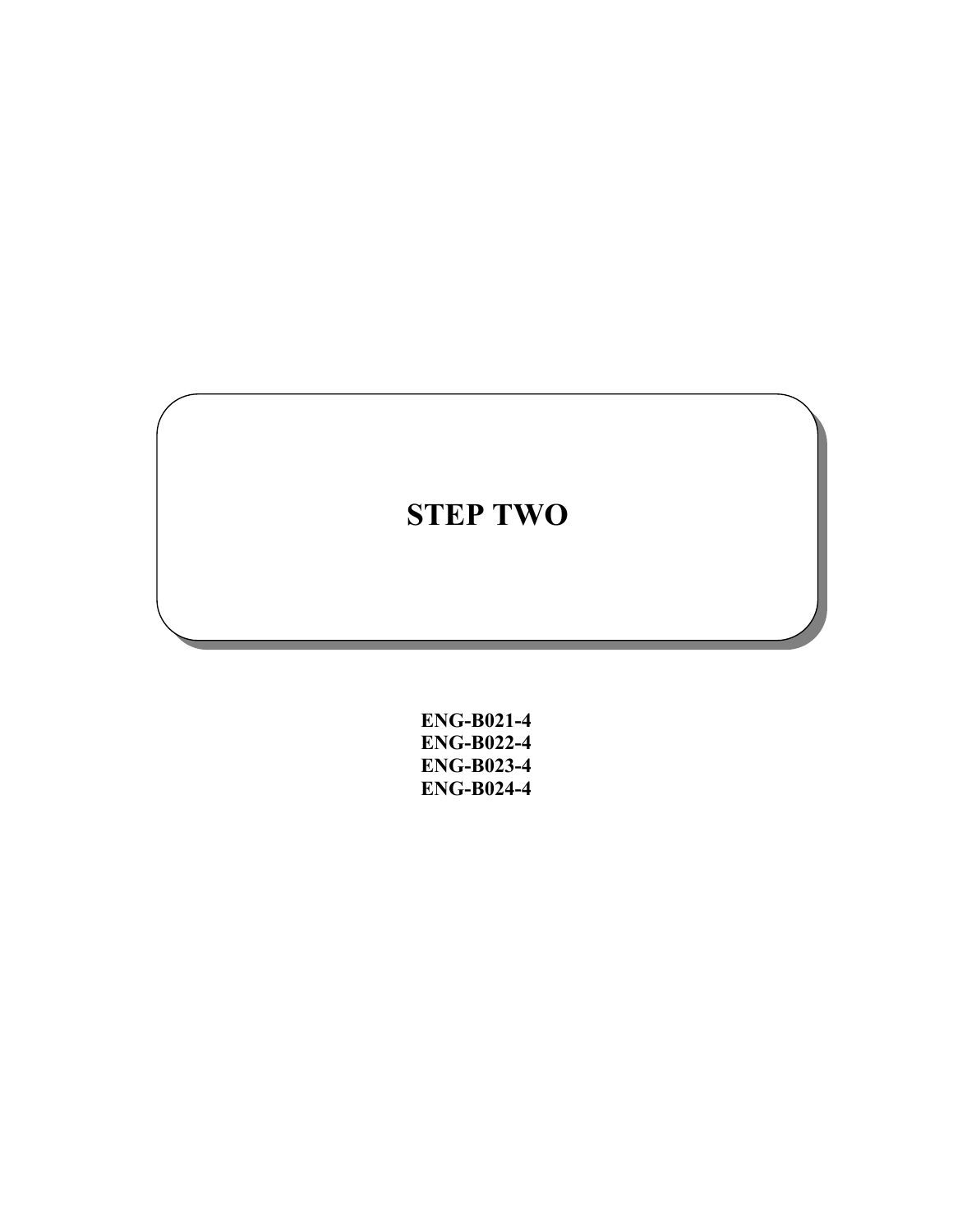# STEP TWO

**ENG-B021-4**
**ENG-B022-4**
**ENG-B023-4**
**ENG-B024-4**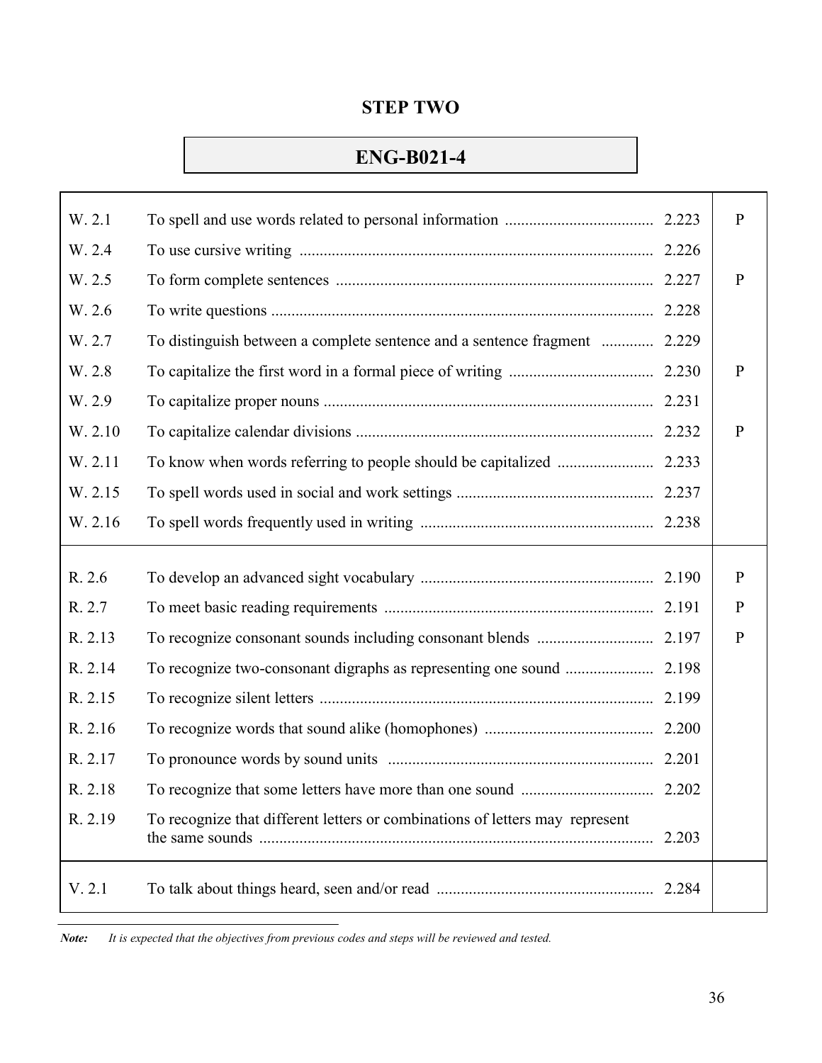# STEP TWO

## ENG-B021-4

| Code | Objective | Page | |
|---|---|---|---|
| W. 2.1 | To spell and use words related to personal information | 2.223 | P |
| W. 2.4 | To use cursive writing | 2.226 | |
| W. 2.5 | To form complete sentences | 2.227 | P |
| W. 2.6 | To write questions | 2.228 | |
| W. 2.7 | To distinguish between a complete sentence and a sentence fragment | 2.229 | |
| W. 2.8 | To capitalize the first word in a formal piece of writing | 2.230 | P |
| W. 2.9 | To capitalize proper nouns | 2.231 | |
| W. 2.10 | To capitalize calendar divisions | 2.232 | P |
| W. 2.11 | To know when words referring to people should be capitalized | 2.233 | |
| W. 2.15 | To spell words used in social and work settings | 2.237 | |
| W. 2.16 | To spell words frequently used in writing | 2.238 | |
| R. 2.6 | To develop an advanced sight vocabulary | 2.190 | P |
| R. 2.7 | To meet basic reading requirements | 2.191 | P |
| R. 2.13 | To recognize consonant sounds including consonant blends | 2.197 | P |
| R. 2.14 | To recognize two-consonant digraphs as representing one sound | 2.198 | |
| R. 2.15 | To recognize silent letters | 2.199 | |
| R. 2.16 | To recognize words that sound alike (homophones) | 2.200 | |
| R. 2.17 | To pronounce words by sound units | 2.201 | |
| R. 2.18 | To recognize that some letters have more than one sound | 2.202 | |
| R. 2.19 | To recognize that different letters or combinations of letters may represent the same sounds | 2.203 | |
| V. 2.1 | To talk about things heard, seen and/or read | 2.284 | |

***Note:*** *It is expected that the objectives from previous codes and steps will be reviewed and tested.*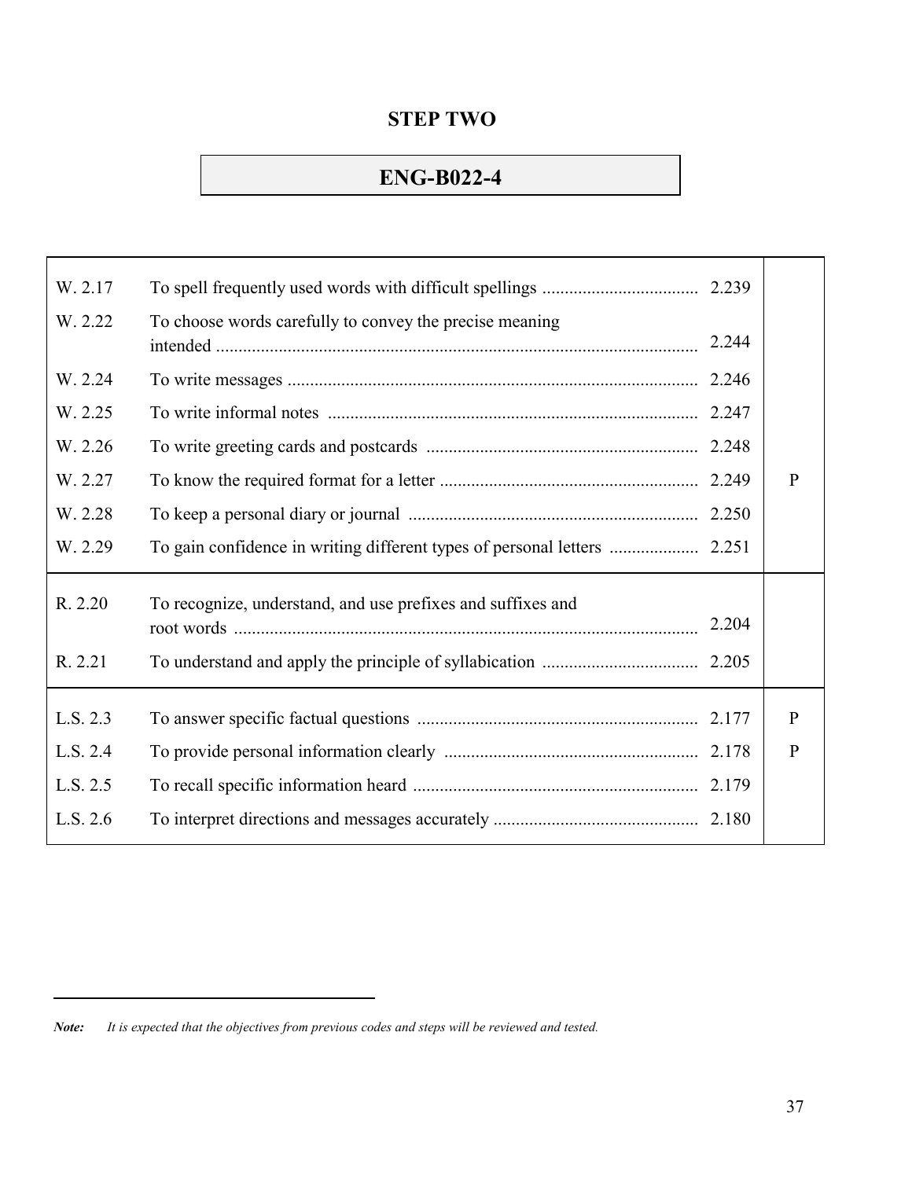## STEP TWO

## ENG-B022-4

| Code | Objective | Page | |
|---|---|---|---|
| W. 2.17 | To spell frequently used words with difficult spellings | 2.239 | |
| W. 2.22 | To choose words carefully to convey the precise meaning intended | 2.244 | |
| W. 2.24 | To write messages | 2.246 | |
| W. 2.25 | To write informal notes | 2.247 | |
| W. 2.26 | To write greeting cards and postcards | 2.248 | |
| W. 2.27 | To know the required format for a letter | 2.249 | P |
| W. 2.28 | To keep a personal diary or journal | 2.250 | |
| W. 2.29 | To gain confidence in writing different types of personal letters | 2.251 | |
| R. 2.20 | To recognize, understand, and use prefixes and suffixes and root words | 2.204 | |
| R. 2.21 | To understand and apply the principle of syllabication | 2.205 | |
| L.S. 2.3 | To answer specific factual questions | 2.177 | P |
| L.S. 2.4 | To provide personal information clearly | 2.178 | P |
| L.S. 2.5 | To recall specific information heard | 2.179 | |
| L.S. 2.6 | To interpret directions and messages accurately | 2.180 | |

*Note: It is expected that the objectives from previous codes and steps will be reviewed and tested.*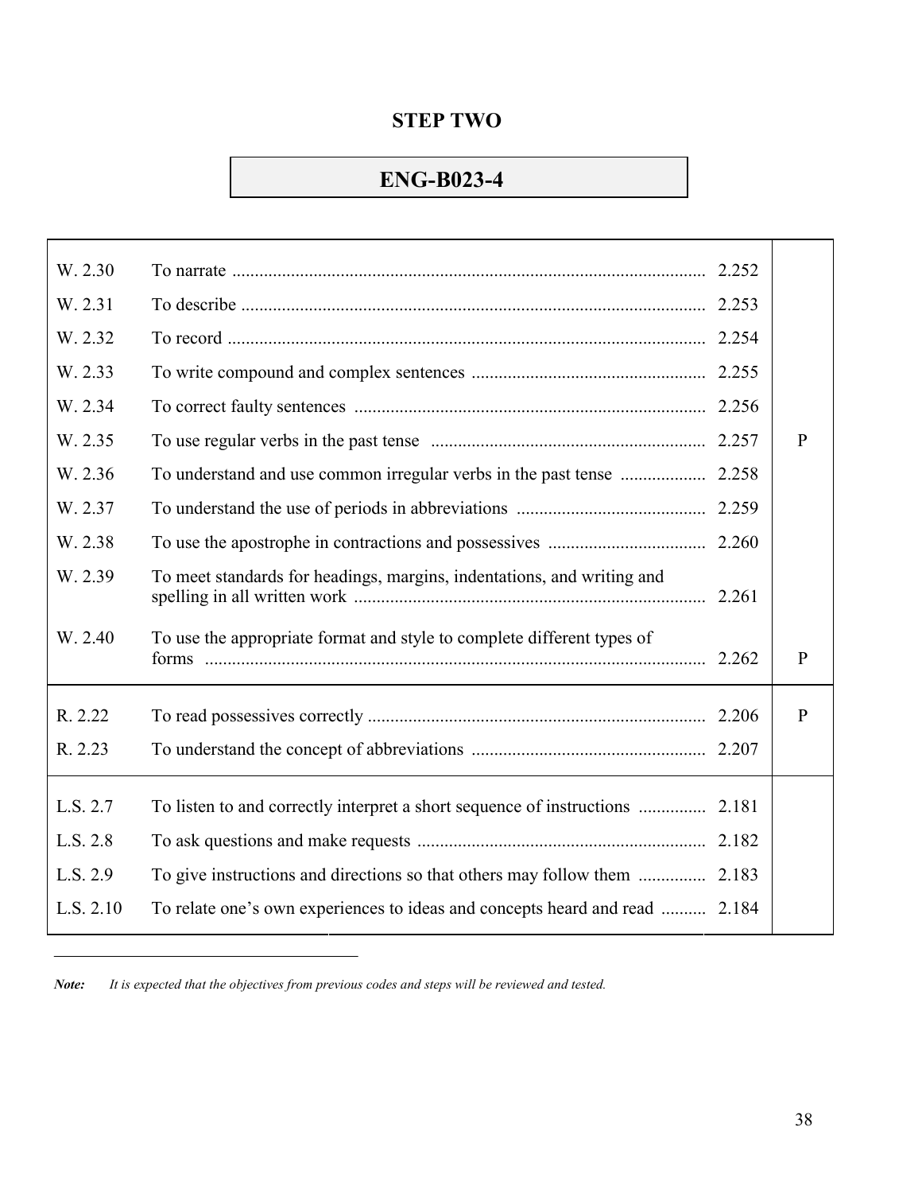# STEP TWO

## ENG-B023-4

| | | | |
|---|---|---|---|
| W. 2.30 | To narrate | 2.252 | |
| W. 2.31 | To describe | 2.253 | |
| W. 2.32 | To record | 2.254 | |
| W. 2.33 | To write compound and complex sentences | 2.255 | |
| W. 2.34 | To correct faulty sentences | 2.256 | |
| W. 2.35 | To use regular verbs in the past tense | 2.257 | P |
| W. 2.36 | To understand and use common irregular verbs in the past tense | 2.258 | |
| W. 2.37 | To understand the use of periods in abbreviations | 2.259 | |
| W. 2.38 | To use the apostrophe in contractions and possessives | 2.260 | |
| W. 2.39 | To meet standards for headings, margins, indentations, and writing and spelling in all written work | 2.261 | |
| W. 2.40 | To use the appropriate format and style to complete different types of forms | 2.262 | P |
| R. 2.22 | To read possessives correctly | 2.206 | P |
| R. 2.23 | To understand the concept of abbreviations | 2.207 | |
| L.S. 2.7 | To listen to and correctly interpret a short sequence of instructions | 2.181 | |
| L.S. 2.8 | To ask questions and make requests | 2.182 | |
| L.S. 2.9 | To give instructions and directions so that others may follow them | 2.183 | |
| L.S. 2.10 | To relate one's own experiences to ideas and concepts heard and read | 2.184 | |

---

***Note:*** *It is expected that the objectives from previous codes and steps will be reviewed and tested.*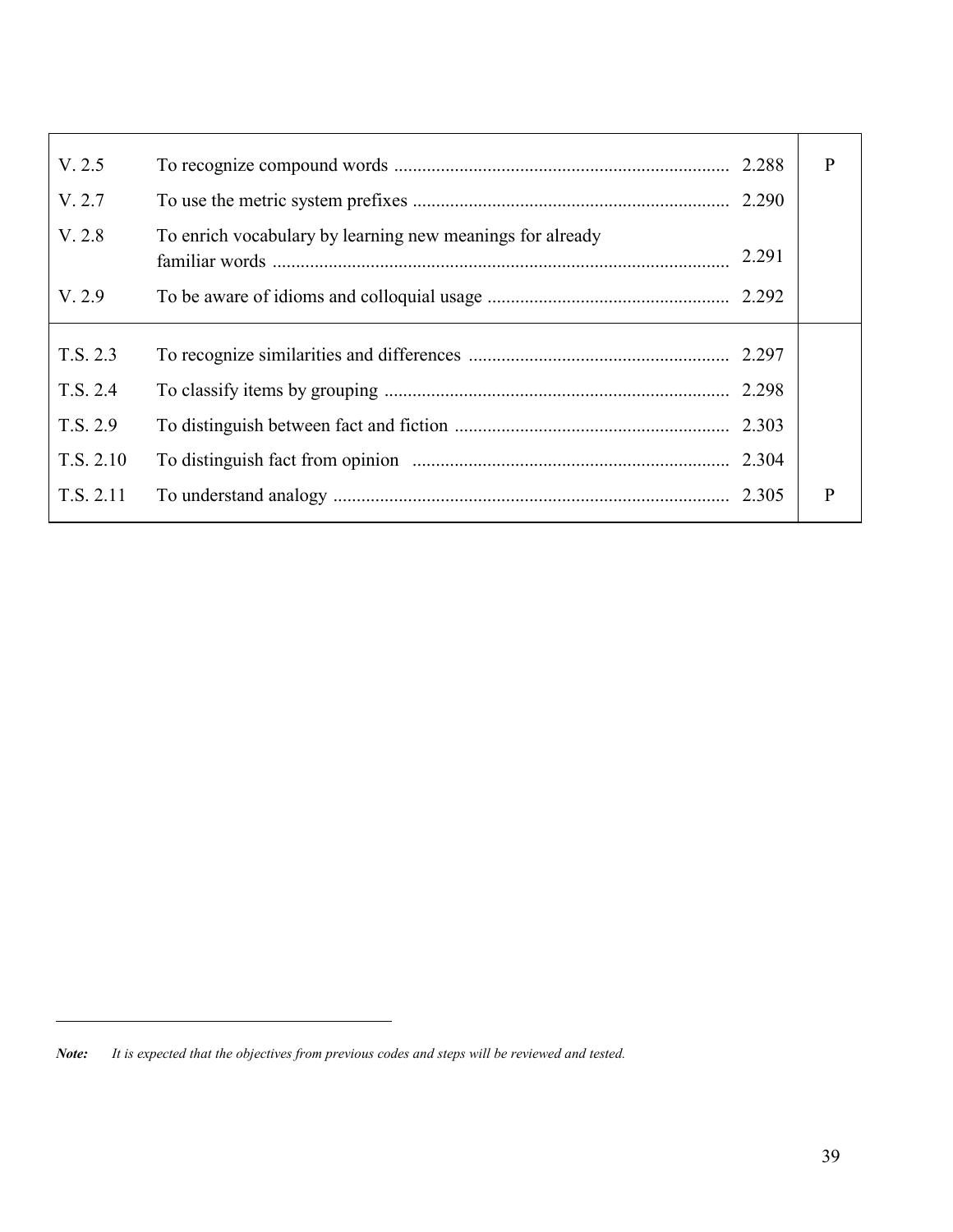| Code | Objective | Page | |
|---|---|---|---|
| V. 2.5 | To recognize compound words | 2.288 | P |
| V. 2.7 | To use the metric system prefixes | 2.290 | |
| V. 2.8 | To enrich vocabulary by learning new meanings for already familiar words | 2.291 | |
| V. 2.9 | To be aware of idioms and colloquial usage | 2.292 | |
| T.S. 2.3 | To recognize similarities and differences | 2.297 | |
| T.S. 2.4 | To classify items by grouping | 2.298 | |
| T.S. 2.9 | To distinguish between fact and fiction | 2.303 | |
| T.S. 2.10 | To distinguish fact from opinion | 2.304 | |
| T.S. 2.11 | To understand analogy | 2.305 | P |

***Note:*** *It is expected that the objectives from previous codes and steps will be reviewed and tested.*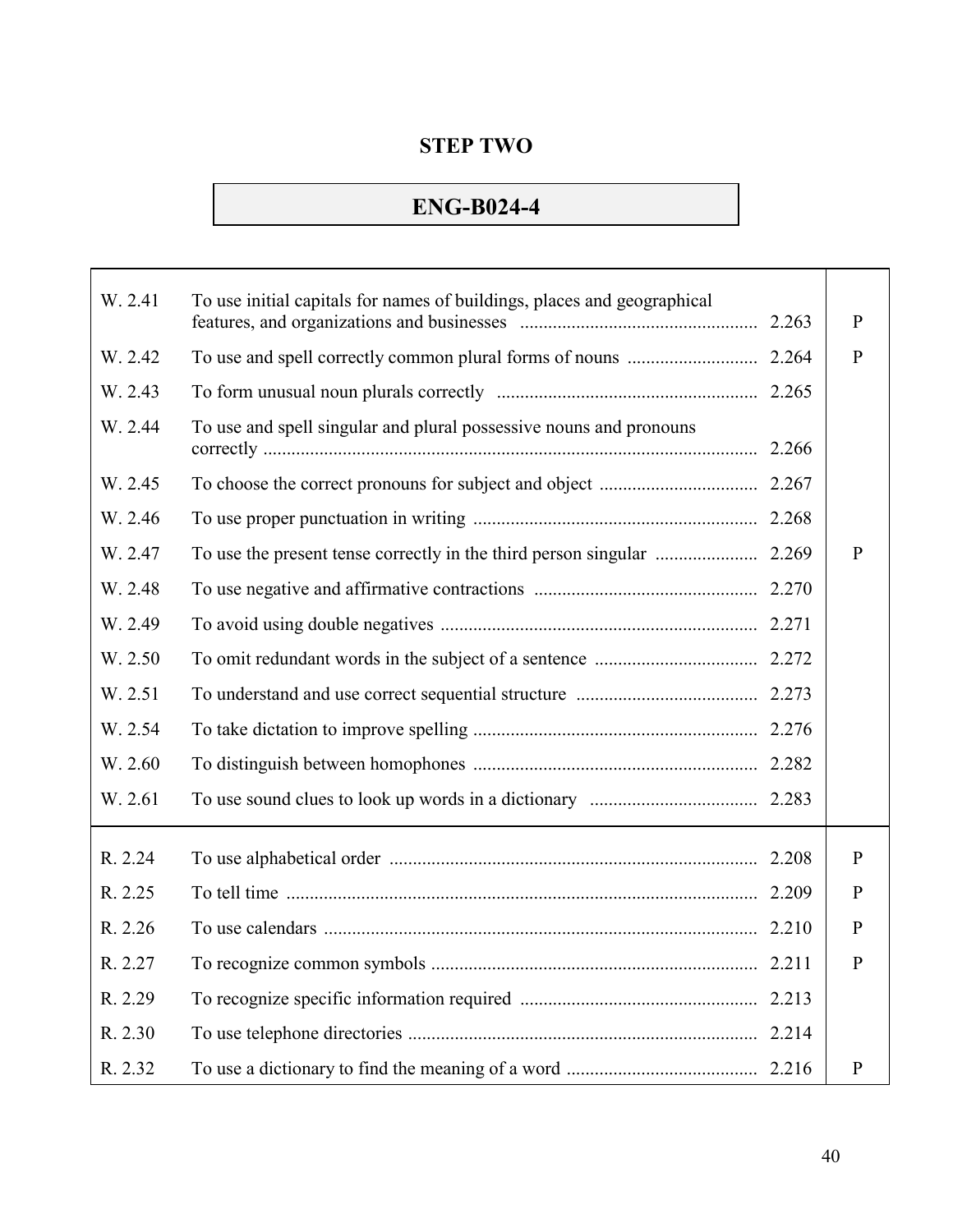## STEP TWO

## ENG-B024-4

| Code | Objective | Page | |
|---|---|---|---|
| W. 2.41 | To use initial capitals for names of buildings, places and geographical features, and organizations and businesses | 2.263 | P |
| W. 2.42 | To use and spell correctly common plural forms of nouns | 2.264 | P |
| W. 2.43 | To form unusual noun plurals correctly | 2.265 | |
| W. 2.44 | To use and spell singular and plural possessive nouns and pronouns correctly | 2.266 | |
| W. 2.45 | To choose the correct pronouns for subject and object | 2.267 | |
| W. 2.46 | To use proper punctuation in writing | 2.268 | |
| W. 2.47 | To use the present tense correctly in the third person singular | 2.269 | P |
| W. 2.48 | To use negative and affirmative contractions | 2.270 | |
| W. 2.49 | To avoid using double negatives | 2.271 | |
| W. 2.50 | To omit redundant words in the subject of a sentence | 2.272 | |
| W. 2.51 | To understand and use correct sequential structure | 2.273 | |
| W. 2.54 | To take dictation to improve spelling | 2.276 | |
| W. 2.60 | To distinguish between homophones | 2.282 | |
| W. 2.61 | To use sound clues to look up words in a dictionary | 2.283 | |
| R. 2.24 | To use alphabetical order | 2.208 | P |
| R. 2.25 | To tell time | 2.209 | P |
| R. 2.26 | To use calendars | 2.210 | P |
| R. 2.27 | To recognize common symbols | 2.211 | P |
| R. 2.29 | To recognize specific information required | 2.213 | |
| R. 2.30 | To use telephone directories | 2.214 | |
| R. 2.32 | To use a dictionary to find the meaning of a word | 2.216 | P |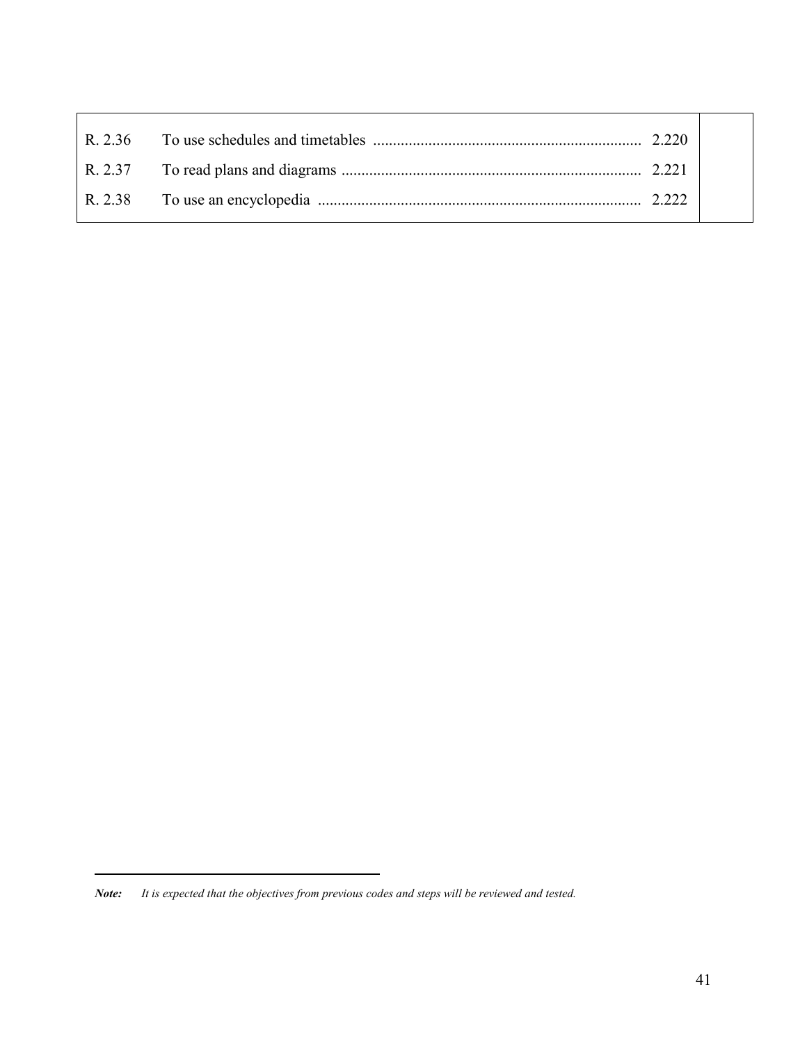| | | | |
|---|---|---|---|
| R. 2.36 | To use schedules and timetables | 2.220 | |
| R. 2.37 | To read plans and diagrams | 2.221 | |
| R. 2.38 | To use an encyclopedia | 2.222 | |

---

***Note:*** *It is expected that the objectives from previous codes and steps will be reviewed and tested.*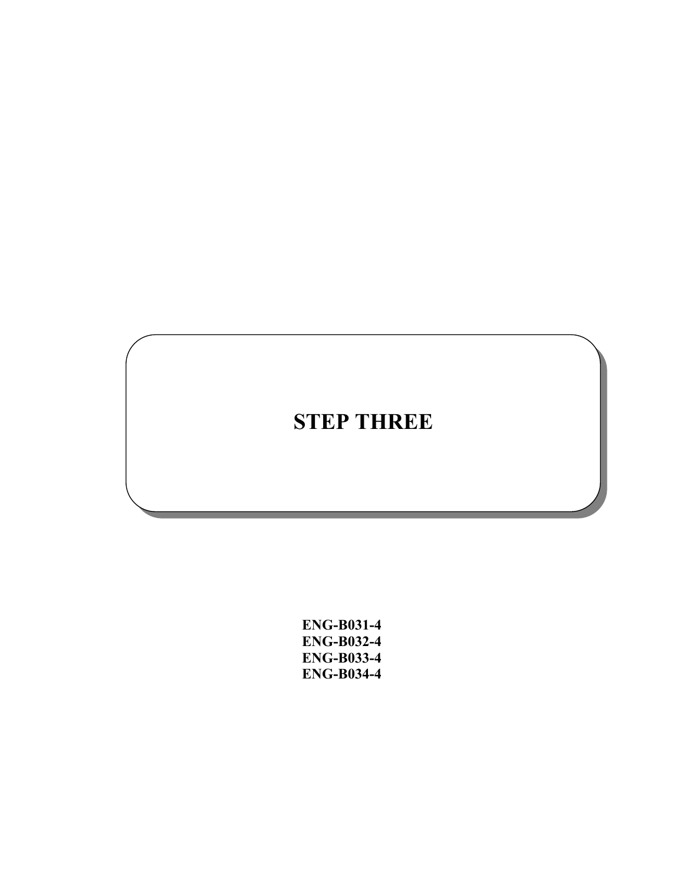# STEP THREE

**ENG-B031-4**
**ENG-B032-4**
**ENG-B033-4**
**ENG-B034-4**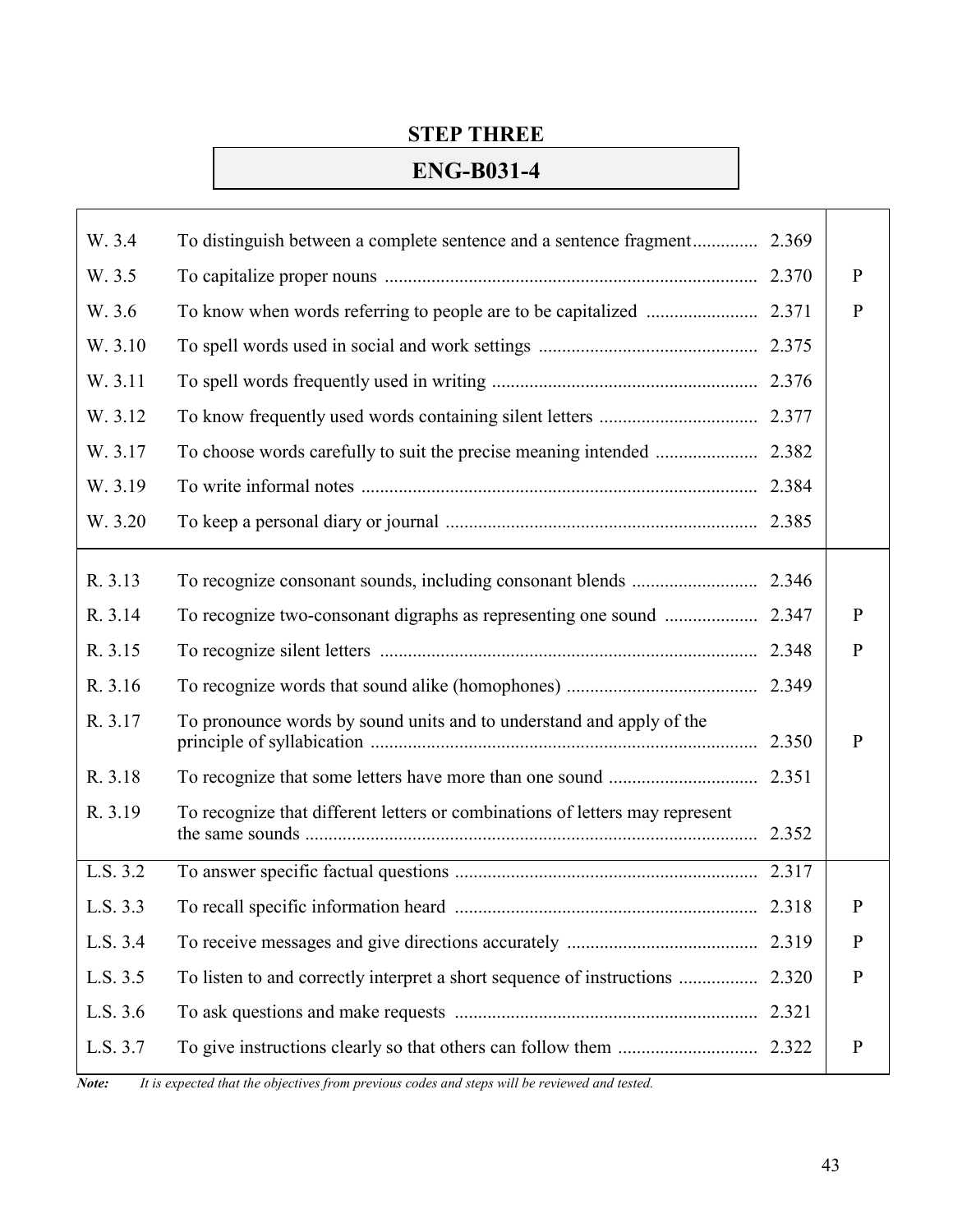## STEP THREE

## ENG-B031-4

| Code | Objective | Page | |
|---|---|---|---|
| W. 3.4 | To distinguish between a complete sentence and a sentence fragment | 2.369 | |
| W. 3.5 | To capitalize proper nouns | 2.370 | P |
| W. 3.6 | To know when words referring to people are to be capitalized | 2.371 | P |
| W. 3.10 | To spell words used in social and work settings | 2.375 | |
| W. 3.11 | To spell words frequently used in writing | 2.376 | |
| W. 3.12 | To know frequently used words containing silent letters | 2.377 | |
| W. 3.17 | To choose words carefully to suit the precise meaning intended | 2.382 | |
| W. 3.19 | To write informal notes | 2.384 | |
| W. 3.20 | To keep a personal diary or journal | 2.385 | |
| R. 3.13 | To recognize consonant sounds, including consonant blends | 2.346 | |
| R. 3.14 | To recognize two-consonant digraphs as representing one sound | 2.347 | P |
| R. 3.15 | To recognize silent letters | 2.348 | P |
| R. 3.16 | To recognize words that sound alike (homophones) | 2.349 | |
| R. 3.17 | To pronounce words by sound units and to understand and apply of the principle of syllabication | 2.350 | P |
| R. 3.18 | To recognize that some letters have more than one sound | 2.351 | |
| R. 3.19 | To recognize that different letters or combinations of letters may represent the same sounds | 2.352 | |
| L.S. 3.2 | To answer specific factual questions | 2.317 | |
| L.S. 3.3 | To recall specific information heard | 2.318 | P |
| L.S. 3.4 | To receive messages and give directions accurately | 2.319 | P |
| L.S. 3.5 | To listen to and correctly interpret a short sequence of instructions | 2.320 | P |
| L.S. 3.6 | To ask questions and make requests | 2.321 | |
| L.S. 3.7 | To give instructions clearly so that others can follow them | 2.322 | P |

***Note:*** *It is expected that the objectives from previous codes and steps will be reviewed and tested.*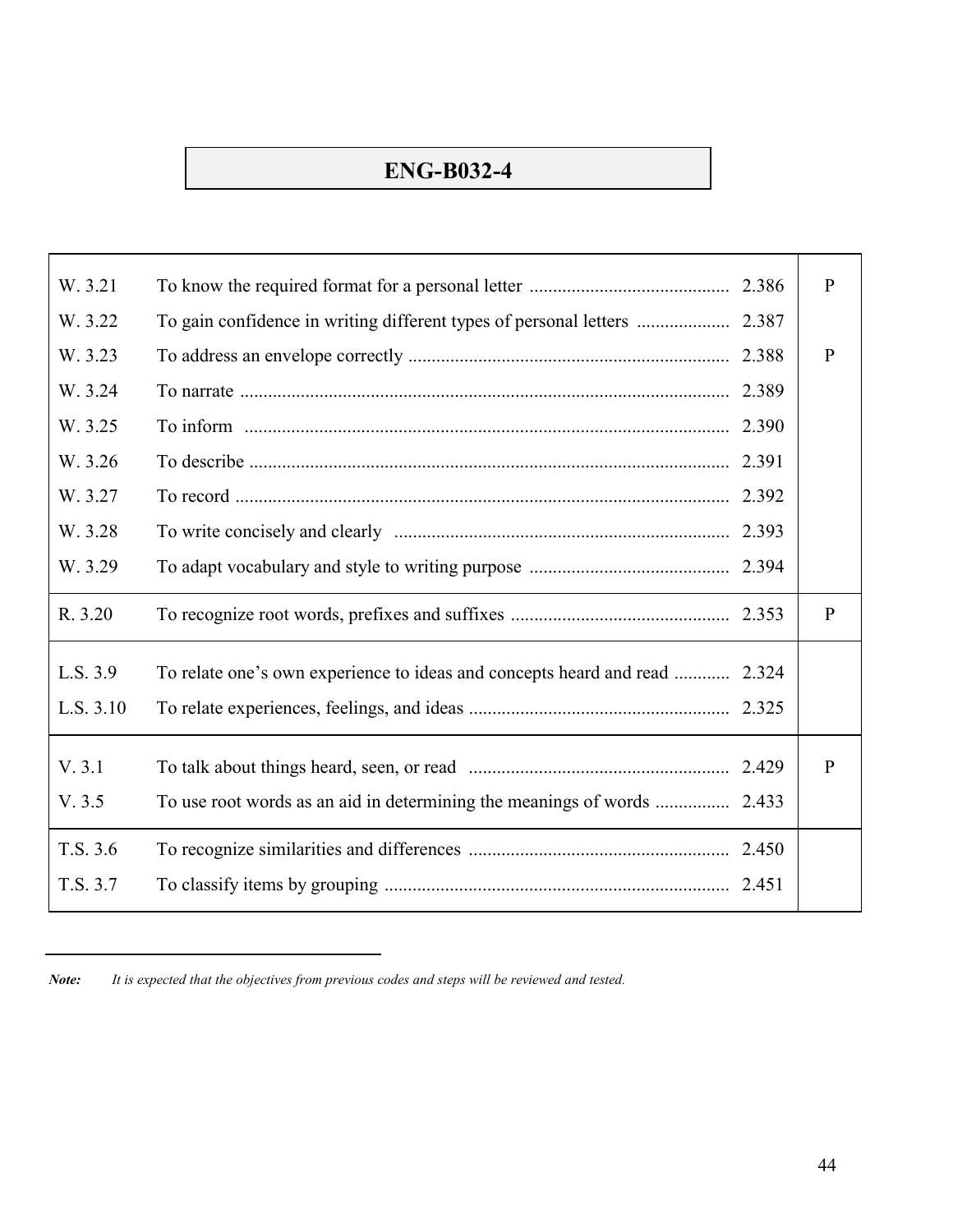## ENG-B032-4

| Code | Objective | Page | |
|---|---|---|---|
| W. 3.21 | To know the required format for a personal letter | 2.386 | P |
| W. 3.22 | To gain confidence in writing different types of personal letters | 2.387 | |
| W. 3.23 | To address an envelope correctly | 2.388 | P |
| W. 3.24 | To narrate | 2.389 | |
| W. 3.25 | To inform | 2.390 | |
| W. 3.26 | To describe | 2.391 | |
| W. 3.27 | To record | 2.392 | |
| W. 3.28 | To write concisely and clearly | 2.393 | |
| W. 3.29 | To adapt vocabulary and style to writing purpose | 2.394 | |
| R. 3.20 | To recognize root words, prefixes and suffixes | 2.353 | P |
| L.S. 3.9 | To relate one's own experience to ideas and concepts heard and read | 2.324 | |
| L.S. 3.10 | To relate experiences, feelings, and ideas | 2.325 | |
| V. 3.1 | To talk about things heard, seen, or read | 2.429 | P |
| V. 3.5 | To use root words as an aid in determining the meanings of words | 2.433 | |
| T.S. 3.6 | To recognize similarities and differences | 2.450 | |
| T.S. 3.7 | To classify items by grouping | 2.451 | |

***Note:*** *It is expected that the objectives from previous codes and steps will be reviewed and tested.*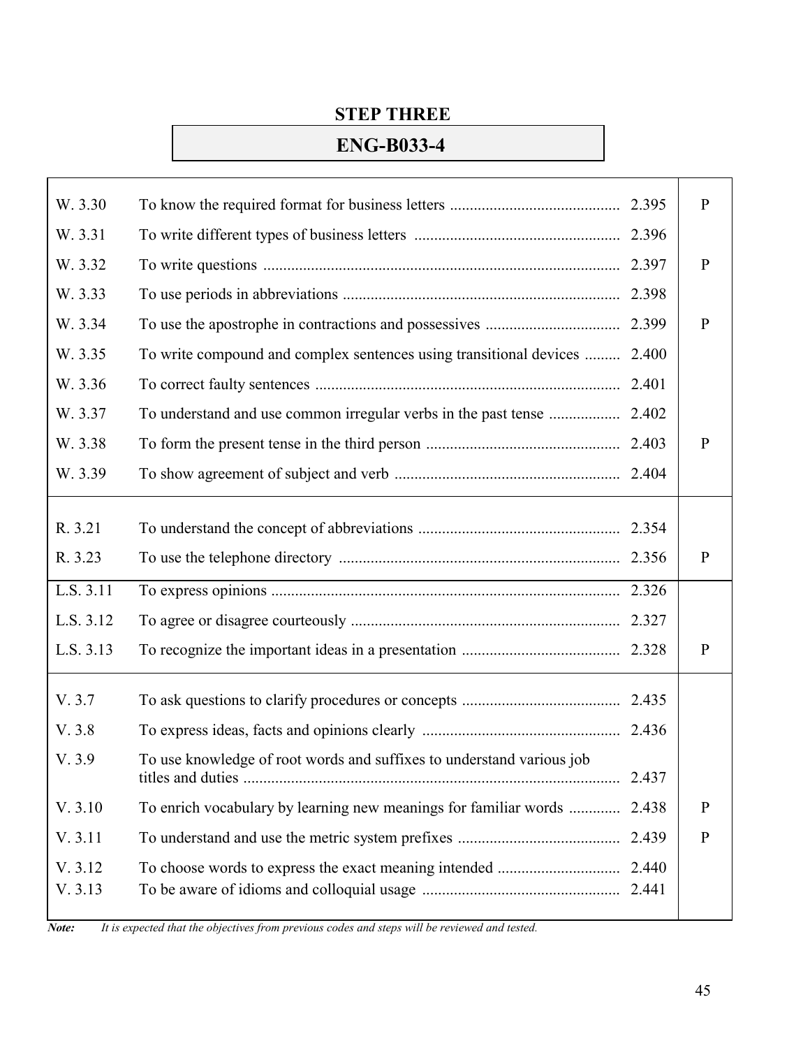## STEP THREE

## ENG-B033-4

| Code | Objective | Page | |
|---|---|---|---|
| W. 3.30 | To know the required format for business letters | 2.395 | P |
| W. 3.31 | To write different types of business letters | 2.396 | |
| W. 3.32 | To write questions | 2.397 | P |
| W. 3.33 | To use periods in abbreviations | 2.398 | |
| W. 3.34 | To use the apostrophe in contractions and possessives | 2.399 | P |
| W. 3.35 | To write compound and complex sentences using transitional devices | 2.400 | |
| W. 3.36 | To correct faulty sentences | 2.401 | |
| W. 3.37 | To understand and use common irregular verbs in the past tense | 2.402 | |
| W. 3.38 | To form the present tense in the third person | 2.403 | P |
| W. 3.39 | To show agreement of subject and verb | 2.404 | |
| R. 3.21 | To understand the concept of abbreviations | 2.354 | |
| R. 3.23 | To use the telephone directory | 2.356 | P |
| L.S. 3.11 | To express opinions | 2.326 | |
| L.S. 3.12 | To agree or disagree courteously | 2.327 | |
| L.S. 3.13 | To recognize the important ideas in a presentation | 2.328 | P |
| V. 3.7 | To ask questions to clarify procedures or concepts | 2.435 | |
| V. 3.8 | To express ideas, facts and opinions clearly | 2.436 | |
| V. 3.9 | To use knowledge of root words and suffixes to understand various job titles and duties | 2.437 | |
| V. 3.10 | To enrich vocabulary by learning new meanings for familiar words | 2.438 | P |
| V. 3.11 | To understand and use the metric system prefixes | 2.439 | P |
| V. 3.12 | To choose words to express the exact meaning intended | 2.440 | |
| V. 3.13 | To be aware of idioms and colloquial usage | 2.441 | |

***Note:*** *It is expected that the objectives from previous codes and steps will be reviewed and tested.*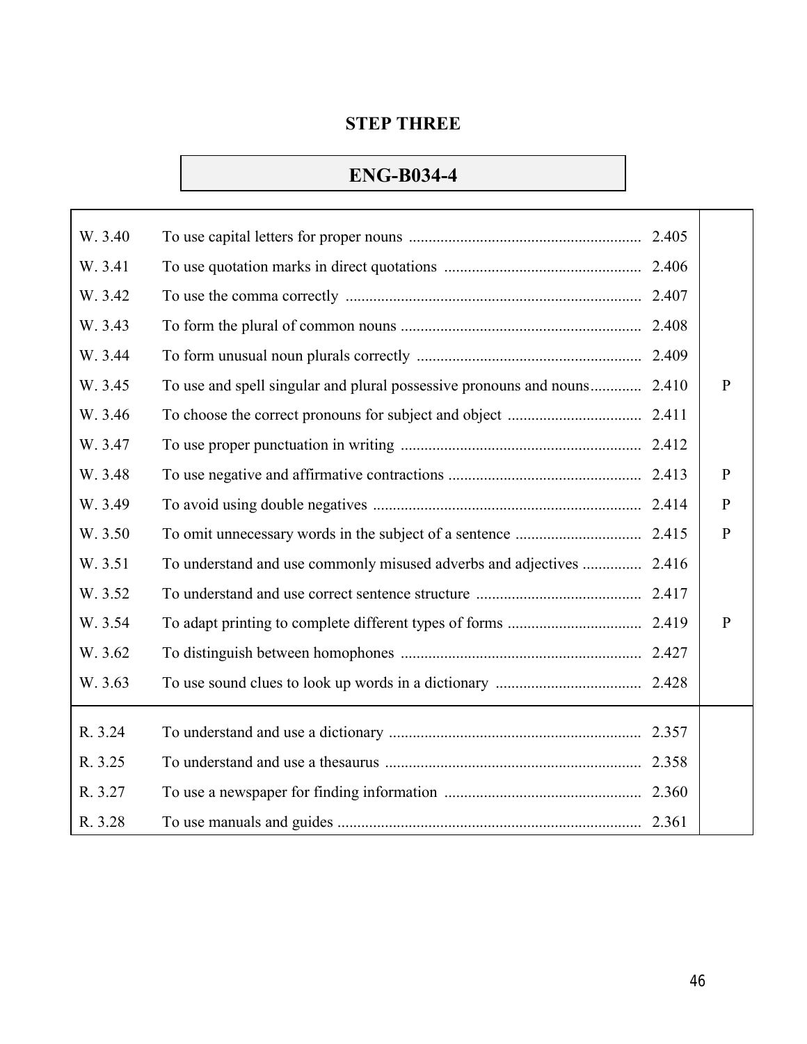## STEP THREE

## ENG-B034-4

| | | | |
|---|---|---|---|
| W. 3.40 | To use capital letters for proper nouns | 2.405 | |
| W. 3.41 | To use quotation marks in direct quotations | 2.406 | |
| W. 3.42 | To use the comma correctly | 2.407 | |
| W. 3.43 | To form the plural of common nouns | 2.408 | |
| W. 3.44 | To form unusual noun plurals correctly | 2.409 | |
| W. 3.45 | To use and spell singular and plural possessive pronouns and nouns | 2.410 | P |
| W. 3.46 | To choose the correct pronouns for subject and object | 2.411 | |
| W. 3.47 | To use proper punctuation in writing | 2.412 | |
| W. 3.48 | To use negative and affirmative contractions | 2.413 | P |
| W. 3.49 | To avoid using double negatives | 2.414 | P |
| W. 3.50 | To omit unnecessary words in the subject of a sentence | 2.415 | P |
| W. 3.51 | To understand and use commonly misused adverbs and adjectives | 2.416 | |
| W. 3.52 | To understand and use correct sentence structure | 2.417 | |
| W. 3.54 | To adapt printing to complete different types of forms | 2.419 | P |
| W. 3.62 | To distinguish between homophones | 2.427 | |
| W. 3.63 | To use sound clues to look up words in a dictionary | 2.428 | |
| R. 3.24 | To understand and use a dictionary | 2.357 | |
| R. 3.25 | To understand and use a thesaurus | 2.358 | |
| R. 3.27 | To use a newspaper for finding information | 2.360 | |
| R. 3.28 | To use manuals and guides | 2.361 | |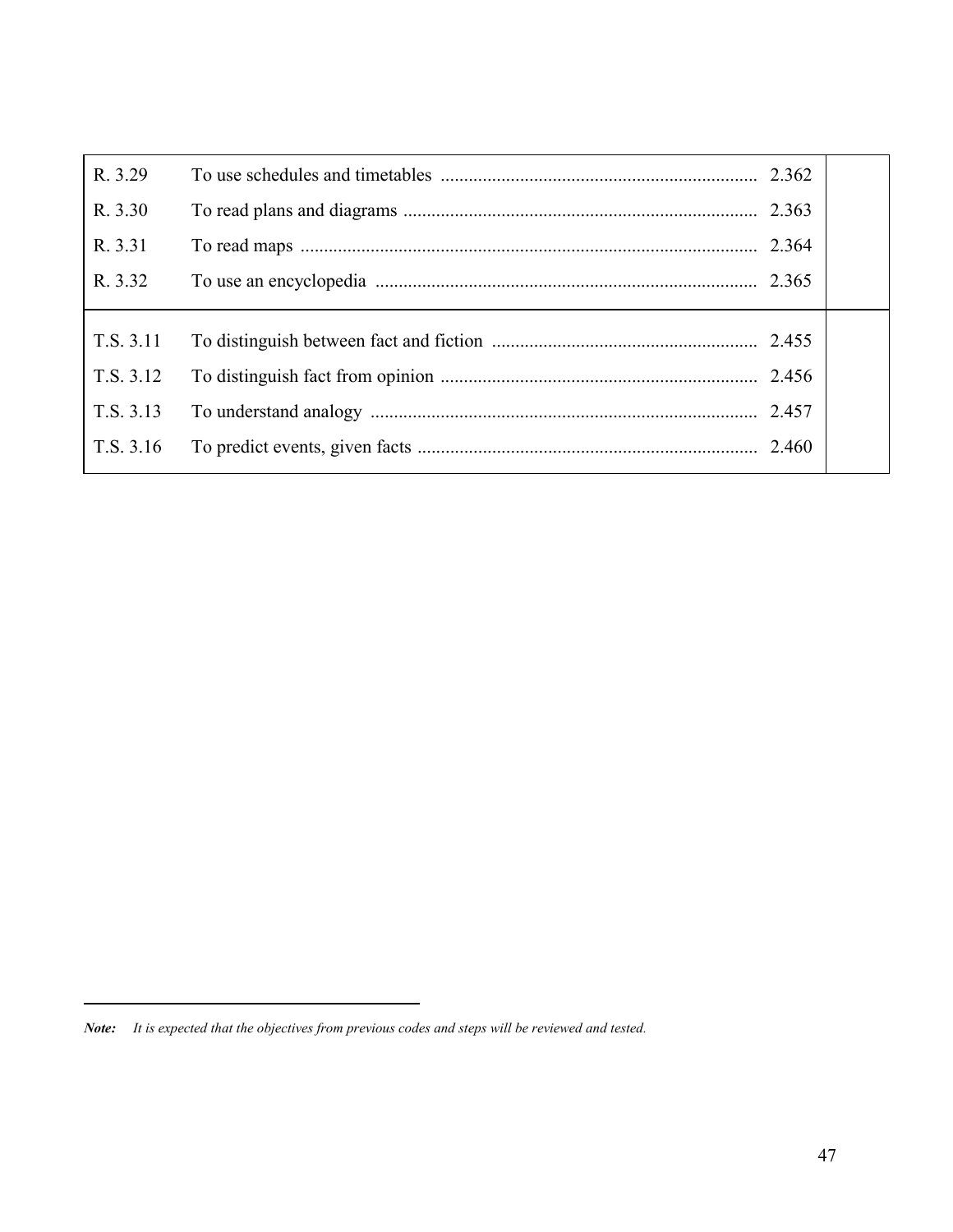| | | | |
|---|---|---|---|
| R. 3.29 | To use schedules and timetables | 2.362 | |
| R. 3.30 | To read plans and diagrams | 2.363 | |
| R. 3.31 | To read maps | 2.364 | |
| R. 3.32 | To use an encyclopedia | 2.365 | |
| T.S. 3.11 | To distinguish between fact and fiction | 2.455 | |
| T.S. 3.12 | To distinguish fact from opinion | 2.456 | |
| T.S. 3.13 | To understand analogy | 2.457 | |
| T.S. 3.16 | To predict events, given facts | 2.460 | |

***Note:*** *It is expected that the objectives from previous codes and steps will be reviewed and tested.*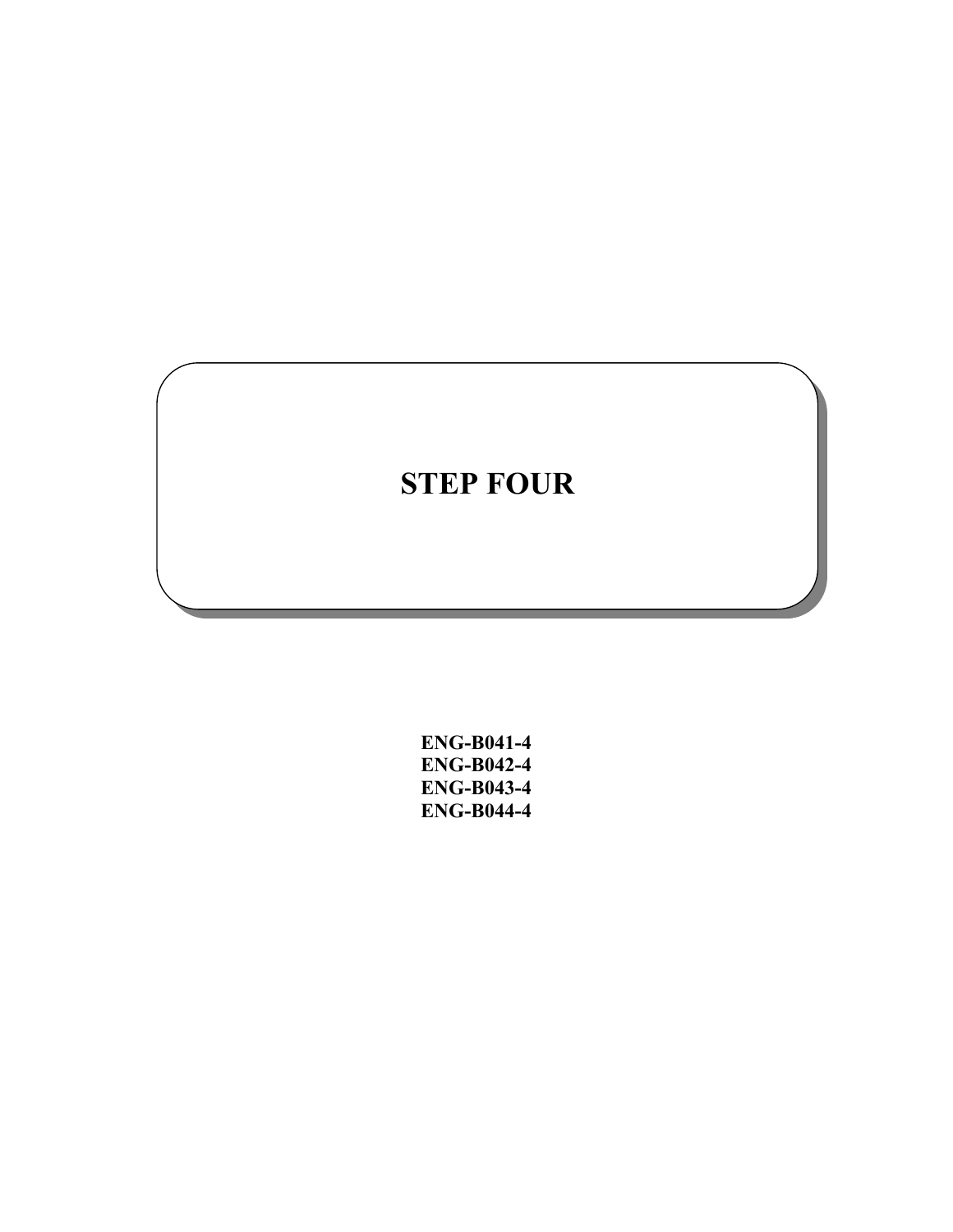# STEP FOUR

**ENG-B041-4**
**ENG-B042-4**
**ENG-B043-4**
**ENG-B044-4**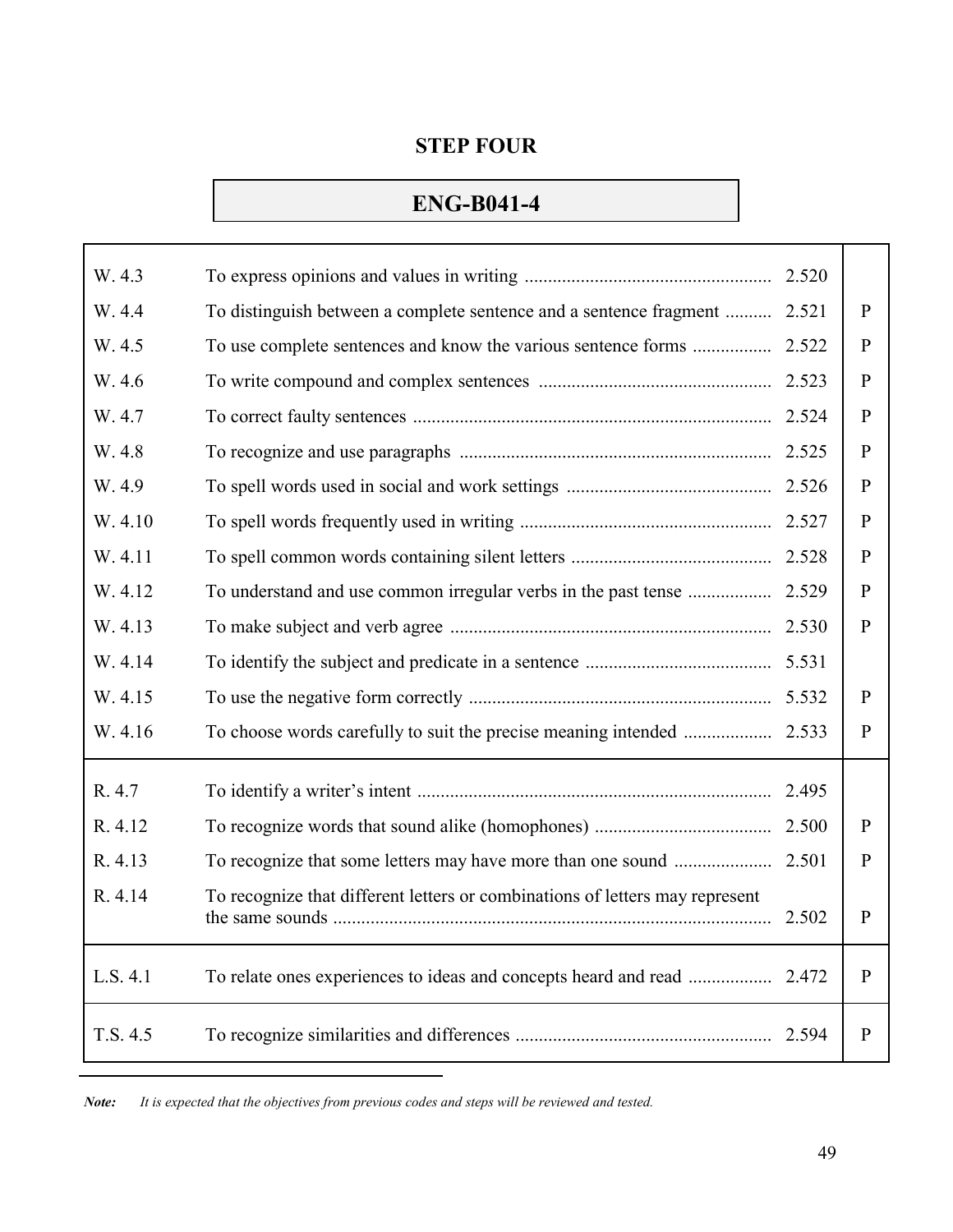## STEP FOUR

## ENG-B041-4

| Code | Objective | Page | |
|---|---|---|---|
| W. 4.3 | To express opinions and values in writing | 2.520 | |
| W. 4.4 | To distinguish between a complete sentence and a sentence fragment | 2.521 | P |
| W. 4.5 | To use complete sentences and know the various sentence forms | 2.522 | P |
| W. 4.6 | To write compound and complex sentences | 2.523 | P |
| W. 4.7 | To correct faulty sentences | 2.524 | P |
| W. 4.8 | To recognize and use paragraphs | 2.525 | P |
| W. 4.9 | To spell words used in social and work settings | 2.526 | P |
| W. 4.10 | To spell words frequently used in writing | 2.527 | P |
| W. 4.11 | To spell common words containing silent letters | 2.528 | P |
| W. 4.12 | To understand and use common irregular verbs in the past tense | 2.529 | P |
| W. 4.13 | To make subject and verb agree | 2.530 | P |
| W. 4.14 | To identify the subject and predicate in a sentence | 5.531 | |
| W. 4.15 | To use the negative form correctly | 5.532 | P |
| W. 4.16 | To choose words carefully to suit the precise meaning intended | 2.533 | P |
| R. 4.7 | To identify a writer's intent | 2.495 | |
| R. 4.12 | To recognize words that sound alike (homophones) | 2.500 | P |
| R. 4.13 | To recognize that some letters may have more than one sound | 2.501 | P |
| R. 4.14 | To recognize that different letters or combinations of letters may represent the same sounds | 2.502 | P |
| L.S. 4.1 | To relate ones experiences to ideas and concepts heard and read | 2.472 | P |
| T.S. 4.5 | To recognize similarities and differences | 2.594 | P |

***Note:*** *It is expected that the objectives from previous codes and steps will be reviewed and tested.*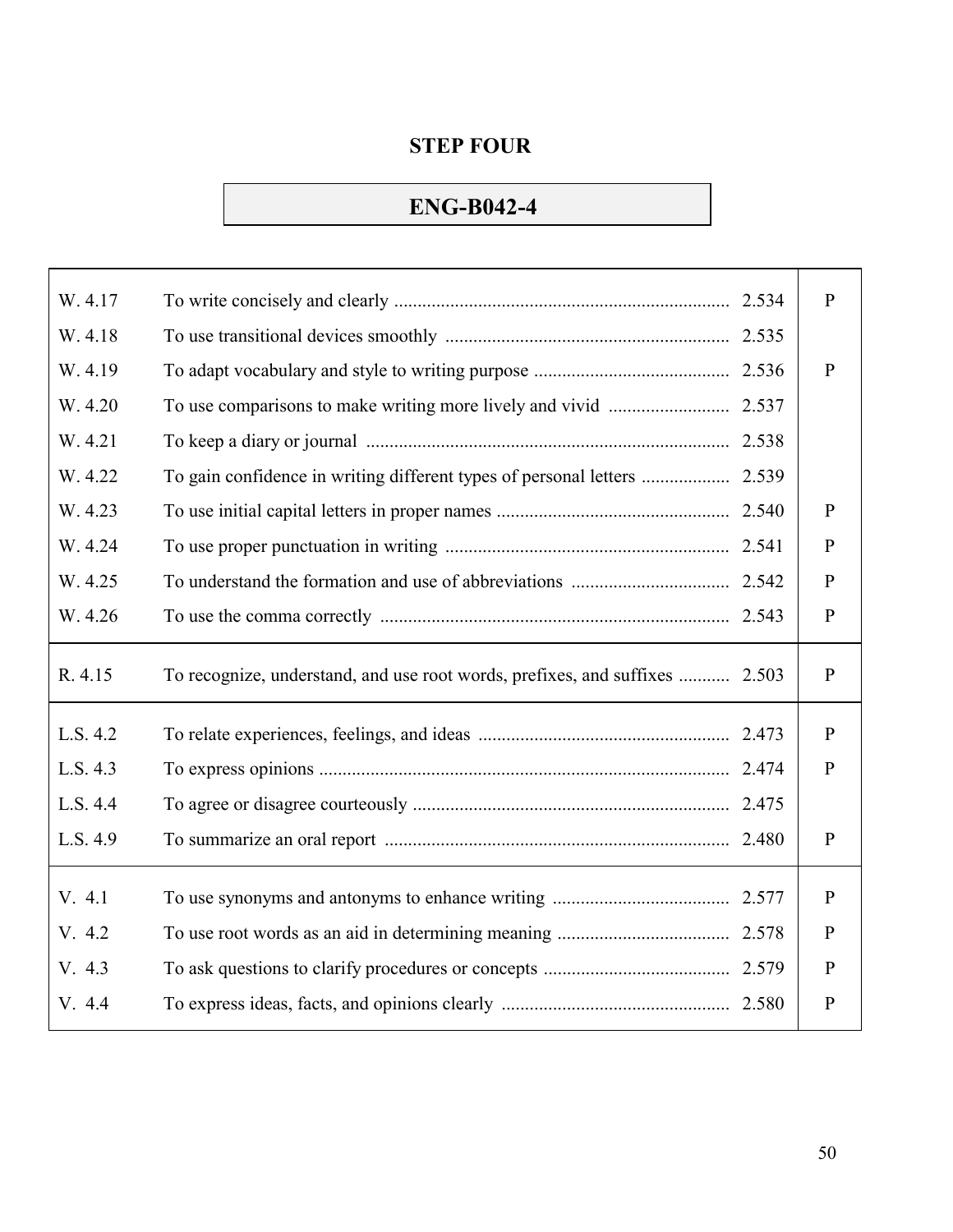## STEP FOUR

### ENG-B042-4

| Code | Objective | Number | |
|---|---|---|---|
| W. 4.17 | To write concisely and clearly | 2.534 | P |
| W. 4.18 | To use transitional devices smoothly | 2.535 | |
| W. 4.19 | To adapt vocabulary and style to writing purpose | 2.536 | P |
| W. 4.20 | To use comparisons to make writing more lively and vivid | 2.537 | |
| W. 4.21 | To keep a diary or journal | 2.538 | |
| W. 4.22 | To gain confidence in writing different types of personal letters | 2.539 | |
| W. 4.23 | To use initial capital letters in proper names | 2.540 | P |
| W. 4.24 | To use proper punctuation in writing | 2.541 | P |
| W. 4.25 | To understand the formation and use of abbreviations | 2.542 | P |
| W. 4.26 | To use the comma correctly | 2.543 | P |
| R. 4.15 | To recognize, understand, and use root words, prefixes, and suffixes | 2.503 | P |
| L.S. 4.2 | To relate experiences, feelings, and ideas | 2.473 | P |
| L.S. 4.3 | To express opinions | 2.474 | P |
| L.S. 4.4 | To agree or disagree courteously | 2.475 | |
| L.S. 4.9 | To summarize an oral report | 2.480 | P |
| V. 4.1 | To use synonyms and antonyms to enhance writing | 2.577 | P |
| V. 4.2 | To use root words as an aid in determining meaning | 2.578 | P |
| V. 4.3 | To ask questions to clarify procedures or concepts | 2.579 | P |
| V. 4.4 | To express ideas, facts, and opinions clearly | 2.580 | P |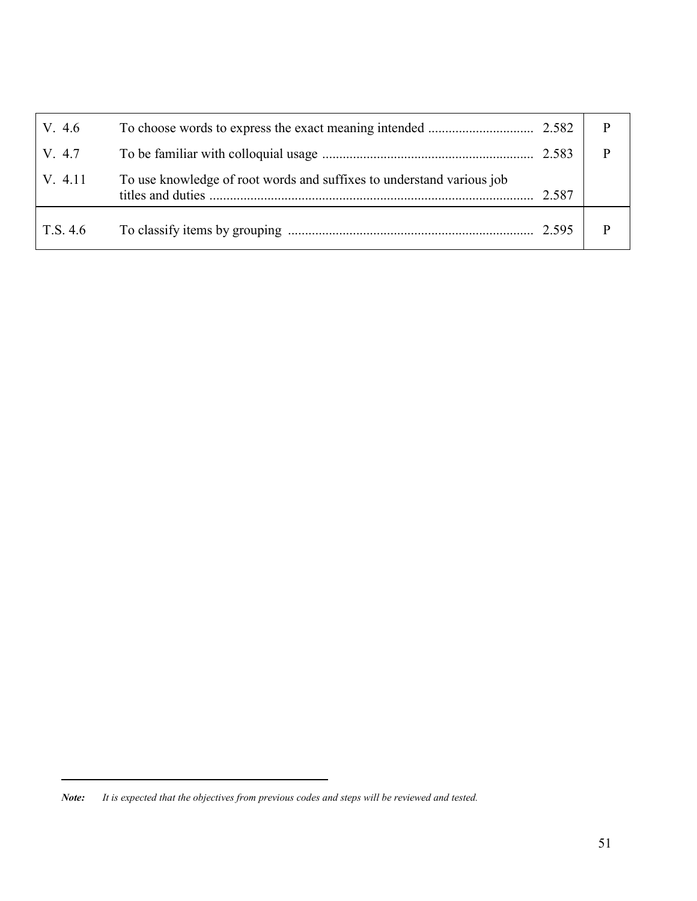| | | | |
|---|---|---|---|
| V. 4.6 | To choose words to express the exact meaning intended | 2.582 | P |
| V. 4.7 | To be familiar with colloquial usage | 2.583 | P |
| V. 4.11 | To use knowledge of root words and suffixes to understand various job titles and duties | 2.587 | |
| T.S. 4.6 | To classify items by grouping | 2.595 | P |

***Note:*** *It is expected that the objectives from previous codes and steps will be reviewed and tested.*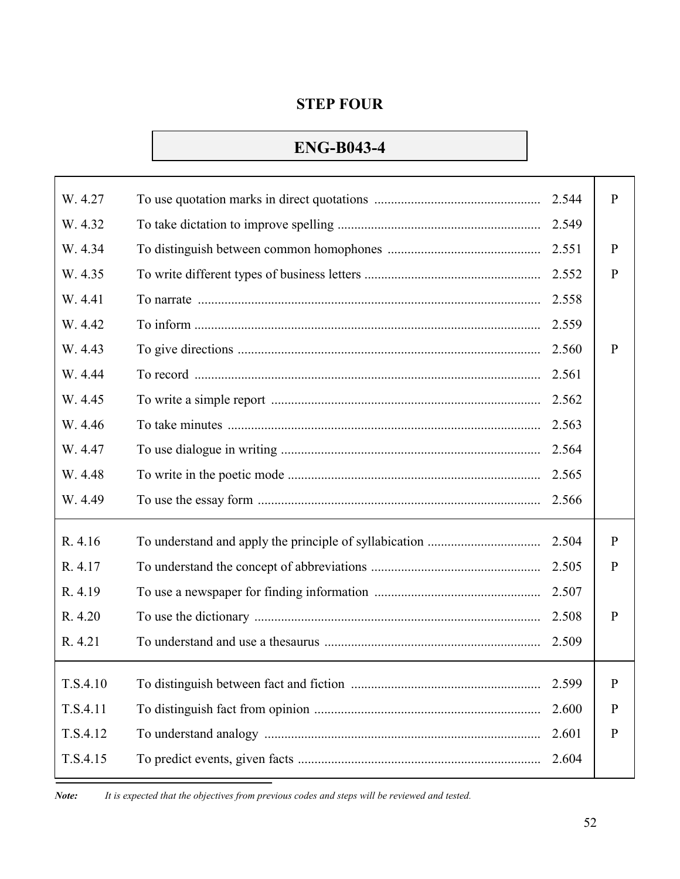## STEP FOUR

### ENG-B043-4

| Code | Objective | Page | |
|---|---|---|---|
| W. 4.27 | To use quotation marks in direct quotations | 2.544 | P |
| W. 4.32 | To take dictation to improve spelling | 2.549 | |
| W. 4.34 | To distinguish between common homophones | 2.551 | P |
| W. 4.35 | To write different types of business letters | 2.552 | P |
| W. 4.41 | To narrate | 2.558 | |
| W. 4.42 | To inform | 2.559 | |
| W. 4.43 | To give directions | 2.560 | P |
| W. 4.44 | To record | 2.561 | |
| W. 4.45 | To write a simple report | 2.562 | |
| W. 4.46 | To take minutes | 2.563 | |
| W. 4.47 | To use dialogue in writing | 2.564 | |
| W. 4.48 | To write in the poetic mode | 2.565 | |
| W. 4.49 | To use the essay form | 2.566 | |
| R. 4.16 | To understand and apply the principle of syllabication | 2.504 | P |
| R. 4.17 | To understand the concept of abbreviations | 2.505 | P |
| R. 4.19 | To use a newspaper for finding information | 2.507 | |
| R. 4.20 | To use the dictionary | 2.508 | P |
| R. 4.21 | To understand and use a thesaurus | 2.509 | |
| T.S.4.10 | To distinguish between fact and fiction | 2.599 | P |
| T.S.4.11 | To distinguish fact from opinion | 2.600 | P |
| T.S.4.12 | To understand analogy | 2.601 | P |
| T.S.4.15 | To predict events, given facts | 2.604 | |

***Note:*** *It is expected that the objectives from previous codes and steps will be reviewed and tested.*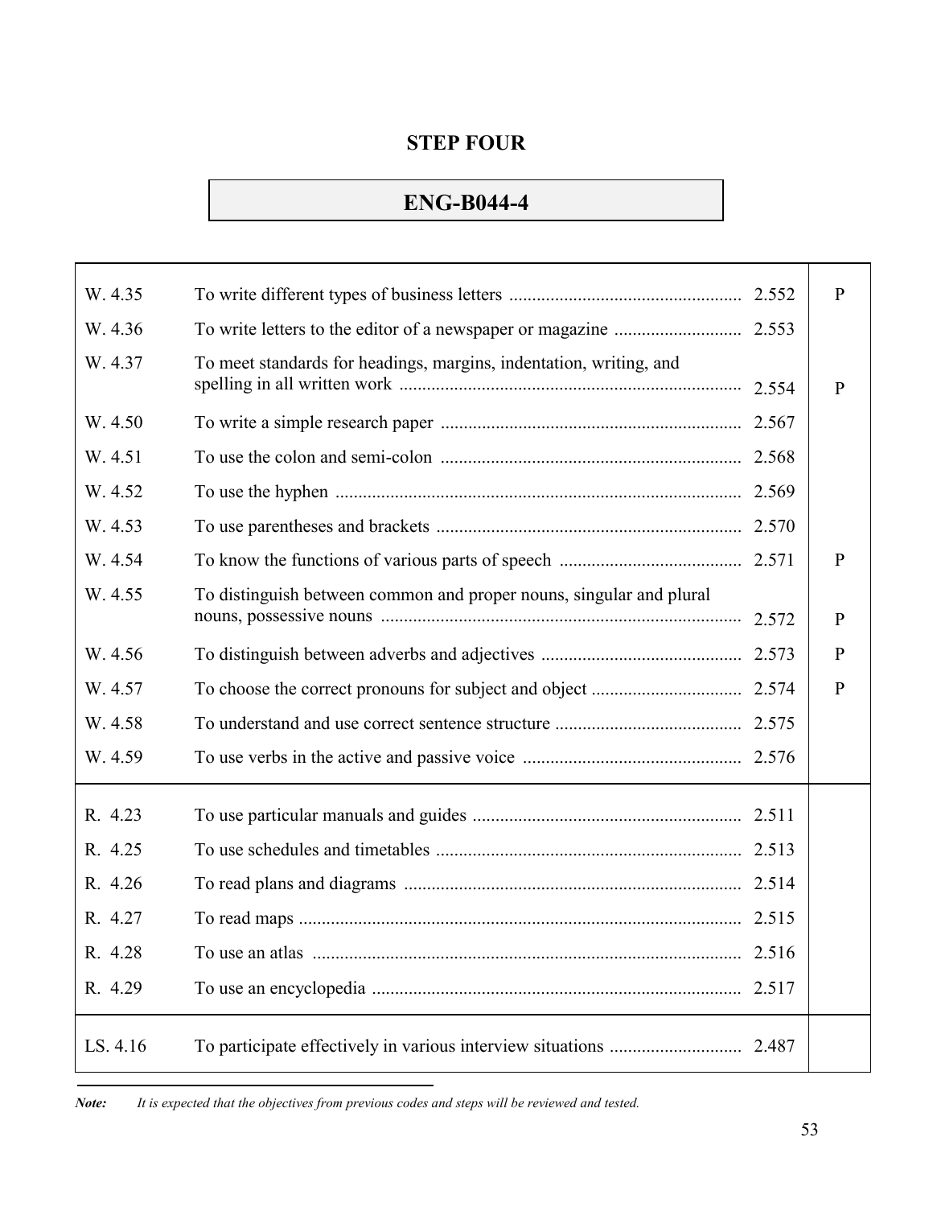## STEP FOUR

## ENG-B044-4

| Code | Objective | Reference | |
|---|---|---|---|
| W. 4.35 | To write different types of business letters | 2.552 | P |
| W. 4.36 | To write letters to the editor of a newspaper or magazine | 2.553 | |
| W. 4.37 | To meet standards for headings, margins, indentation, writing, and spelling in all written work | 2.554 | P |
| W. 4.50 | To write a simple research paper | 2.567 | |
| W. 4.51 | To use the colon and semi-colon | 2.568 | |
| W. 4.52 | To use the hyphen | 2.569 | |
| W. 4.53 | To use parentheses and brackets | 2.570 | |
| W. 4.54 | To know the functions of various parts of speech | 2.571 | P |
| W. 4.55 | To distinguish between common and proper nouns, singular and plural nouns, possessive nouns | 2.572 | P |
| W. 4.56 | To distinguish between adverbs and adjectives | 2.573 | P |
| W. 4.57 | To choose the correct pronouns for subject and object | 2.574 | P |
| W. 4.58 | To understand and use correct sentence structure | 2.575 | |
| W. 4.59 | To use verbs in the active and passive voice | 2.576 | |
| R. 4.23 | To use particular manuals and guides | 2.511 | |
| R. 4.25 | To use schedules and timetables | 2.513 | |
| R. 4.26 | To read plans and diagrams | 2.514 | |
| R. 4.27 | To read maps | 2.515 | |
| R. 4.28 | To use an atlas | 2.516 | |
| R. 4.29 | To use an encyclopedia | 2.517 | |
| LS. 4.16 | To participate effectively in various interview situations | 2.487 | |

***Note:*** *It is expected that the objectives from previous codes and steps will be reviewed and tested.*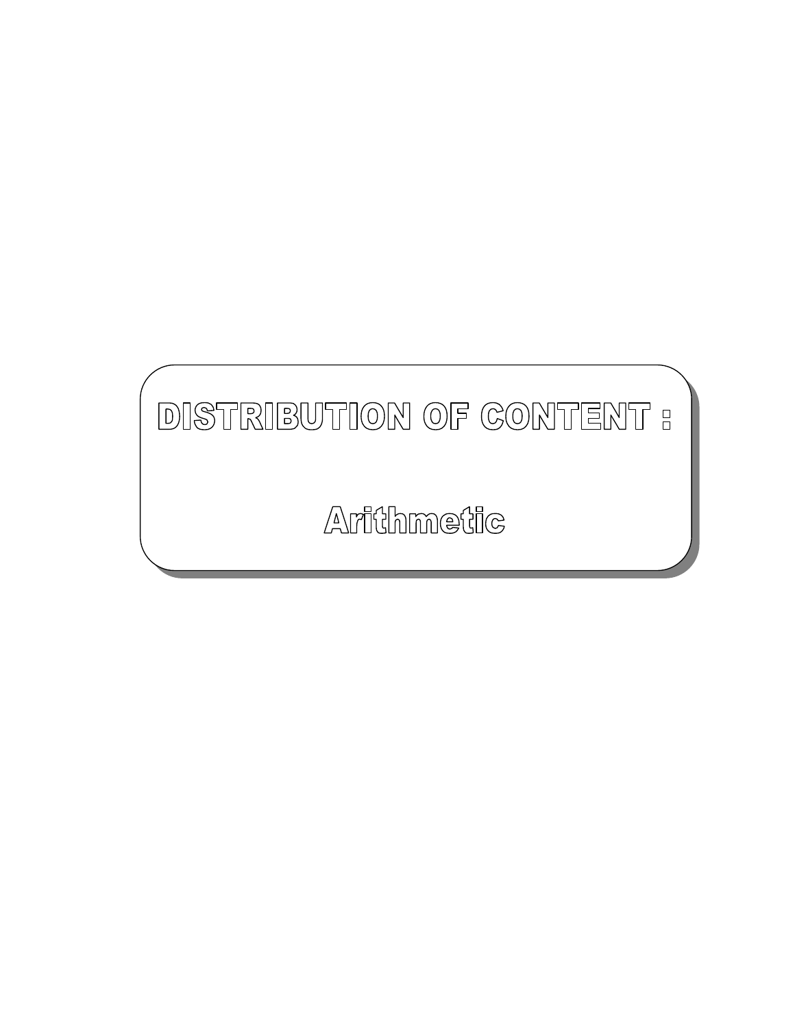# DISTRIBUTION OF CONTENT :

## Arithmetic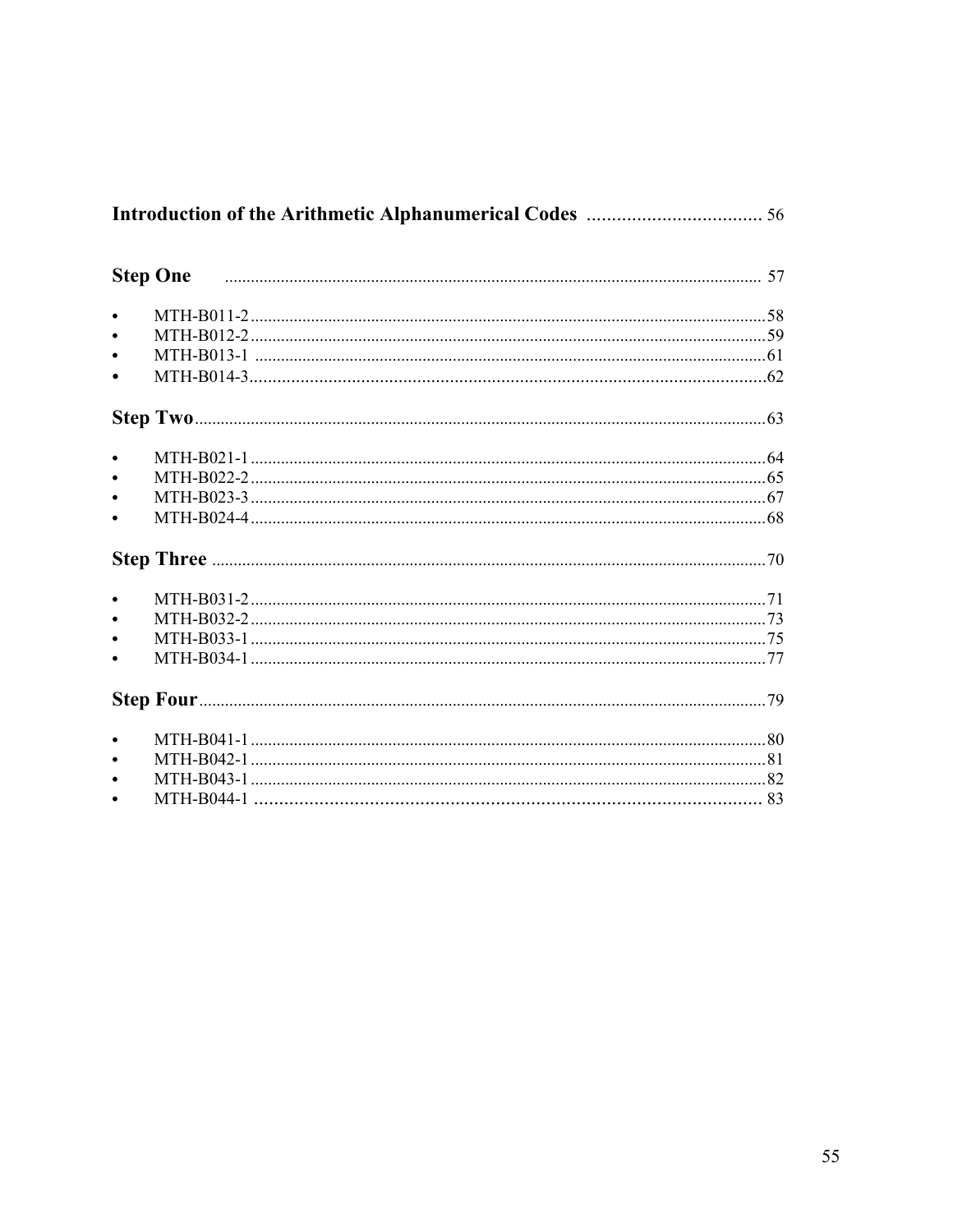**Introduction of the Arithmetic Alphanumerical Codes** .................................. 56

**Step One** .................................................................................................... 57

- MTH-B011-2 .................................................................................................... 58
- MTH-B012-2 .................................................................................................... 59
- MTH-B013-1 .................................................................................................... 61
- MTH-B014-3 .................................................................................................... 62

**Step Two** .................................................................................................... 63

- MTH-B021-1 .................................................................................................... 64
- MTH-B022-2 .................................................................................................... 65
- MTH-B023-3 .................................................................................................... 67
- MTH-B024-4 .................................................................................................... 68

**Step Three** .................................................................................................... 70

- MTH-B031-2 .................................................................................................... 71
- MTH-B032-2 .................................................................................................... 73
- MTH-B033-1 .................................................................................................... 75
- MTH-B034-1 .................................................................................................... 77

**Step Four** .................................................................................................... 79

- MTH-B041-1 .................................................................................................... 80
- MTH-B042-1 .................................................................................................... 81
- MTH-B043-1 .................................................................................................... 82
- MTH-B044-1 .................................................................................................... 83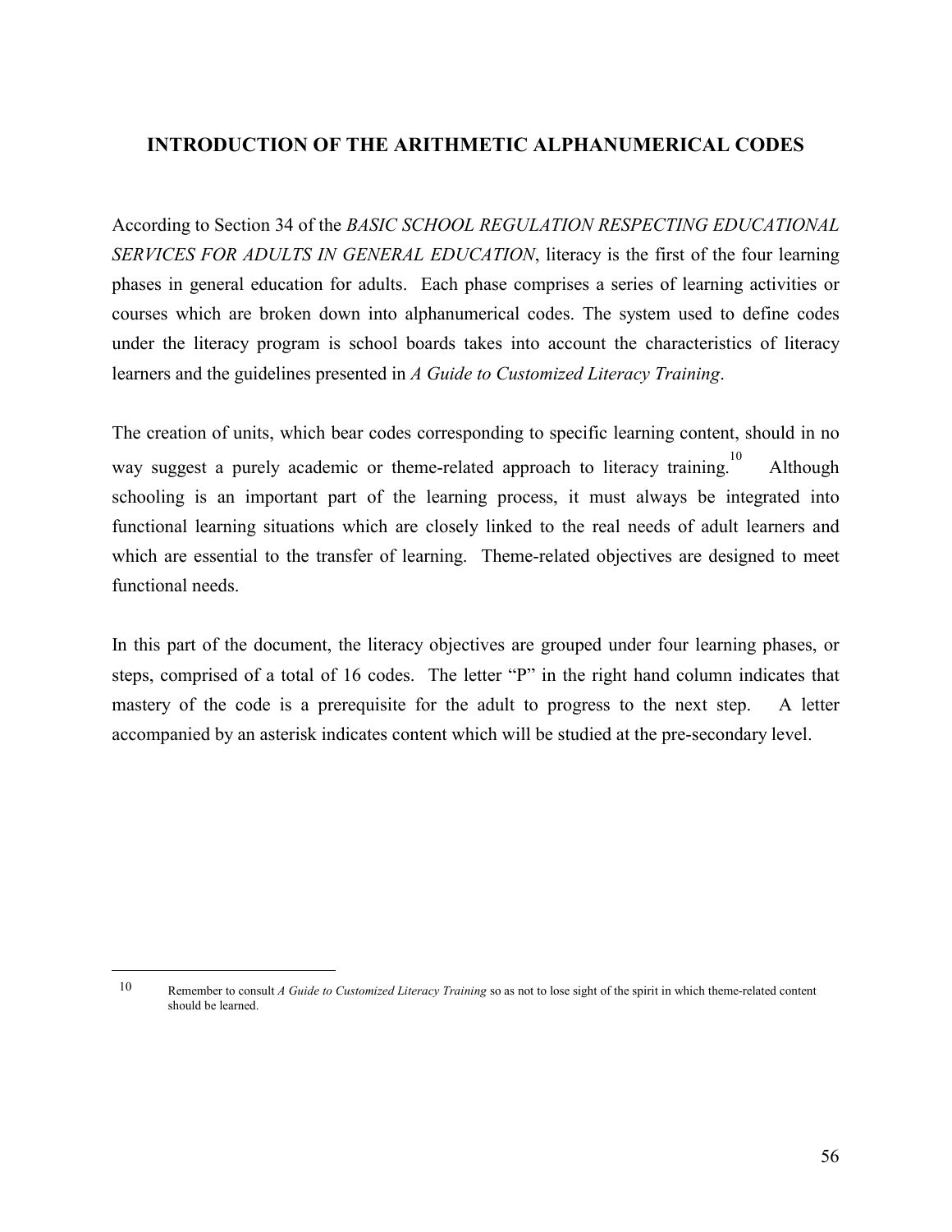## INTRODUCTION OF THE ARITHMETIC ALPHANUMERICAL CODES

According to Section 34 of the *BASIC SCHOOL REGULATION RESPECTING EDUCATIONAL SERVICES FOR ADULTS IN GENERAL EDUCATION*, literacy is the first of the four learning phases in general education for adults. Each phase comprises a series of learning activities or courses which are broken down into alphanumerical codes. The system used to define codes under the literacy program is school boards takes into account the characteristics of literacy learners and the guidelines presented in *A Guide to Customized Literacy Training*.

The creation of units, which bear codes corresponding to specific learning content, should in no way suggest a purely academic or theme-related approach to literacy training.[10] Although schooling is an important part of the learning process, it must always be integrated into functional learning situations which are closely linked to the real needs of adult learners and which are essential to the transfer of learning. Theme-related objectives are designed to meet functional needs.

In this part of the document, the literacy objectives are grouped under four learning phases, or steps, comprised of a total of 16 codes. The letter "P" in the right hand column indicates that mastery of the code is a prerequisite for the adult to progress to the next step. A letter accompanied by an asterisk indicates content which will be studied at the pre-secondary level.

---

[10] Remember to consult *A Guide to Customized Literacy Training* so as not to lose sight of the spirit in which theme-related content should be learned.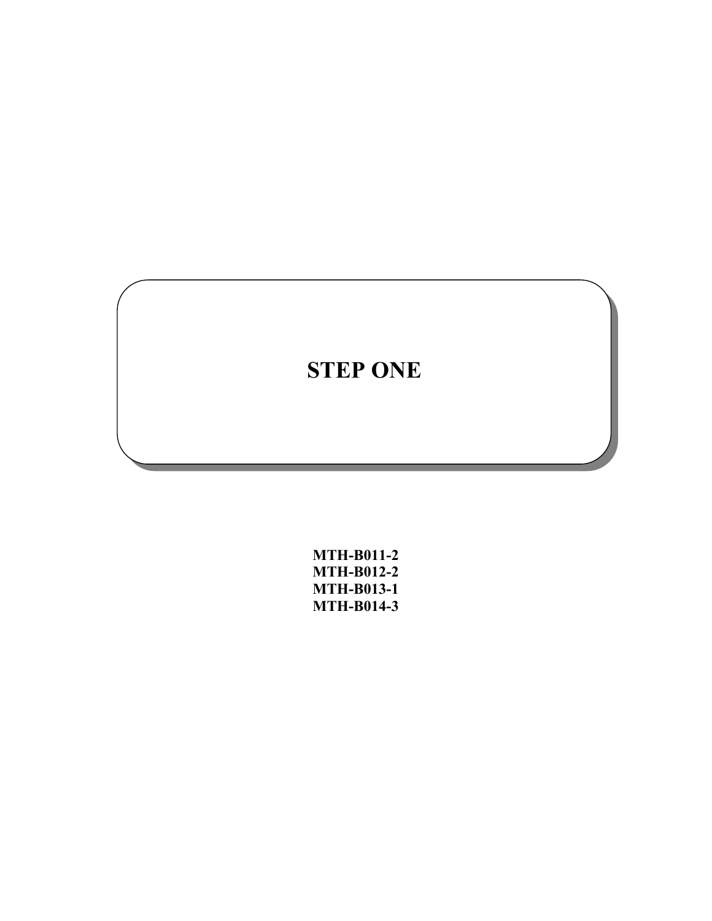# STEP ONE

**MTH-B011-2**
**MTH-B012-2**
**MTH-B013-1**
**MTH-B014-3**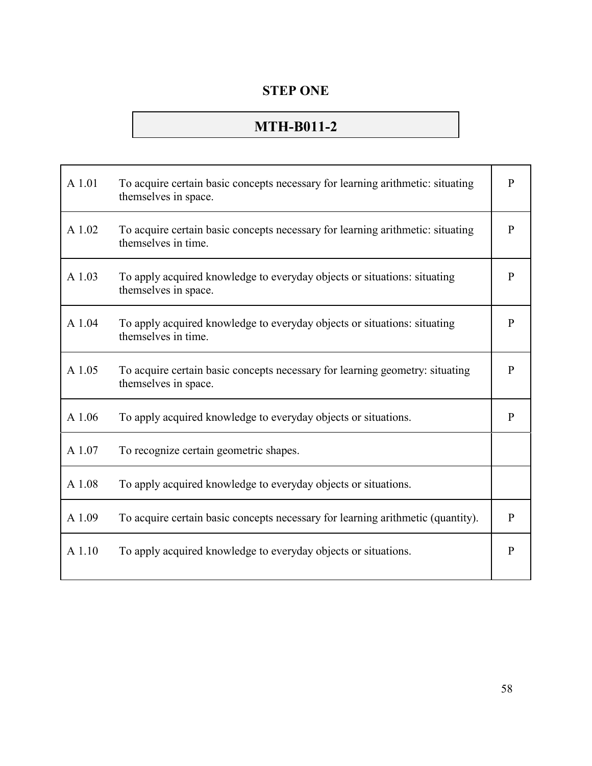## STEP ONE

## MTH-B011-2

| | | |
|---|---|---|
| A 1.01 | To acquire certain basic concepts necessary for learning arithmetic: situating themselves in space. | P |
| A 1.02 | To acquire certain basic concepts necessary for learning arithmetic: situating themselves in time. | P |
| A 1.03 | To apply acquired knowledge to everyday objects or situations: situating themselves in space. | P |
| A 1.04 | To apply acquired knowledge to everyday objects or situations: situating themselves in time. | P |
| A 1.05 | To acquire certain basic concepts necessary for learning geometry: situating themselves in space. | P |
| A 1.06 | To apply acquired knowledge to everyday objects or situations. | P |
| A 1.07 | To recognize certain geometric shapes. | |
| A 1.08 | To apply acquired knowledge to everyday objects or situations. | |
| A 1.09 | To acquire certain basic concepts necessary for learning arithmetic (quantity). | P |
| A 1.10 | To apply acquired knowledge to everyday objects or situations. | P |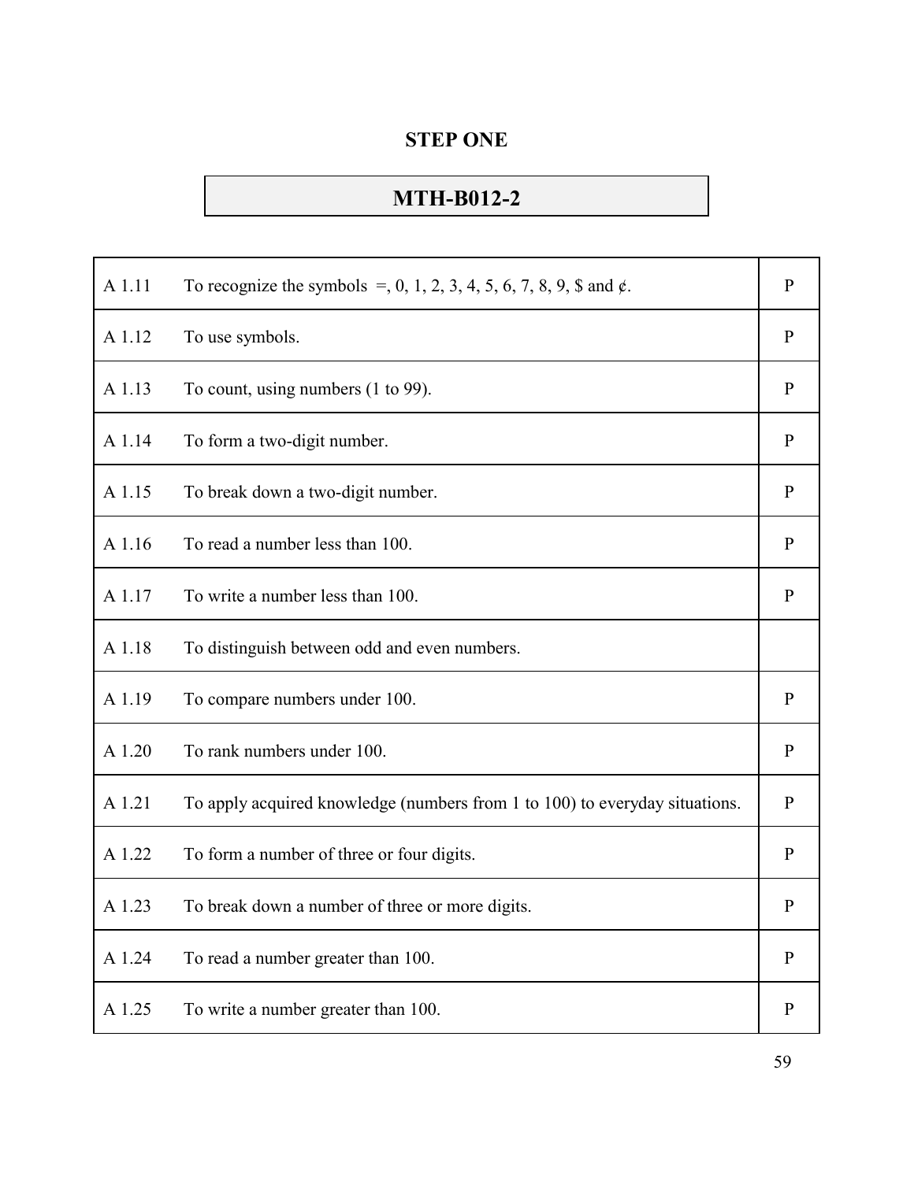## STEP ONE

## MTH-B012-2

| | | |
|---|---|---|
| A 1.11 | To recognize the symbols =, 0, 1, 2, 3, 4, 5, 6, 7, 8, 9, $ and ¢. | P |
| A 1.12 | To use symbols. | P |
| A 1.13 | To count, using numbers (1 to 99). | P |
| A 1.14 | To form a two-digit number. | P |
| A 1.15 | To break down a two-digit number. | P |
| A 1.16 | To read a number less than 100. | P |
| A 1.17 | To write a number less than 100. | P |
| A 1.18 | To distinguish between odd and even numbers. | |
| A 1.19 | To compare numbers under 100. | P |
| A 1.20 | To rank numbers under 100. | P |
| A 1.21 | To apply acquired knowledge (numbers from 1 to 100) to everyday situations. | P |
| A 1.22 | To form a number of three or four digits. | P |
| A 1.23 | To break down a number of three or more digits. | P |
| A 1.24 | To read a number greater than 100. | P |
| A 1.25 | To write a number greater than 100. | P |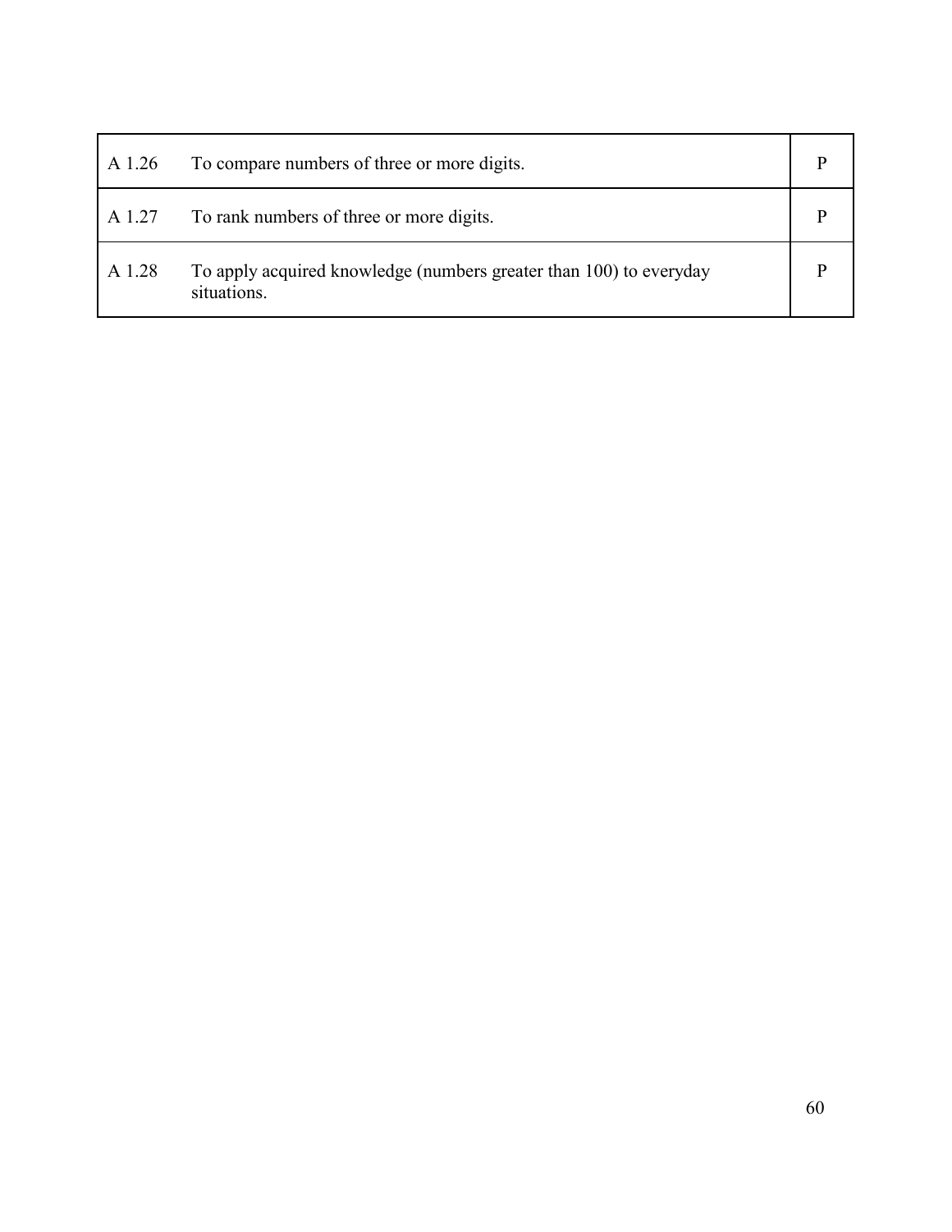| | | |
|---|---|---|
| A 1.26 | To compare numbers of three or more digits. | P |
| A 1.27 | To rank numbers of three or more digits. | P |
| A 1.28 | To apply acquired knowledge (numbers greater than 100) to everyday situations. | P |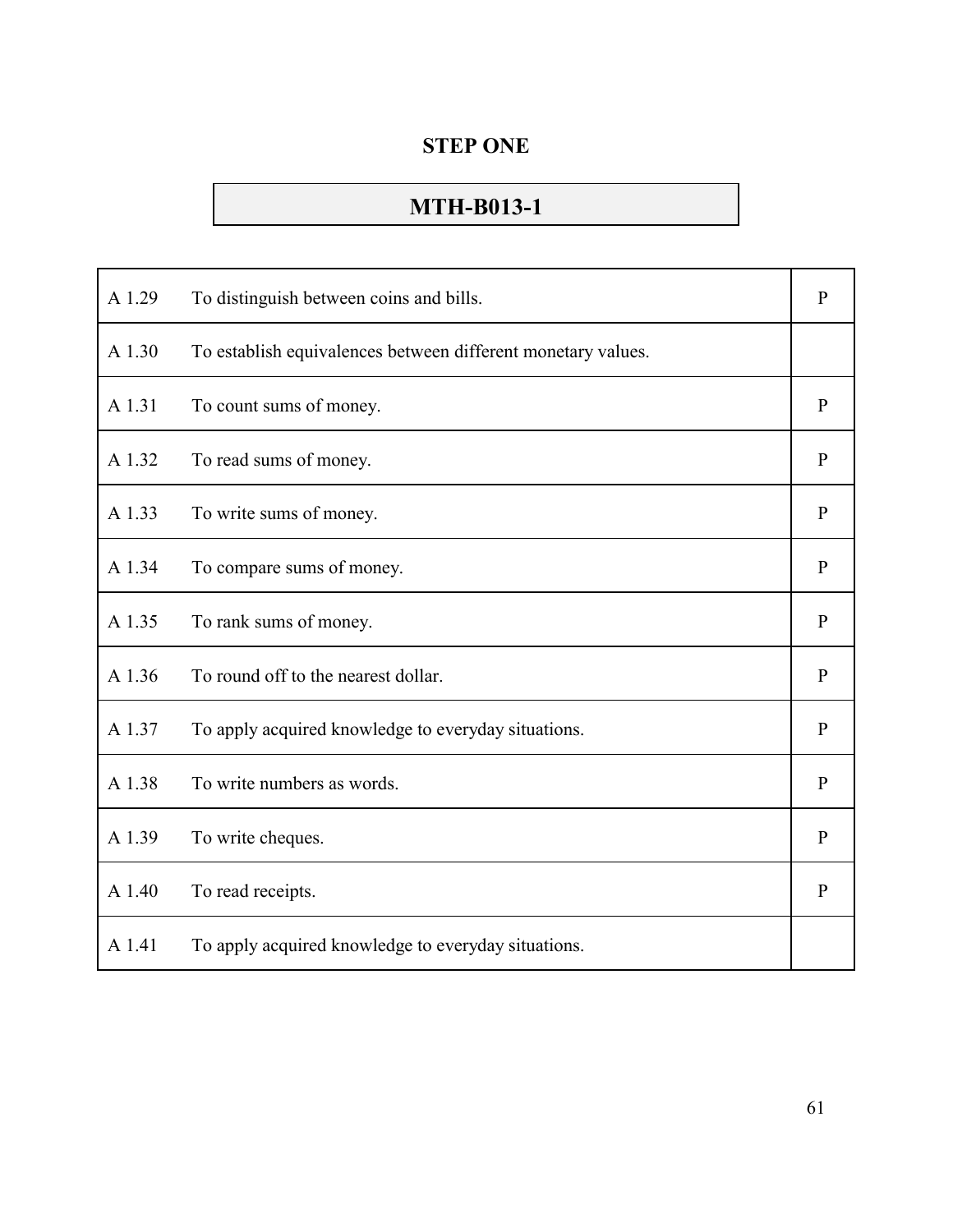## STEP ONE

## MTH-B013-1

| | | |
|---|---|---|
| A 1.29 | To distinguish between coins and bills. | P |
| A 1.30 | To establish equivalences between different monetary values. | |
| A 1.31 | To count sums of money. | P |
| A 1.32 | To read sums of money. | P |
| A 1.33 | To write sums of money. | P |
| A 1.34 | To compare sums of money. | P |
| A 1.35 | To rank sums of money. | P |
| A 1.36 | To round off to the nearest dollar. | P |
| A 1.37 | To apply acquired knowledge to everyday situations. | P |
| A 1.38 | To write numbers as words. | P |
| A 1.39 | To write cheques. | P |
| A 1.40 | To read receipts. | P |
| A 1.41 | To apply acquired knowledge to everyday situations. | |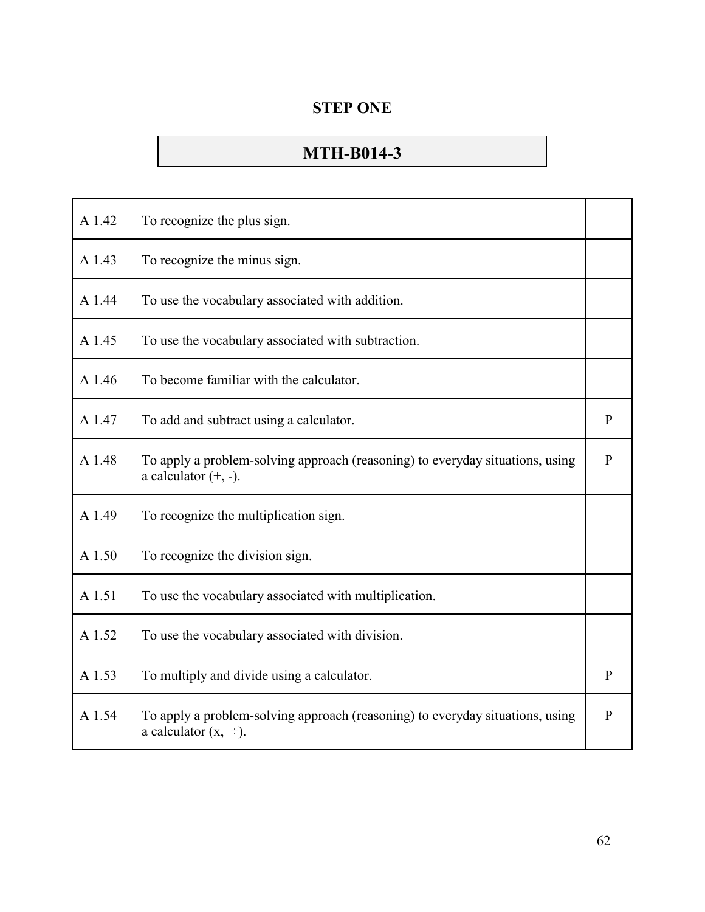## STEP ONE

## MTH-B014-3

| | | |
|---|---|---|
| A 1.42 | To recognize the plus sign. | |
| A 1.43 | To recognize the minus sign. | |
| A 1.44 | To use the vocabulary associated with addition. | |
| A 1.45 | To use the vocabulary associated with subtraction. | |
| A 1.46 | To become familiar with the calculator. | |
| A 1.47 | To add and subtract using a calculator. | P |
| A 1.48 | To apply a problem-solving approach (reasoning) to everyday situations, using a calculator (+, -). | P |
| A 1.49 | To recognize the multiplication sign. | |
| A 1.50 | To recognize the division sign. | |
| A 1.51 | To use the vocabulary associated with multiplication. | |
| A 1.52 | To use the vocabulary associated with division. | |
| A 1.53 | To multiply and divide using a calculator. | P |
| A 1.54 | To apply a problem-solving approach (reasoning) to everyday situations, using a calculator (x, ÷). | P |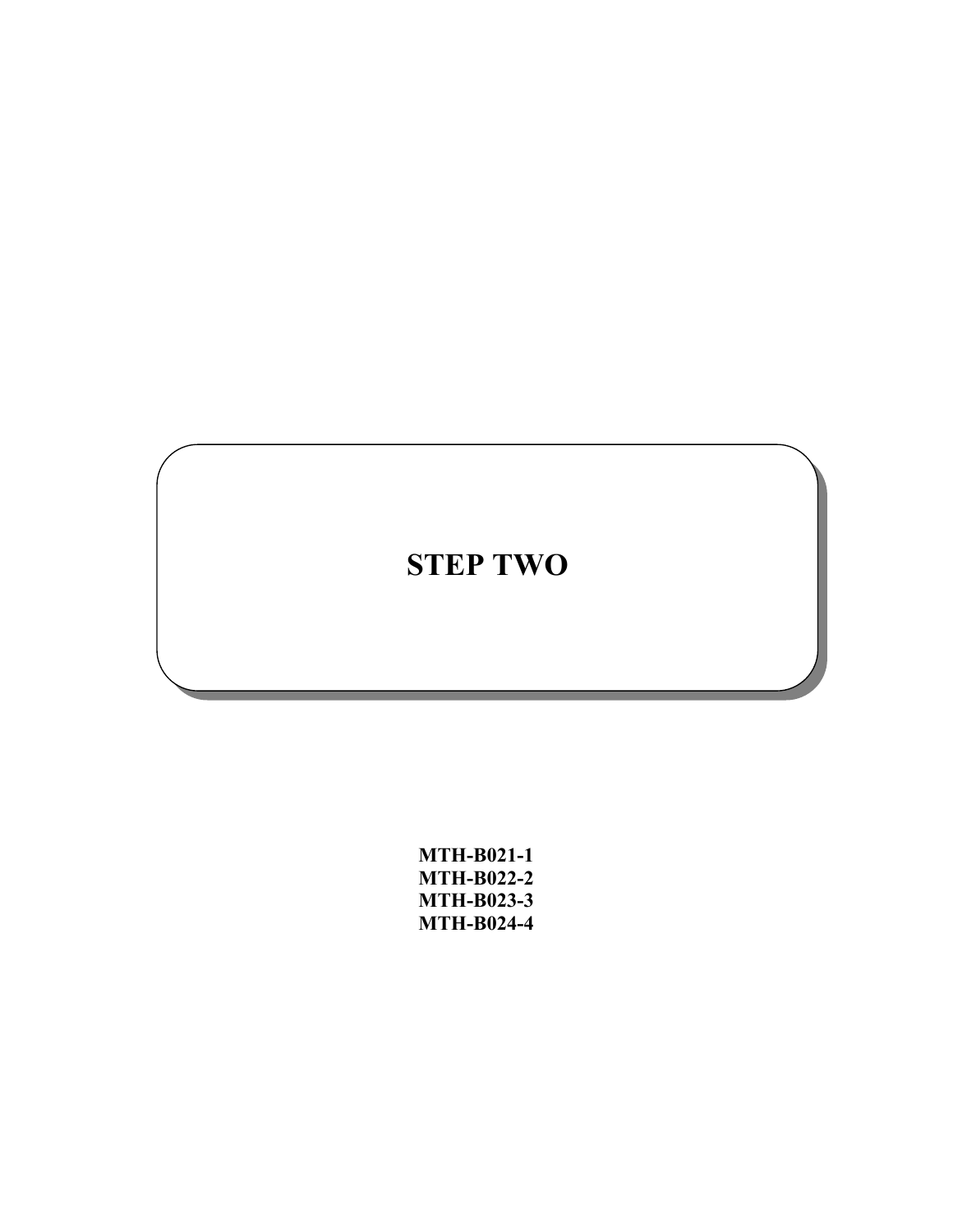# STEP TWO

**MTH-B021-1**
**MTH-B022-2**
**MTH-B023-3**
**MTH-B024-4**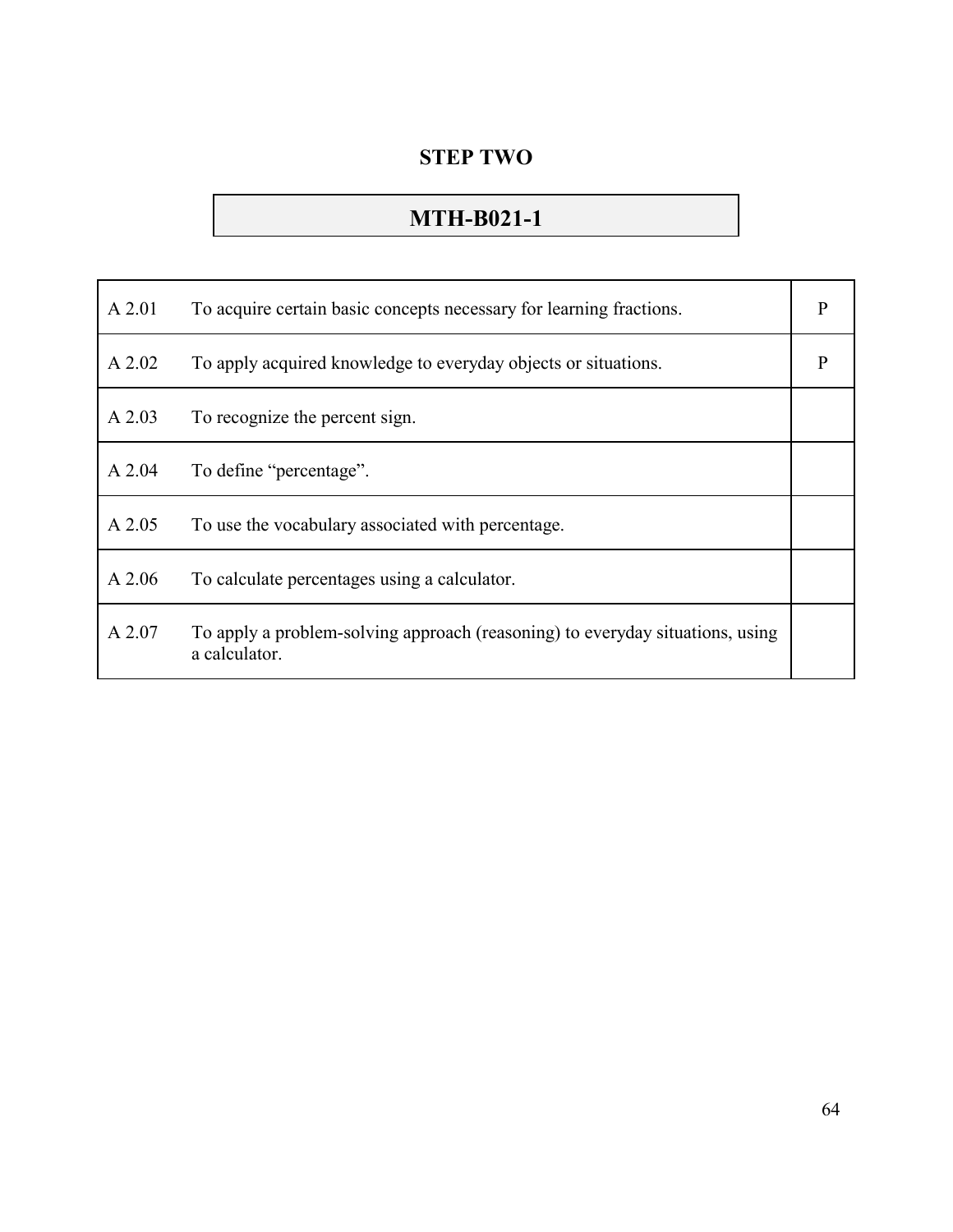## STEP TWO

## MTH-B021-1

| | | |
|---|---|---|
| A 2.01 | To acquire certain basic concepts necessary for learning fractions. | P |
| A 2.02 | To apply acquired knowledge to everyday objects or situations. | P |
| A 2.03 | To recognize the percent sign. | |
| A 2.04 | To define “percentage”. | |
| A 2.05 | To use the vocabulary associated with percentage. | |
| A 2.06 | To calculate percentages using a calculator. | |
| A 2.07 | To apply a problem-solving approach (reasoning) to everyday situations, using a calculator. | |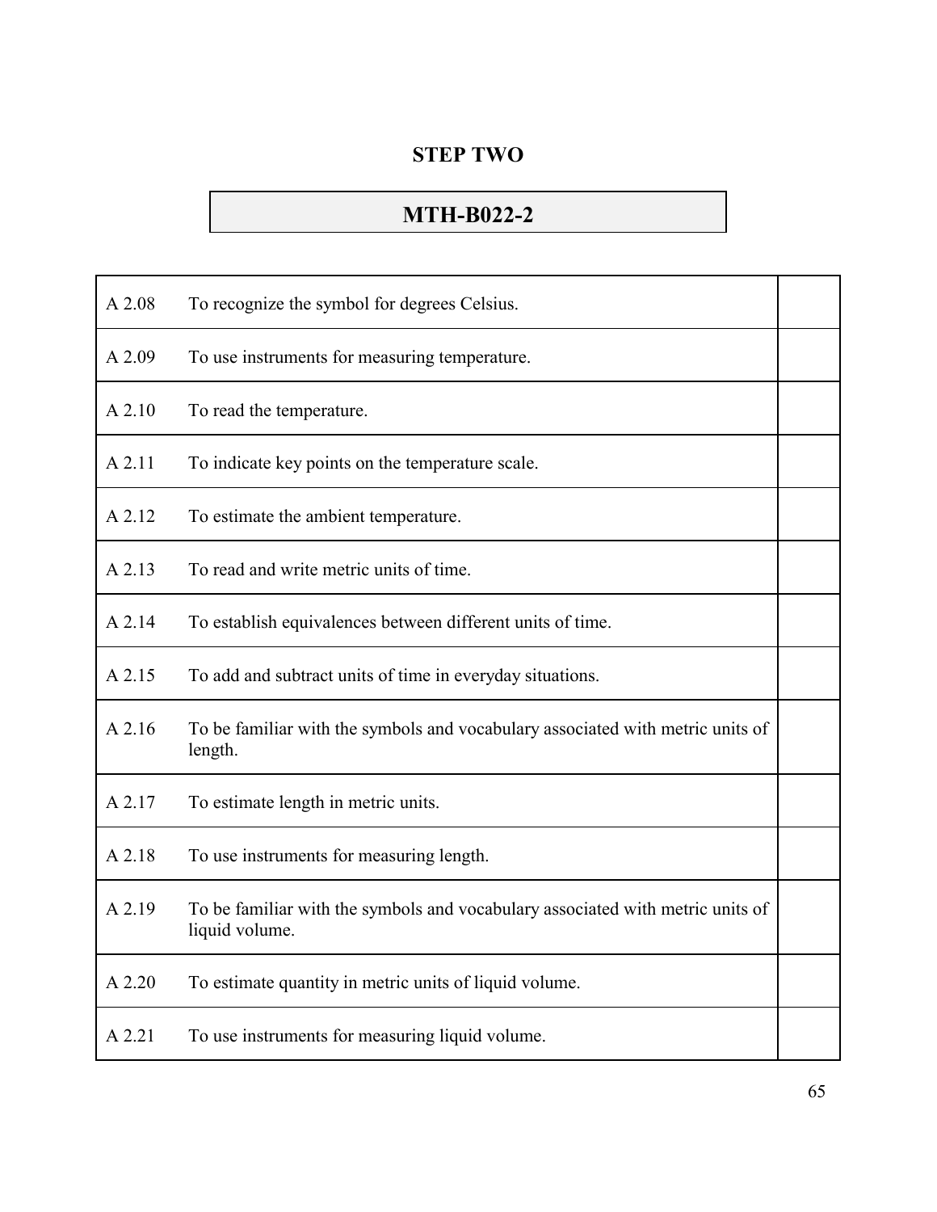## STEP TWO

### MTH-B022-2

| | | |
|---|---|---|
| A 2.08 | To recognize the symbol for degrees Celsius. | |
| A 2.09 | To use instruments for measuring temperature. | |
| A 2.10 | To read the temperature. | |
| A 2.11 | To indicate key points on the temperature scale. | |
| A 2.12 | To estimate the ambient temperature. | |
| A 2.13 | To read and write metric units of time. | |
| A 2.14 | To establish equivalences between different units of time. | |
| A 2.15 | To add and subtract units of time in everyday situations. | |
| A 2.16 | To be familiar with the symbols and vocabulary associated with metric units of length. | |
| A 2.17 | To estimate length in metric units. | |
| A 2.18 | To use instruments for measuring length. | |
| A 2.19 | To be familiar with the symbols and vocabulary associated with metric units of liquid volume. | |
| A 2.20 | To estimate quantity in metric units of liquid volume. | |
| A 2.21 | To use instruments for measuring liquid volume. | |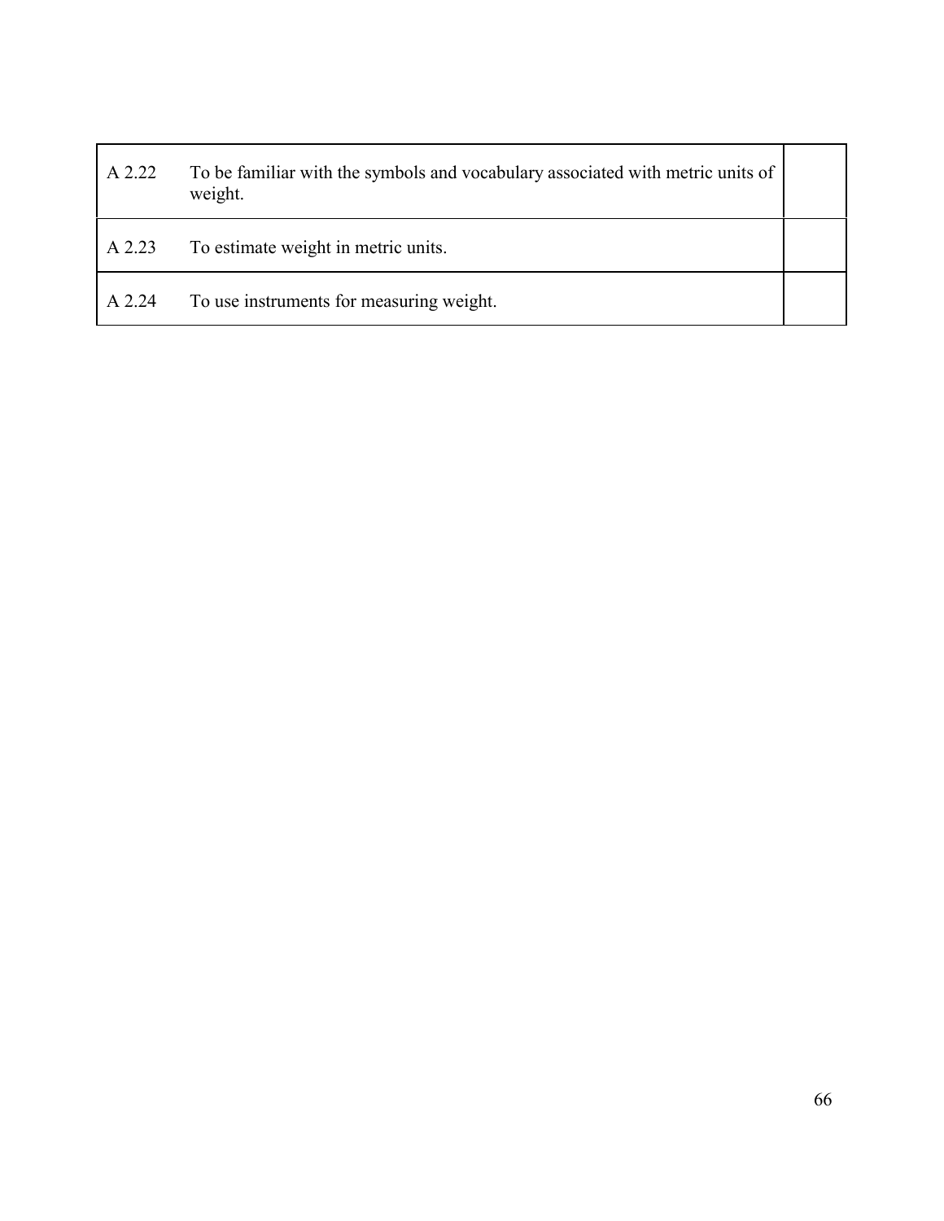| | | |
|---|---|---|
| A 2.22 | To be familiar with the symbols and vocabulary associated with metric units of weight. | |
| A 2.23 | To estimate weight in metric units. | |
| A 2.24 | To use instruments for measuring weight. | |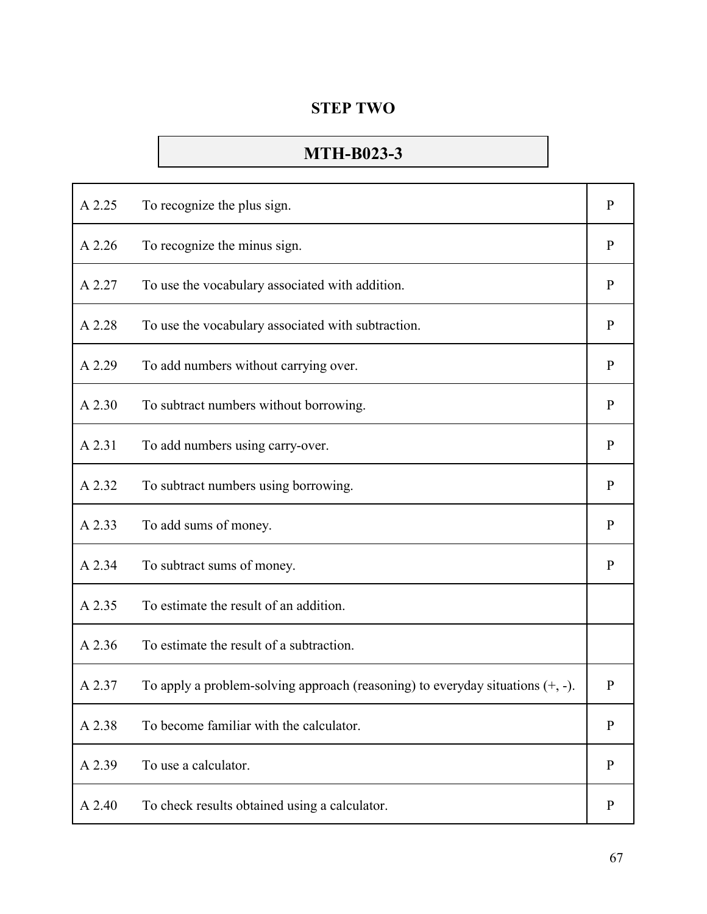## STEP TWO

### MTH-B023-3

| | | |
|---|---|---|
| A 2.25 | To recognize the plus sign. | P |
| A 2.26 | To recognize the minus sign. | P |
| A 2.27 | To use the vocabulary associated with addition. | P |
| A 2.28 | To use the vocabulary associated with subtraction. | P |
| A 2.29 | To add numbers without carrying over. | P |
| A 2.30 | To subtract numbers without borrowing. | P |
| A 2.31 | To add numbers using carry-over. | P |
| A 2.32 | To subtract numbers using borrowing. | P |
| A 2.33 | To add sums of money. | P |
| A 2.34 | To subtract sums of money. | P |
| A 2.35 | To estimate the result of an addition. | |
| A 2.36 | To estimate the result of a subtraction. | |
| A 2.37 | To apply a problem-solving approach (reasoning) to everyday situations (+, -). | P |
| A 2.38 | To become familiar with the calculator. | P |
| A 2.39 | To use a calculator. | P |
| A 2.40 | To check results obtained using a calculator. | P |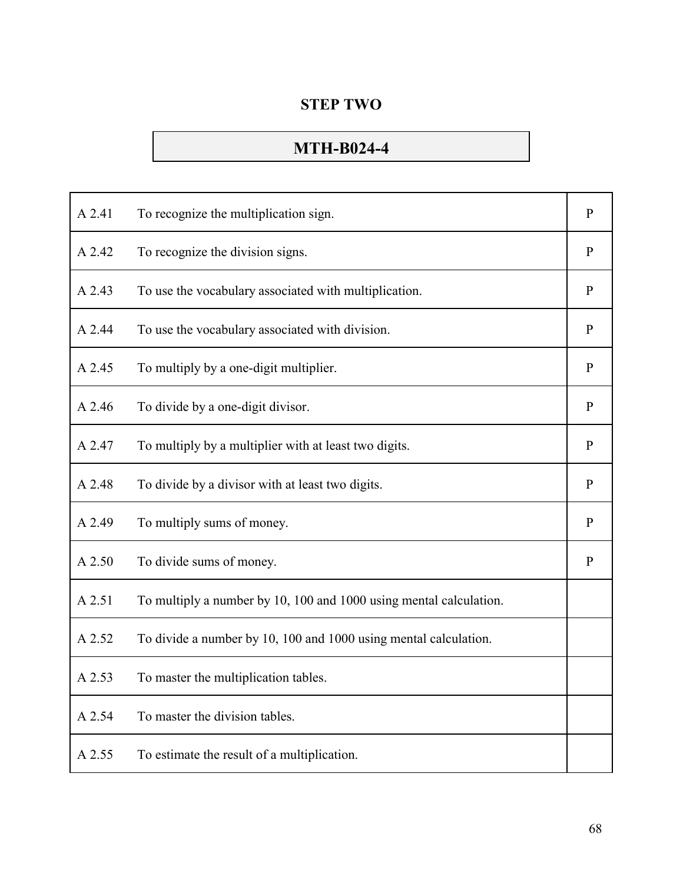## STEP TWO

### MTH-B024-4

| | | |
|---|---|---|
| A 2.41 | To recognize the multiplication sign. | P |
| A 2.42 | To recognize the division signs. | P |
| A 2.43 | To use the vocabulary associated with multiplication. | P |
| A 2.44 | To use the vocabulary associated with division. | P |
| A 2.45 | To multiply by a one-digit multiplier. | P |
| A 2.46 | To divide by a one-digit divisor. | P |
| A 2.47 | To multiply by a multiplier with at least two digits. | P |
| A 2.48 | To divide by a divisor with at least two digits. | P |
| A 2.49 | To multiply sums of money. | P |
| A 2.50 | To divide sums of money. | P |
| A 2.51 | To multiply a number by 10, 100 and 1000 using mental calculation. | |
| A 2.52 | To divide a number by 10, 100 and 1000 using mental calculation. | |
| A 2.53 | To master the multiplication tables. | |
| A 2.54 | To master the division tables. | |
| A 2.55 | To estimate the result of a multiplication. | |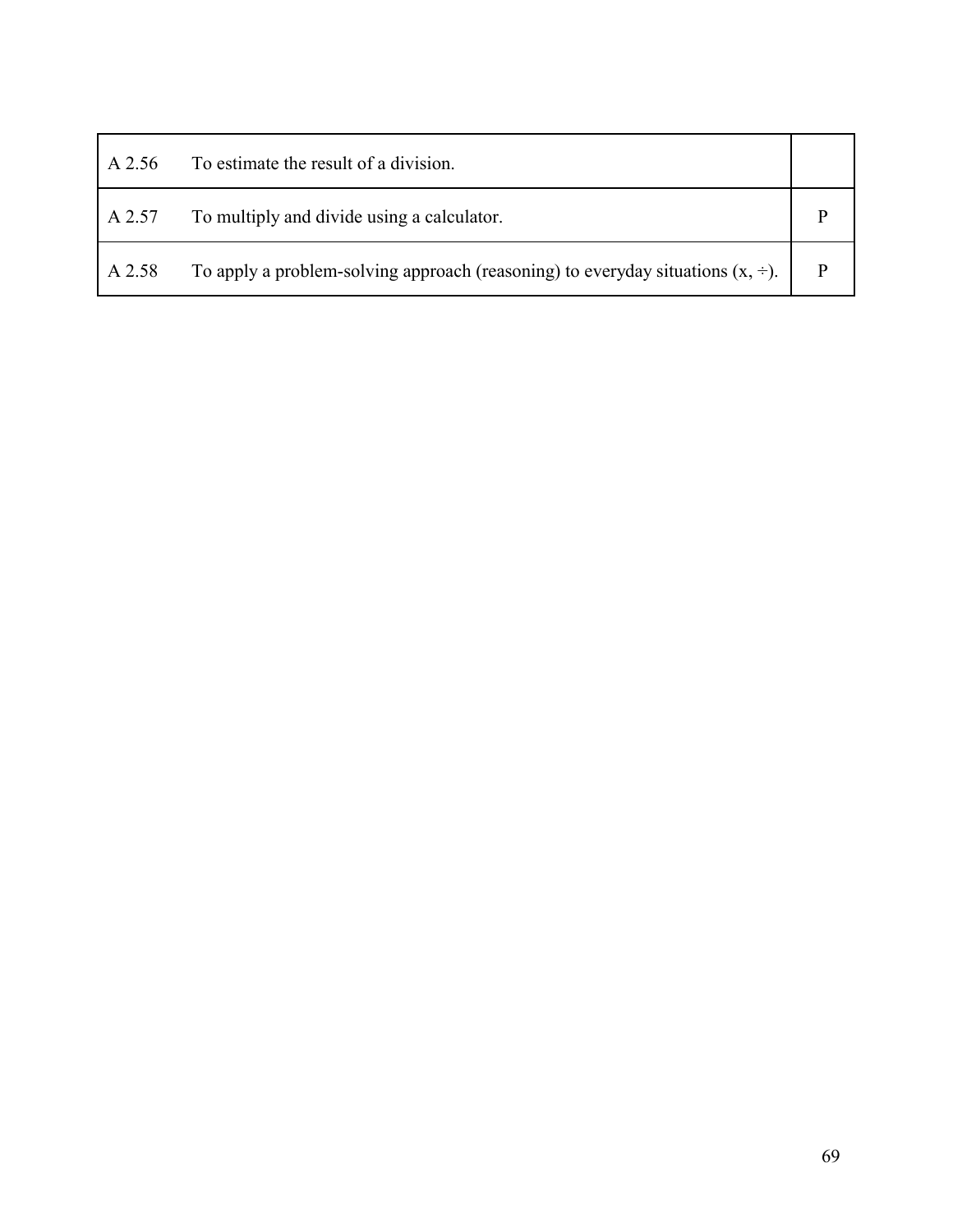| | | |
|---|---|---|
| A 2.56 | To estimate the result of a division. | |
| A 2.57 | To multiply and divide using a calculator. | P |
| A 2.58 | To apply a problem-solving approach (reasoning) to everyday situations (x, ÷). | P |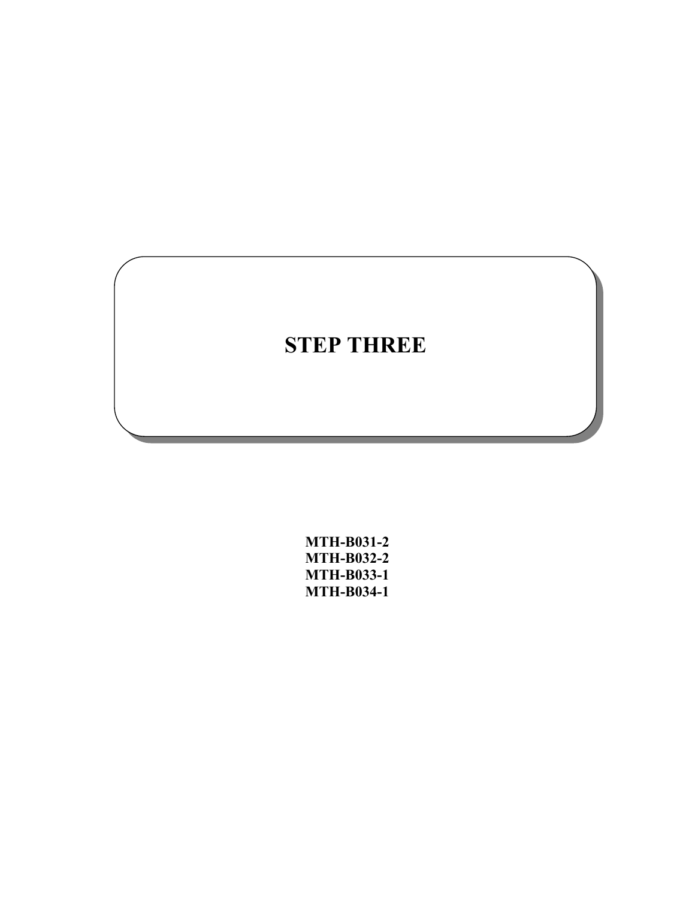# STEP THREE

**MTH-B031-2**
**MTH-B032-2**
**MTH-B033-1**
**MTH-B034-1**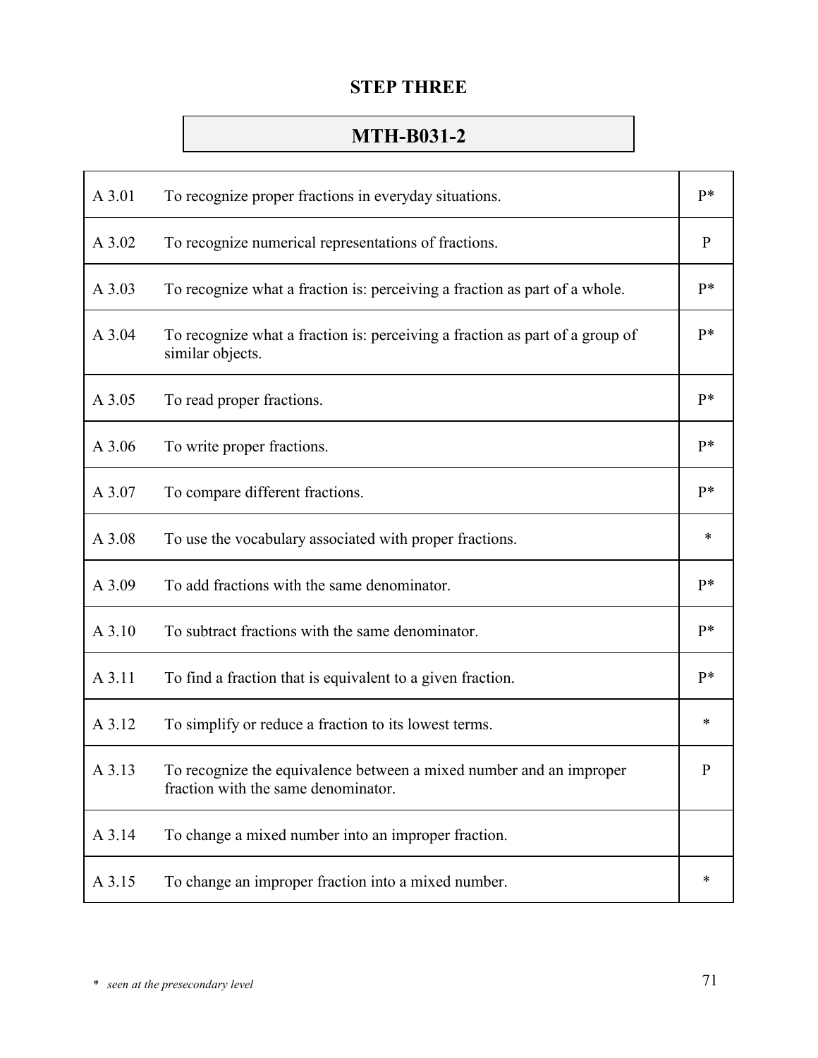## STEP THREE

### MTH-B031-2

| | | |
|---|---|---|
| A 3.01 | To recognize proper fractions in everyday situations. | P* |
| A 3.02 | To recognize numerical representations of fractions. | P |
| A 3.03 | To recognize what a fraction is: perceiving a fraction as part of a whole. | P* |
| A 3.04 | To recognize what a fraction is: perceiving a fraction as part of a group of similar objects. | P* |
| A 3.05 | To read proper fractions. | P* |
| A 3.06 | To write proper fractions. | P* |
| A 3.07 | To compare different fractions. | P* |
| A 3.08 | To use the vocabulary associated with proper fractions. | * |
| A 3.09 | To add fractions with the same denominator. | P* |
| A 3.10 | To subtract fractions with the same denominator. | P* |
| A 3.11 | To find a fraction that is equivalent to a given fraction. | P* |
| A 3.12 | To simplify or reduce a fraction to its lowest terms. | * |
| A 3.13 | To recognize the equivalence between a mixed number and an improper fraction with the same denominator. | P |
| A 3.14 | To change a mixed number into an improper fraction. | |
| A 3.15 | To change an improper fraction into a mixed number. | * |

*\* seen at the presecondary level*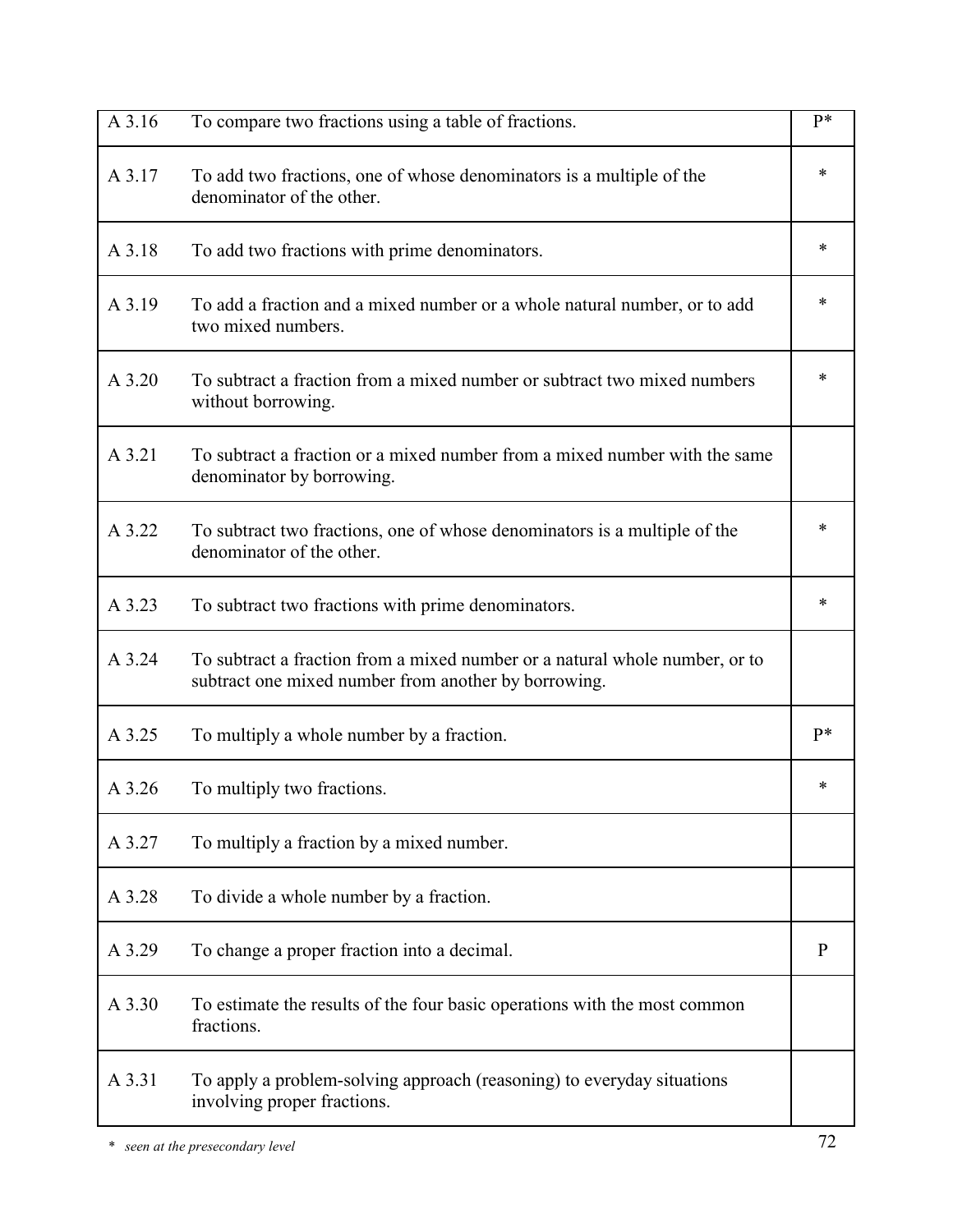| | | |
|---|---|---|
| A 3.16 | To compare two fractions using a table of fractions. | P* |
| A 3.17 | To add two fractions, one of whose denominators is a multiple of the denominator of the other. | * |
| A 3.18 | To add two fractions with prime denominators. | * |
| A 3.19 | To add a fraction and a mixed number or a whole natural number, or to add two mixed numbers. | * |
| A 3.20 | To subtract a fraction from a mixed number or subtract two mixed numbers without borrowing. | * |
| A 3.21 | To subtract a fraction or a mixed number from a mixed number with the same denominator by borrowing. | |
| A 3.22 | To subtract two fractions, one of whose denominators is a multiple of the denominator of the other. | * |
| A 3.23 | To subtract two fractions with prime denominators. | * |
| A 3.24 | To subtract a fraction from a mixed number or a natural whole number, or to subtract one mixed number from another by borrowing. | |
| A 3.25 | To multiply a whole number by a fraction. | P* |
| A 3.26 | To multiply two fractions. | * |
| A 3.27 | To multiply a fraction by a mixed number. | |
| A 3.28 | To divide a whole number by a fraction. | |
| A 3.29 | To change a proper fraction into a decimal. | P |
| A 3.30 | To estimate the results of the four basic operations with the most common fractions. | |
| A 3.31 | To apply a problem-solving approach (reasoning) to everyday situations involving proper fractions. | |

\* *seen at the presecondary level*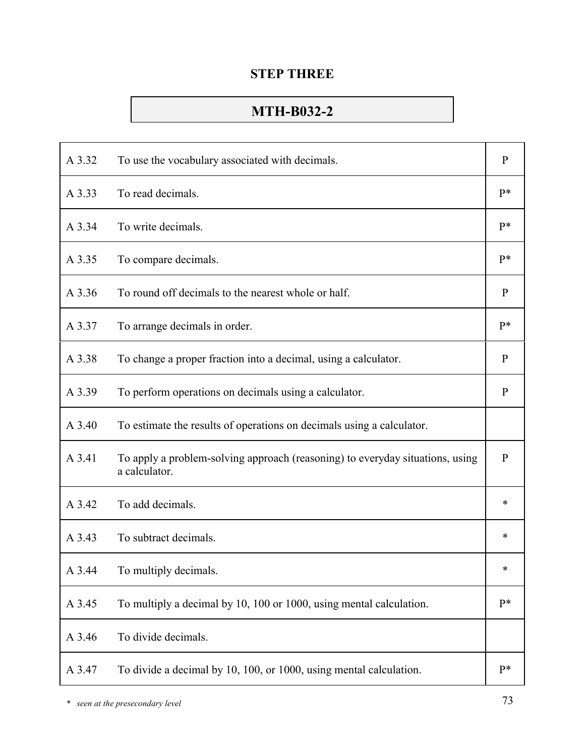# STEP THREE

## MTH-B032-2

| | | |
|---|---|---|
| A 3.32 | To use the vocabulary associated with decimals. | P |
| A 3.33 | To read decimals. | P* |
| A 3.34 | To write decimals. | P* |
| A 3.35 | To compare decimals. | P* |
| A 3.36 | To round off decimals to the nearest whole or half. | P |
| A 3.37 | To arrange decimals in order. | P* |
| A 3.38 | To change a proper fraction into a decimal, using a calculator. | P |
| A 3.39 | To perform operations on decimals using a calculator. | P |
| A 3.40 | To estimate the results of operations on decimals using a calculator. | |
| A 3.41 | To apply a problem-solving approach (reasoning) to everyday situations, using a calculator. | P |
| A 3.42 | To add decimals. | * |
| A 3.43 | To subtract decimals. | * |
| A 3.44 | To multiply decimals. | * |
| A 3.45 | To multiply a decimal by 10, 100 or 1000, using mental calculation. | P* |
| A 3.46 | To divide decimals. | |
| A 3.47 | To divide a decimal by 10, 100, or 1000, using mental calculation. | P* |

*\*   seen at the presecondary level*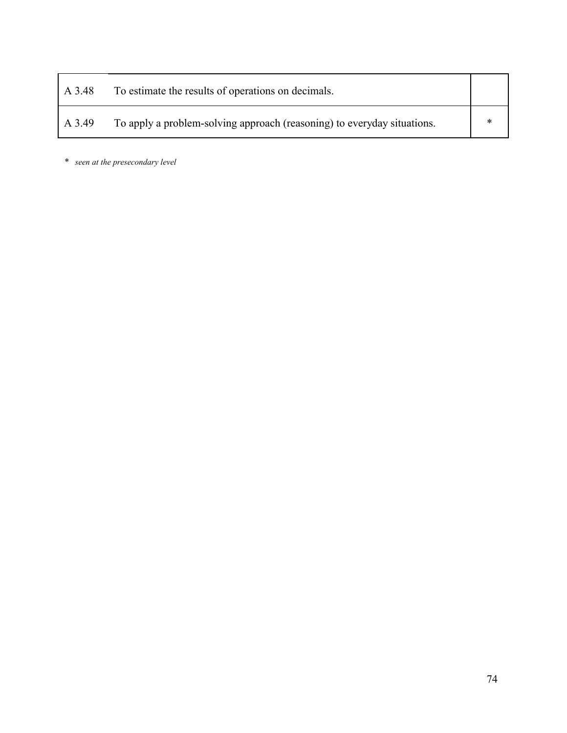| | | |
|---|---|---|
| A 3.48 | To estimate the results of operations on decimals. | |
| A 3.49 | To apply a problem-solving approach (reasoning) to everyday situations. | * |

\* *seen at the presecondary level*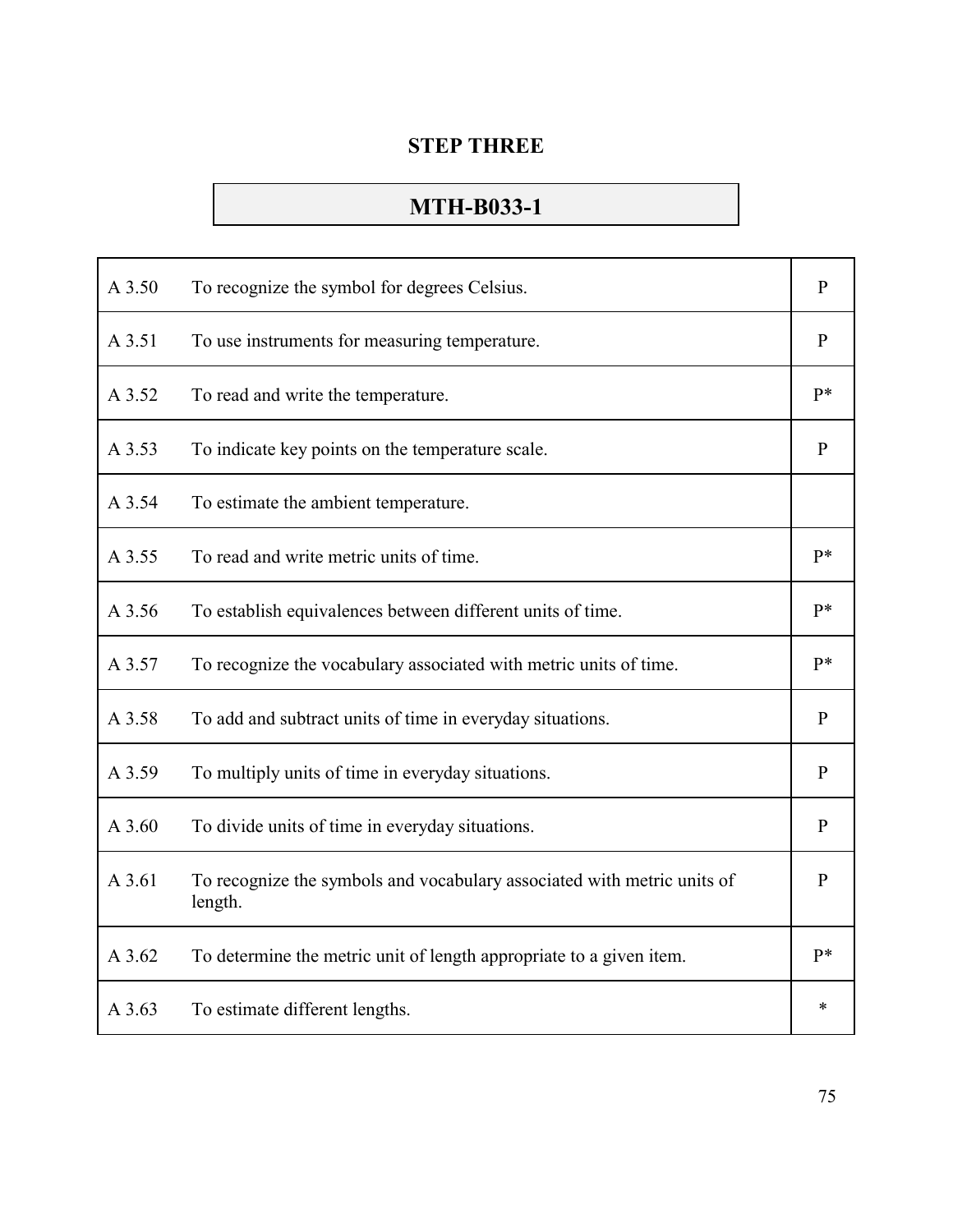# STEP THREE

## MTH-B033-1

| | | |
|---|---|---|
| A 3.50 | To recognize the symbol for degrees Celsius. | P |
| A 3.51 | To use instruments for measuring temperature. | P |
| A 3.52 | To read and write the temperature. | P* |
| A 3.53 | To indicate key points on the temperature scale. | P |
| A 3.54 | To estimate the ambient temperature. | |
| A 3.55 | To read and write metric units of time. | P* |
| A 3.56 | To establish equivalences between different units of time. | P* |
| A 3.57 | To recognize the vocabulary associated with metric units of time. | P* |
| A 3.58 | To add and subtract units of time in everyday situations. | P |
| A 3.59 | To multiply units of time in everyday situations. | P |
| A 3.60 | To divide units of time in everyday situations. | P |
| A 3.61 | To recognize the symbols and vocabulary associated with metric units of length. | P |
| A 3.62 | To determine the metric unit of length appropriate to a given item. | P* |
| A 3.63 | To estimate different lengths. | * |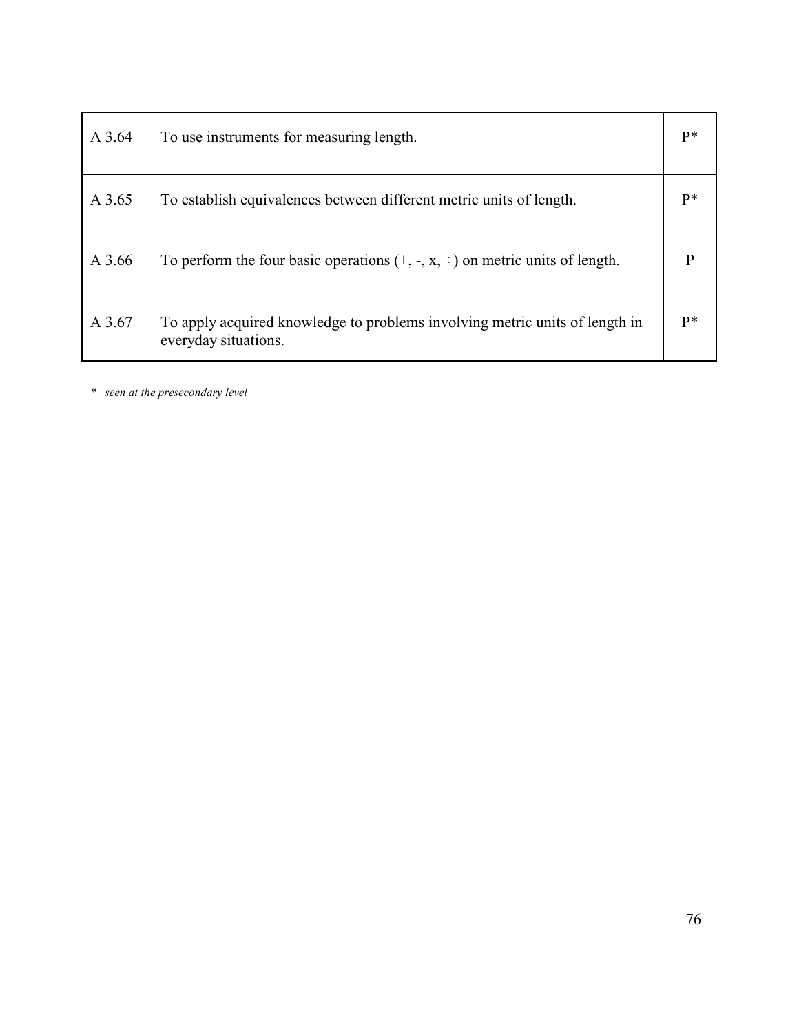| | | |
|---|---|---|
| A 3.64 | To use instruments for measuring length. | P* |
| A 3.65 | To establish equivalences between different metric units of length. | P* |
| A 3.66 | To perform the four basic operations (+, -, x, ÷) on metric units of length. | P |
| A 3.67 | To apply acquired knowledge to problems involving metric units of length in everyday situations. | P* |

\* *seen at the presecondary level*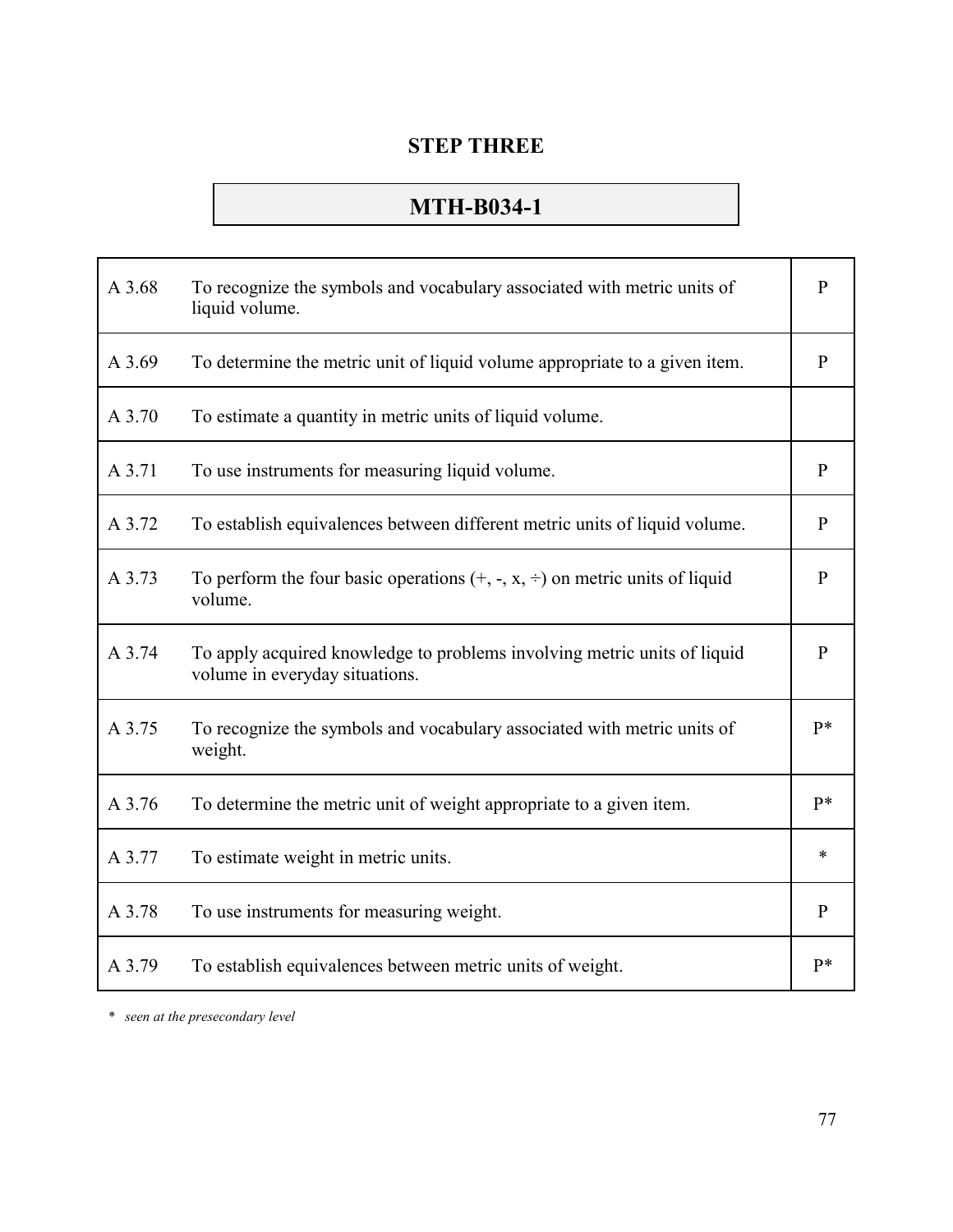# STEP THREE

## MTH-B034-1

| | | |
|---|---|---|
| A 3.68 | To recognize the symbols and vocabulary associated with metric units of liquid volume. | P |
| A 3.69 | To determine the metric unit of liquid volume appropriate to a given item. | P |
| A 3.70 | To estimate a quantity in metric units of liquid volume. | |
| A 3.71 | To use instruments for measuring liquid volume. | P |
| A 3.72 | To establish equivalences between different metric units of liquid volume. | P |
| A 3.73 | To perform the four basic operations (+, -, x, ÷) on metric units of liquid volume. | P |
| A 3.74 | To apply acquired knowledge to problems involving metric units of liquid volume in everyday situations. | P |
| A 3.75 | To recognize the symbols and vocabulary associated with metric units of weight. | P* |
| A 3.76 | To determine the metric unit of weight appropriate to a given item. | P* |
| A 3.77 | To estimate weight in metric units. | * |
| A 3.78 | To use instruments for measuring weight. | P |
| A 3.79 | To establish equivalences between metric units of weight. | P* |

\* *seen at the presecondary level*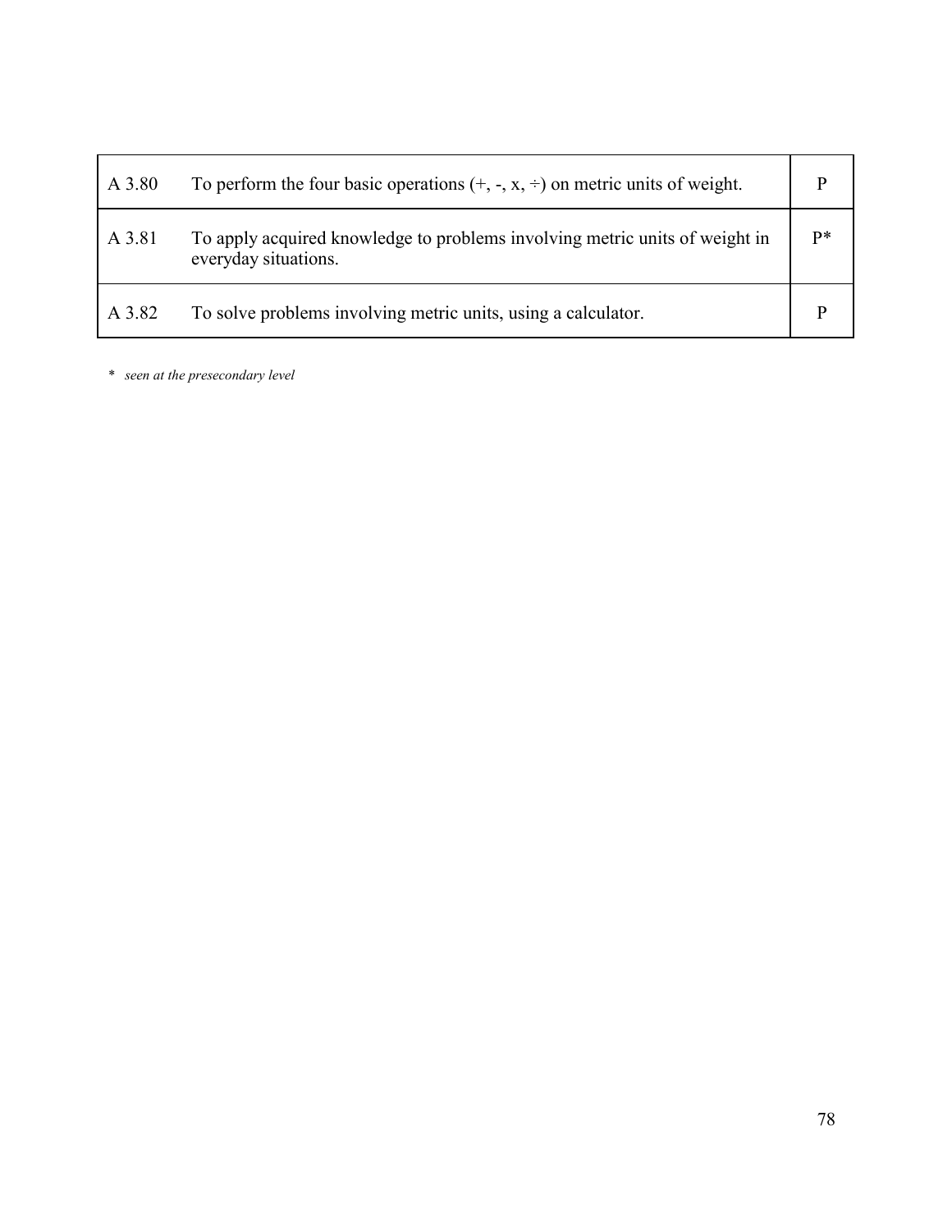| | | |
|---|---|---|
| A 3.80 | To perform the four basic operations (+, -, x, ÷) on metric units of weight. | P |
| A 3.81 | To apply acquired knowledge to problems involving metric units of weight in everyday situations. | P* |
| A 3.82 | To solve problems involving metric units, using a calculator. | P |

\* *seen at the presecondary level*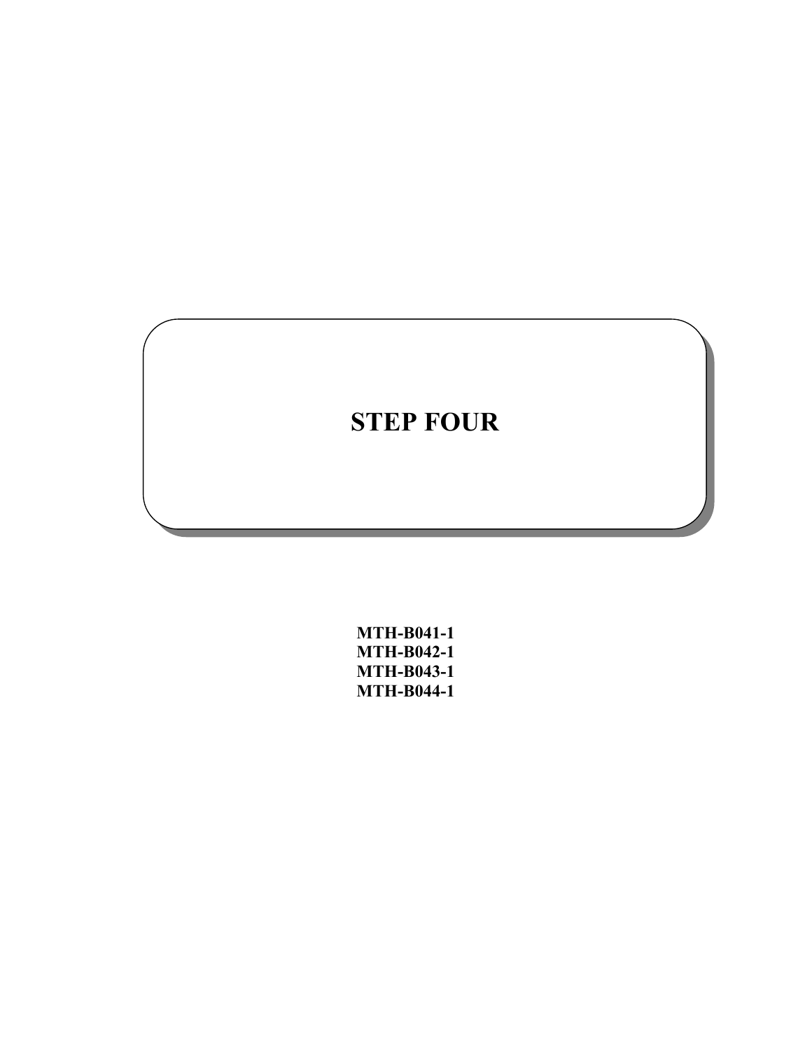# STEP FOUR

**MTH-B041-1**
**MTH-B042-1**
**MTH-B043-1**
**MTH-B044-1**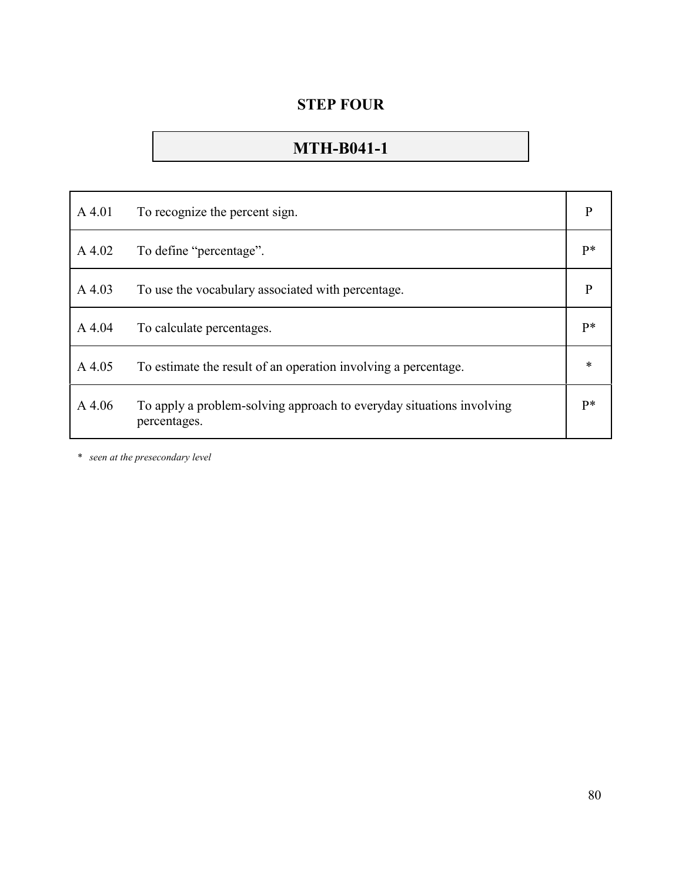## STEP FOUR

### MTH-B041-1

| | | |
|---|---|---|
| A 4.01 | To recognize the percent sign. | P |
| A 4.02 | To define “percentage”. | P* |
| A 4.03 | To use the vocabulary associated with percentage. | P |
| A 4.04 | To calculate percentages. | P* |
| A 4.05 | To estimate the result of an operation involving a percentage. | * |
| A 4.06 | To apply a problem-solving approach to everyday situations involving percentages. | P* |

\* *seen at the presecondary level*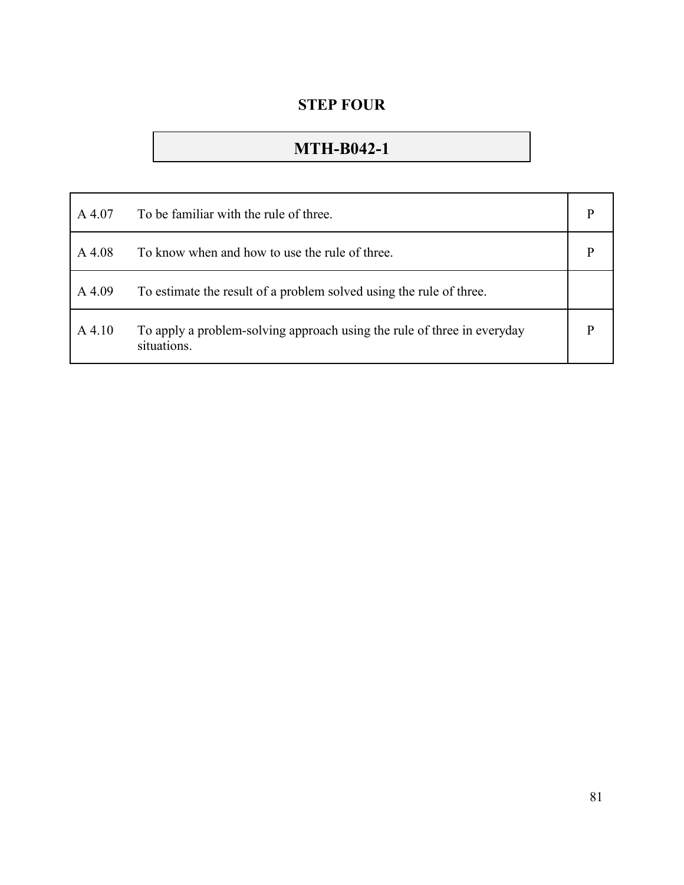## STEP FOUR

### MTH-B042-1

| | | |
|---|---|---|
| A 4.07 | To be familiar with the rule of three. | P |
| A 4.08 | To know when and how to use the rule of three. | P |
| A 4.09 | To estimate the result of a problem solved using the rule of three. | |
| A 4.10 | To apply a problem-solving approach using the rule of three in everyday situations. | P |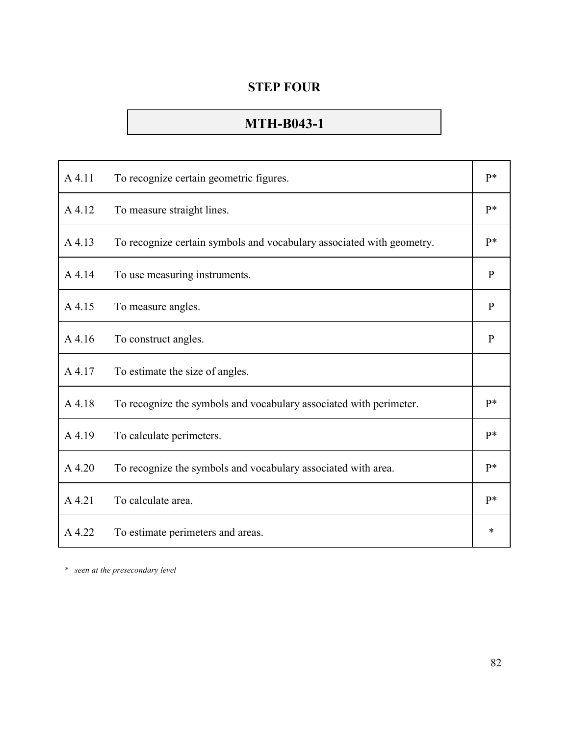## STEP FOUR

## MTH-B043-1

| | | |
|---|---|---|
| A 4.11 | To recognize certain geometric figures. | P* |
| A 4.12 | To measure straight lines. | P* |
| A 4.13 | To recognize certain symbols and vocabulary associated with geometry. | P* |
| A 4.14 | To use measuring instruments. | P |
| A 4.15 | To measure angles. | P |
| A 4.16 | To construct angles. | P |
| A 4.17 | To estimate the size of angles. | |
| A 4.18 | To recognize the symbols and vocabulary associated with perimeter. | P* |
| A 4.19 | To calculate perimeters. | P* |
| A 4.20 | To recognize the symbols and vocabulary associated with area. | P* |
| A 4.21 | To calculate area. | P* |
| A 4.22 | To estimate perimeters and areas. | * |

\* *seen at the presecondary level*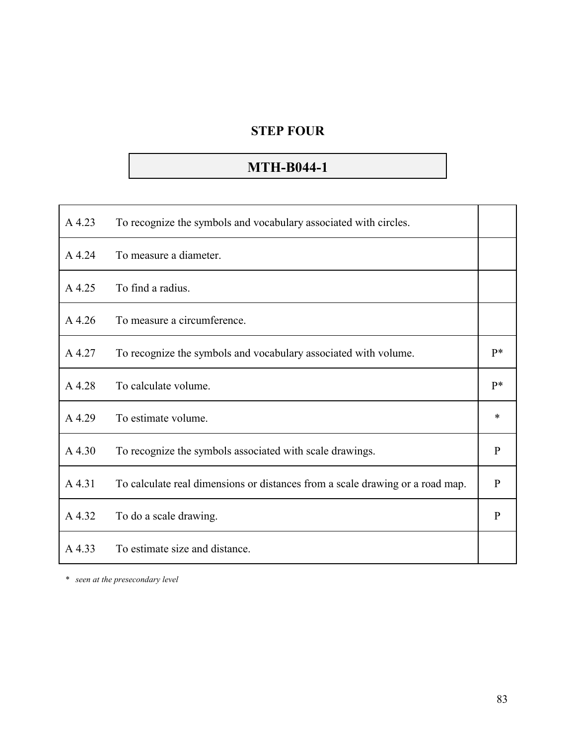## STEP FOUR

## MTH-B044-1

| | | |
|---|---|---|
| A 4.23 | To recognize the symbols and vocabulary associated with circles. | |
| A 4.24 | To measure a diameter. | |
| A 4.25 | To find a radius. | |
| A 4.26 | To measure a circumference. | |
| A 4.27 | To recognize the symbols and vocabulary associated with volume. | P* |
| A 4.28 | To calculate volume. | P* |
| A 4.29 | To estimate volume. | * |
| A 4.30 | To recognize the symbols associated with scale drawings. | P |
| A 4.31 | To calculate real dimensions or distances from a scale drawing or a road map. | P |
| A 4.32 | To do a scale drawing. | P |
| A 4.33 | To estimate size and distance. | |

\* *seen at the presecondary level*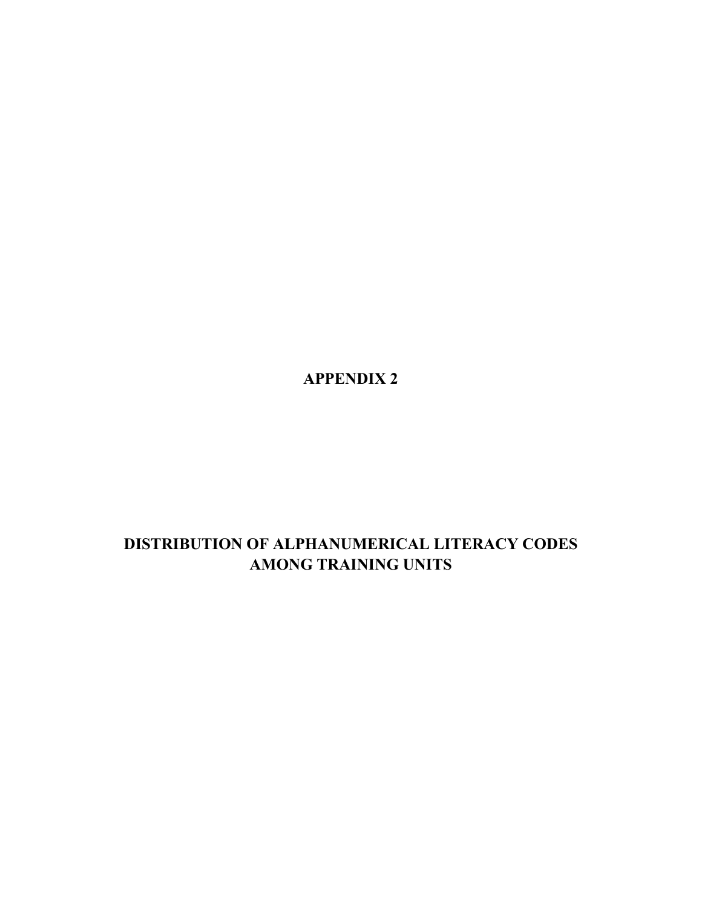# APPENDIX 2

# DISTRIBUTION OF ALPHANUMERICAL LITERACY CODES AMONG TRAINING UNITS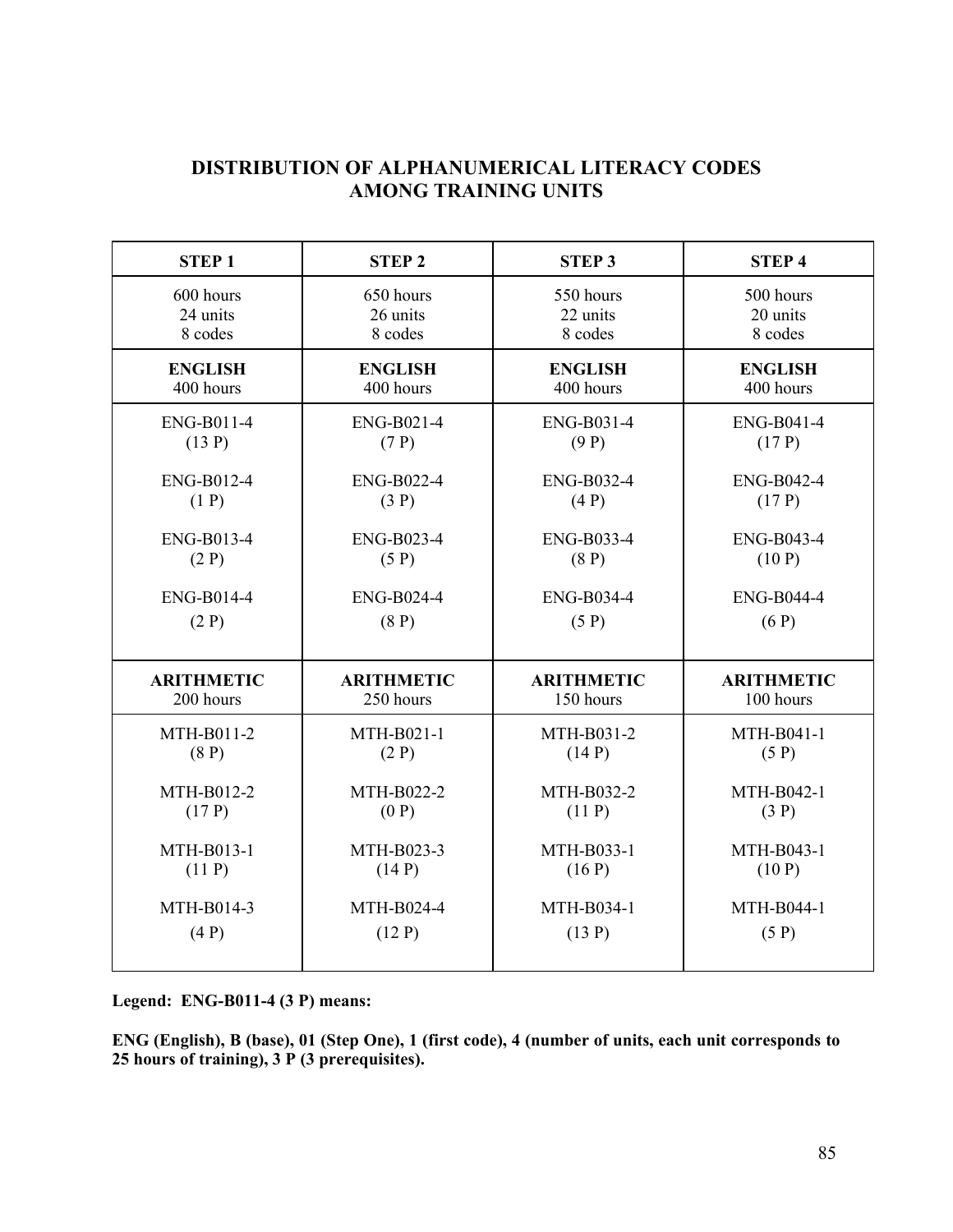## DISTRIBUTION OF ALPHANUMERICAL LITERACY CODES AMONG TRAINING UNITS

| STEP 1 | STEP 2 | STEP 3 | STEP 4 |
|---|---|---|---|
| 600 hours<br>24 units<br>8 codes | 650 hours<br>26 units<br>8 codes | 550 hours<br>22 units<br>8 codes | 500 hours<br>20 units<br>8 codes |
| **ENGLISH**<br>400 hours | **ENGLISH**<br>400 hours | **ENGLISH**<br>400 hours | **ENGLISH**<br>400 hours |
| ENG-B011-4<br>(13 P)<br><br>ENG-B012-4<br>(1 P)<br><br>ENG-B013-4<br>(2 P)<br><br>ENG-B014-4<br>(2 P) | ENG-B021-4<br>(7 P)<br><br>ENG-B022-4<br>(3 P)<br><br>ENG-B023-4<br>(5 P)<br><br>ENG-B024-4<br>(8 P) | ENG-B031-4<br>(9 P)<br><br>ENG-B032-4<br>(4 P)<br><br>ENG-B033-4<br>(8 P)<br><br>ENG-B034-4<br>(5 P) | ENG-B041-4<br>(17 P)<br><br>ENG-B042-4<br>(17 P)<br><br>ENG-B043-4<br>(10 P)<br><br>ENG-B044-4<br>(6 P) |
| **ARITHMETIC**<br>200 hours | **ARITHMETIC**<br>250 hours | **ARITHMETIC**<br>150 hours | **ARITHMETIC**<br>100 hours |
| MTH-B011-2<br>(8 P)<br><br>MTH-B012-2<br>(17 P)<br><br>MTH-B013-1<br>(11 P)<br><br>MTH-B014-3<br>(4 P) | MTH-B021-1<br>(2 P)<br><br>MTH-B022-2<br>(0 P)<br><br>MTH-B023-3<br>(14 P)<br><br>MTH-B024-4<br>(12 P) | MTH-B031-2<br>(14 P)<br><br>MTH-B032-2<br>(11 P)<br><br>MTH-B033-1<br>(16 P)<br><br>MTH-B034-1<br>(13 P) | MTH-B041-1<br>(5 P)<br><br>MTH-B042-1<br>(3 P)<br><br>MTH-B043-1<br>(10 P)<br><br>MTH-B044-1<br>(5 P) |

**Legend: ENG-B011-4 (3 P) means:**

**ENG (English), B (base), 01 (Step One), 1 (first code), 4 (number of units, each unit corresponds to 25 hours of training), 3 P (3 prerequisites).**